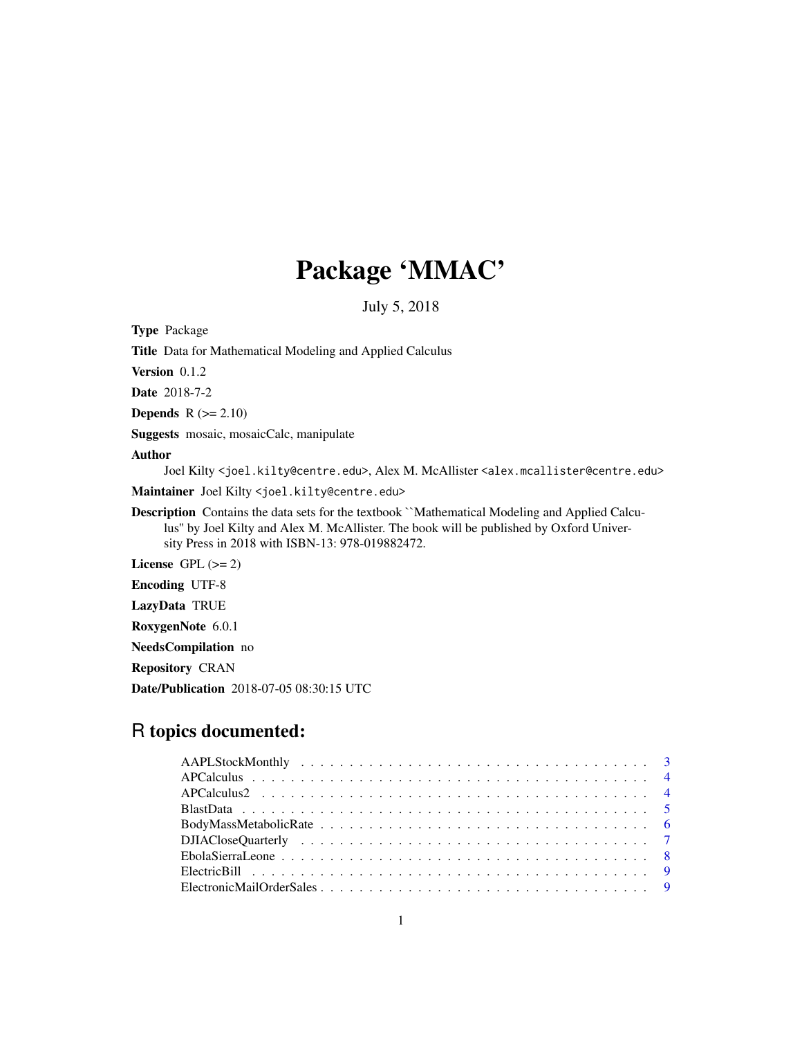# Package 'MMAC'

July 5, 2018

**Type** Package

**Title** Data for Mathematical Modeling and Applied Calculus

**Version** 0.1.2

**Date** 2018-7-2

**Depends** R (>= 2.10)

**Suggests** mosaic, mosaicCalc, manipulate

**Author**
Joel Kilty <joel.kilty@centre.edu>, Alex M. McAllister <alex.mcallister@centre.edu>

**Maintainer** Joel Kilty <joel.kilty@centre.edu>

**Description** Contains the data sets for the textbook ``Mathematical Modeling and Applied Calculus'' by Joel Kilty and Alex M. McAllister. The book will be published by Oxford University Press in 2018 with ISBN-13: 978-019882472.

**License** GPL (>= 2)

**Encoding** UTF-8

**LazyData** TRUE

**RoxygenNote** 6.0.1

**NeedsCompilation** no

**Repository** CRAN

**Date/Publication** 2018-07-05 08:30:15 UTC

## R topics documented:

| | |
|---|---|
| AAPLStockMonthly | 3 |
| APCalculus | 4 |
| APCalculus2 | 4 |
| BlastData | 5 |
| BodyMassMetabolicRate | 6 |
| DJIACloseQuarterly | 7 |
| EbolaSierraLeone | 8 |
| ElectricBill | 9 |
| ElectronicMailOrderSales | 9 |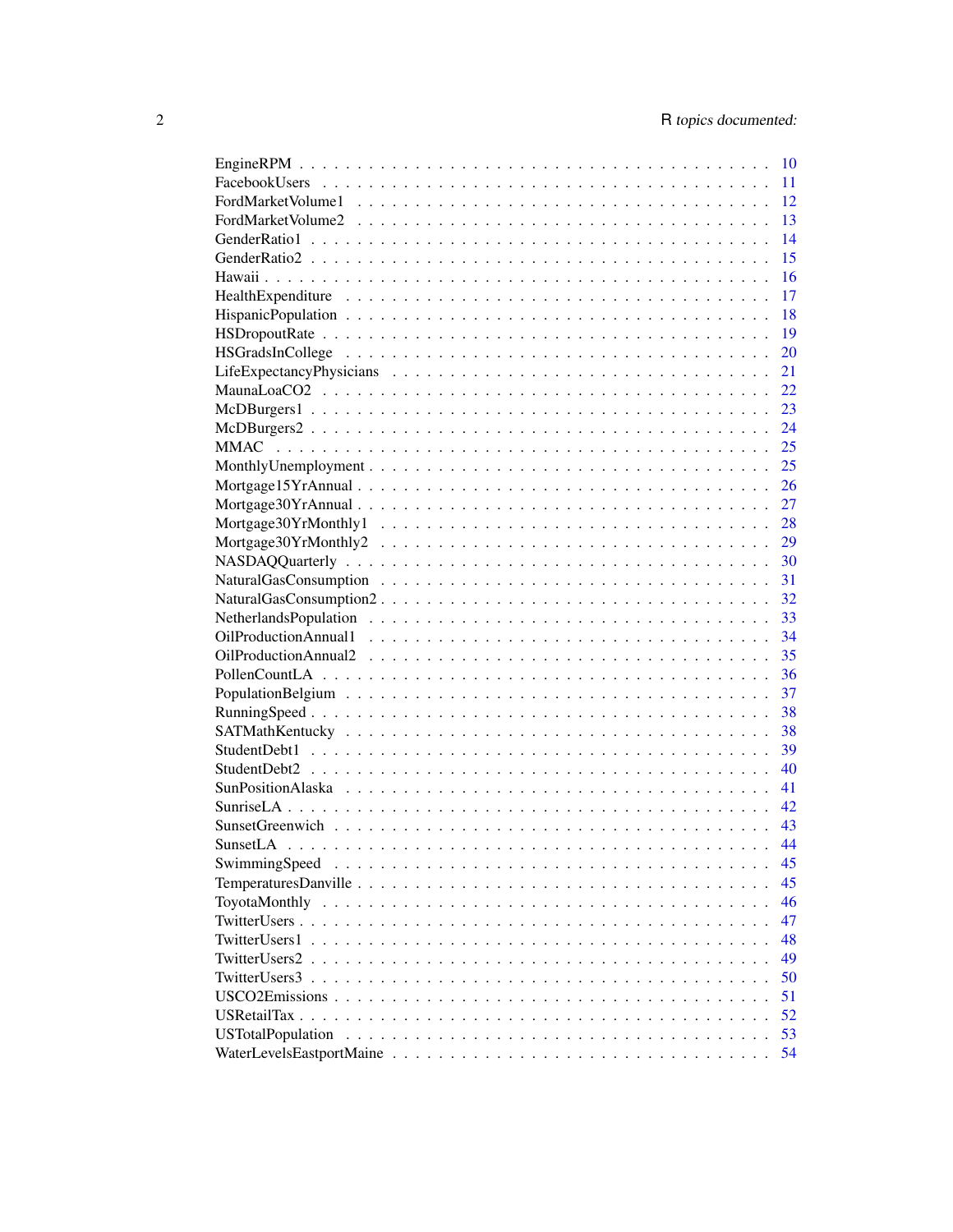EngineRPM . . . . . . . . . . . . . . . . . . . . . . . . . . . . . . . . . . . . . . 10
FacebookUsers . . . . . . . . . . . . . . . . . . . . . . . . . . . . . . . . . . . . 11
FordMarketVolume1 . . . . . . . . . . . . . . . . . . . . . . . . . . . . . . . . . . 12
FordMarketVolume2 . . . . . . . . . . . . . . . . . . . . . . . . . . . . . . . . . . 13
GenderRatio1 . . . . . . . . . . . . . . . . . . . . . . . . . . . . . . . . . . . . . 14
GenderRatio2 . . . . . . . . . . . . . . . . . . . . . . . . . . . . . . . . . . . . . 15
Hawaii . . . . . . . . . . . . . . . . . . . . . . . . . . . . . . . . . . . . . . . . 16
HealthExpenditure . . . . . . . . . . . . . . . . . . . . . . . . . . . . . . . . . . 17
HispanicPopulation . . . . . . . . . . . . . . . . . . . . . . . . . . . . . . . . . . 18
HSDropoutRate . . . . . . . . . . . . . . . . . . . . . . . . . . . . . . . . . . . . 19
HSGradsInCollege . . . . . . . . . . . . . . . . . . . . . . . . . . . . . . . . . . 20
LifeExpectancyPhysicians . . . . . . . . . . . . . . . . . . . . . . . . . . . . . . 21
MaunaLoaCO2 . . . . . . . . . . . . . . . . . . . . . . . . . . . . . . . . . . . . 22
McDBurgers1 . . . . . . . . . . . . . . . . . . . . . . . . . . . . . . . . . . . . . 23
McDBurgers2 . . . . . . . . . . . . . . . . . . . . . . . . . . . . . . . . . . . . . 24
MMAC . . . . . . . . . . . . . . . . . . . . . . . . . . . . . . . . . . . . . . . . 25
MonthlyUnemployment . . . . . . . . . . . . . . . . . . . . . . . . . . . . . . . . 25
Mortgage15YrAnnual . . . . . . . . . . . . . . . . . . . . . . . . . . . . . . . . . 26
Mortgage30YrAnnual . . . . . . . . . . . . . . . . . . . . . . . . . . . . . . . . . 27
Mortgage30YrMonthly1 . . . . . . . . . . . . . . . . . . . . . . . . . . . . . . . . 28
Mortgage30YrMonthly2 . . . . . . . . . . . . . . . . . . . . . . . . . . . . . . . . 29
NASDAQQuarterly . . . . . . . . . . . . . . . . . . . . . . . . . . . . . . . . . . 30
NaturalGasConsumption . . . . . . . . . . . . . . . . . . . . . . . . . . . . . . . 31
NaturalGasConsumption2 . . . . . . . . . . . . . . . . . . . . . . . . . . . . . . . 32
NetherlandsPopulation . . . . . . . . . . . . . . . . . . . . . . . . . . . . . . . . 33
OilProductionAnnual1 . . . . . . . . . . . . . . . . . . . . . . . . . . . . . . . . 34
OilProductionAnnual2 . . . . . . . . . . . . . . . . . . . . . . . . . . . . . . . . 35
PollenCountLA . . . . . . . . . . . . . . . . . . . . . . . . . . . . . . . . . . . . 36
PopulationBelgium . . . . . . . . . . . . . . . . . . . . . . . . . . . . . . . . . . 37
RunningSpeed . . . . . . . . . . . . . . . . . . . . . . . . . . . . . . . . . . . . 38
SATMathKentucky . . . . . . . . . . . . . . . . . . . . . . . . . . . . . . . . . . 38
StudentDebt1 . . . . . . . . . . . . . . . . . . . . . . . . . . . . . . . . . . . . . 39
StudentDebt2 . . . . . . . . . . . . . . . . . . . . . . . . . . . . . . . . . . . . . 40
SunPositionAlaska . . . . . . . . . . . . . . . . . . . . . . . . . . . . . . . . . . 41
SunriseLA . . . . . . . . . . . . . . . . . . . . . . . . . . . . . . . . . . . . . . 42
SunsetGreenwich . . . . . . . . . . . . . . . . . . . . . . . . . . . . . . . . . . . 43
SunsetLA . . . . . . . . . . . . . . . . . . . . . . . . . . . . . . . . . . . . . . 44
SwimmingSpeed . . . . . . . . . . . . . . . . . . . . . . . . . . . . . . . . . . . 45
TemperaturesDanville . . . . . . . . . . . . . . . . . . . . . . . . . . . . . . . . 45
ToyotaMonthly . . . . . . . . . . . . . . . . . . . . . . . . . . . . . . . . . . . . 46
TwitterUsers . . . . . . . . . . . . . . . . . . . . . . . . . . . . . . . . . . . . . 47
TwitterUsers1 . . . . . . . . . . . . . . . . . . . . . . . . . . . . . . . . . . . . 48
TwitterUsers2 . . . . . . . . . . . . . . . . . . . . . . . . . . . . . . . . . . . . 49
TwitterUsers3 . . . . . . . . . . . . . . . . . . . . . . . . . . . . . . . . . . . . 50
USCO2Emissions . . . . . . . . . . . . . . . . . . . . . . . . . . . . . . . . . . . 51
USRetailTax . . . . . . . . . . . . . . . . . . . . . . . . . . . . . . . . . . . . . 52
USTotalPopulation . . . . . . . . . . . . . . . . . . . . . . . . . . . . . . . . . . 53
WaterLevelsEastportMaine . . . . . . . . . . . . . . . . . . . . . . . . . . . . . . 54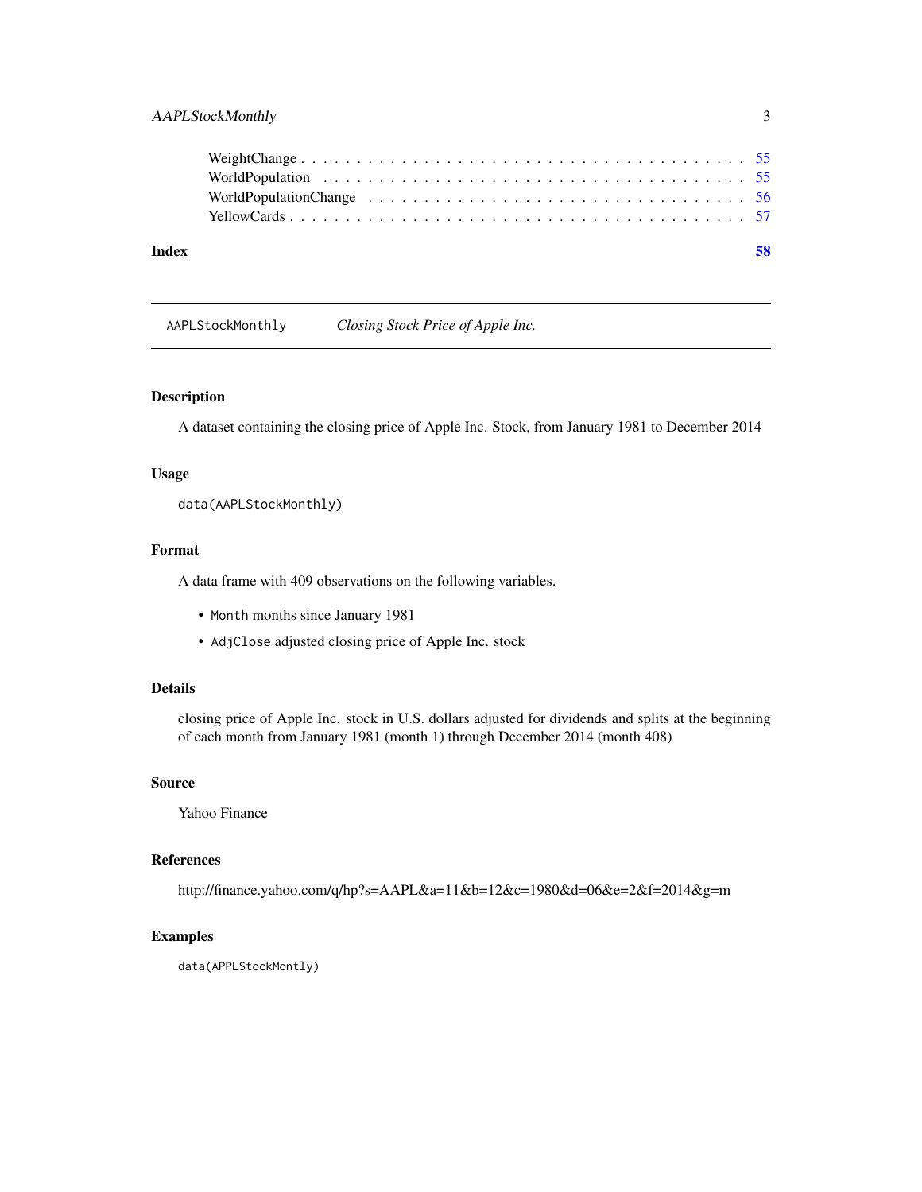WeightChange . . . . . . . . . . . . . . . . . . . . . . . . . . . . . . . . . . . . . . . 55
WorldPopulation . . . . . . . . . . . . . . . . . . . . . . . . . . . . . . . . . . . . . . 55
WorldPopulationChange . . . . . . . . . . . . . . . . . . . . . . . . . . . . . . . . . . 56
YellowCards . . . . . . . . . . . . . . . . . . . . . . . . . . . . . . . . . . . . . . . . 57

**Index** **58**

---

`AAPLStockMonthly` *Closing Stock Price of Apple Inc.*

---

### Description

A dataset containing the closing price of Apple Inc. Stock, from January 1981 to December 2014

### Usage

```
data(AAPLStockMonthly)
```

### Format

A data frame with 409 observations on the following variables.

- `Month` months since January 1981
- `AdjClose` adjusted closing price of Apple Inc. stock

### Details

closing price of Apple Inc. stock in U.S. dollars adjusted for dividends and splits at the beginning of each month from January 1981 (month 1) through December 2014 (month 408)

### Source

Yahoo Finance

### References

http://finance.yahoo.com/q/hp?s=AAPL&a=11&b=12&c=1980&d=06&e=2&f=2014&g=m

### Examples

```
data(APPLStockMontly)
```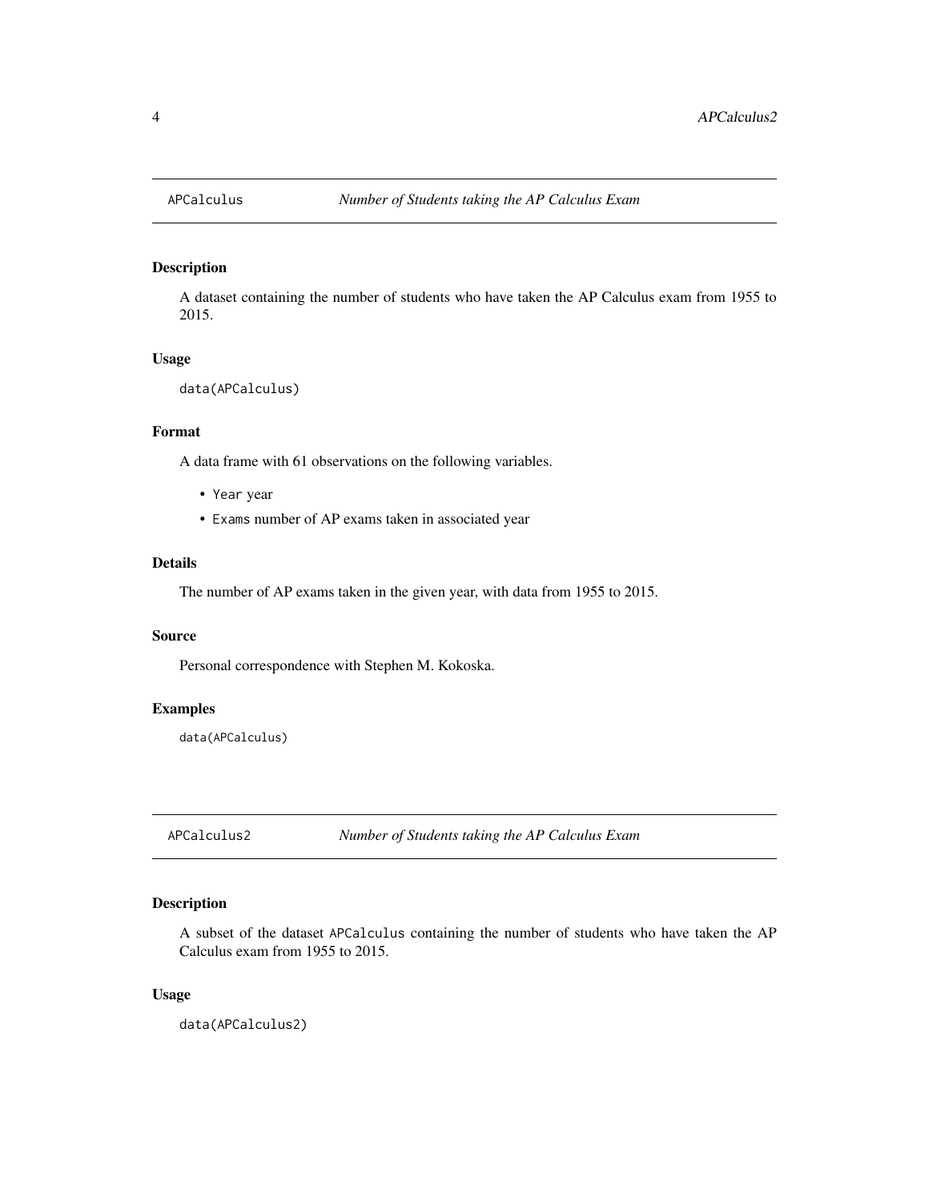## APCalculus *Number of Students taking the AP Calculus Exam*

### Description

A dataset containing the number of students who have taken the AP Calculus exam from 1955 to 2015.

### Usage

```
data(APCalculus)
```

### Format

A data frame with 61 observations on the following variables.

- `Year` year
- `Exams` number of AP exams taken in associated year

### Details

The number of AP exams taken in the given year, with data from 1955 to 2015.

### Source

Personal correspondence with Stephen M. Kokoska.

### Examples

```
data(APCalculus)
```

## APCalculus2 *Number of Students taking the AP Calculus Exam*

### Description

A subset of the dataset `APCalculus` containing the number of students who have taken the AP Calculus exam from 1955 to 2015.

### Usage

```
data(APCalculus2)
```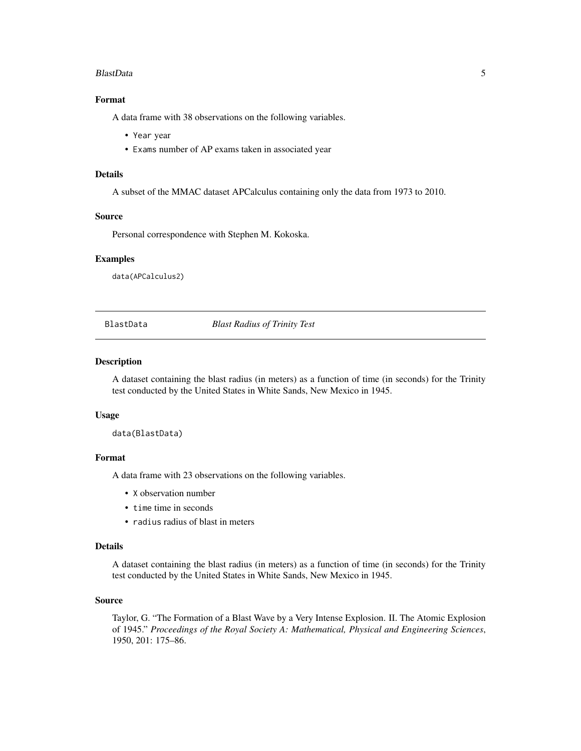## Format

A data frame with 38 observations on the following variables.

- `Year` year
- `Exams` number of AP exams taken in associated year

## Details

A subset of the MMAC dataset APCalculus containing only the data from 1973 to 2010.

## Source

Personal correspondence with Stephen M. Kokoska.

## Examples

```
data(APCalculus2)
```

---

# BlastData *Blast Radius of Trinity Test*

## Description

A dataset containing the blast radius (in meters) as a function of time (in seconds) for the Trinity test conducted by the United States in White Sands, New Mexico in 1945.

## Usage

```
data(BlastData)
```

## Format

A data frame with 23 observations on the following variables.

- `X` observation number
- `time` time in seconds
- `radius` radius of blast in meters

## Details

A dataset containing the blast radius (in meters) as a function of time (in seconds) for the Trinity test conducted by the United States in White Sands, New Mexico in 1945.

## Source

Taylor, G. "The Formation of a Blast Wave by a Very Intense Explosion. II. The Atomic Explosion of 1945." *Proceedings of the Royal Society A: Mathematical, Physical and Engineering Sciences*, 1950, 201: 175–86.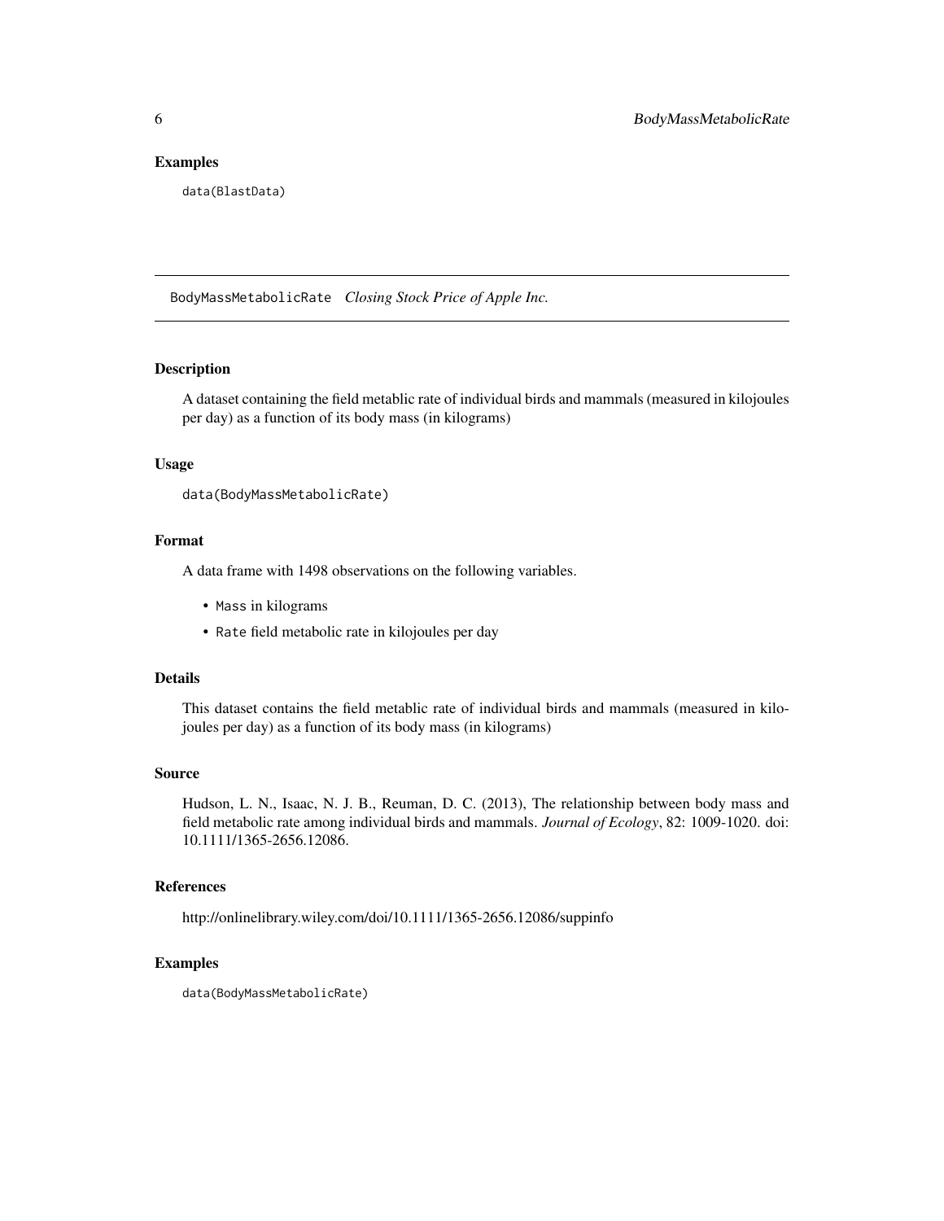### Examples

```
data(BlastData)
```

---

## BodyMassMetabolicRate *Closing Stock Price of Apple Inc.*

---

### Description

A dataset containing the field metablic rate of individual birds and mammals (measured in kilojoules per day) as a function of its body mass (in kilograms)

### Usage

```
data(BodyMassMetabolicRate)
```

### Format

A data frame with 1498 observations on the following variables.

- Mass in kilograms
- Rate field metabolic rate in kilojoules per day

### Details

This dataset contains the field metablic rate of individual birds and mammals (measured in kilojoules per day) as a function of its body mass (in kilograms)

### Source

Hudson, L. N., Isaac, N. J. B., Reuman, D. C. (2013), The relationship between body mass and field metabolic rate among individual birds and mammals. *Journal of Ecology*, 82: 1009-1020. doi: 10.1111/1365-2656.12086.

### References

http://onlinelibrary.wiley.com/doi/10.1111/1365-2656.12086/suppinfo

### Examples

```
data(BodyMassMetabolicRate)
```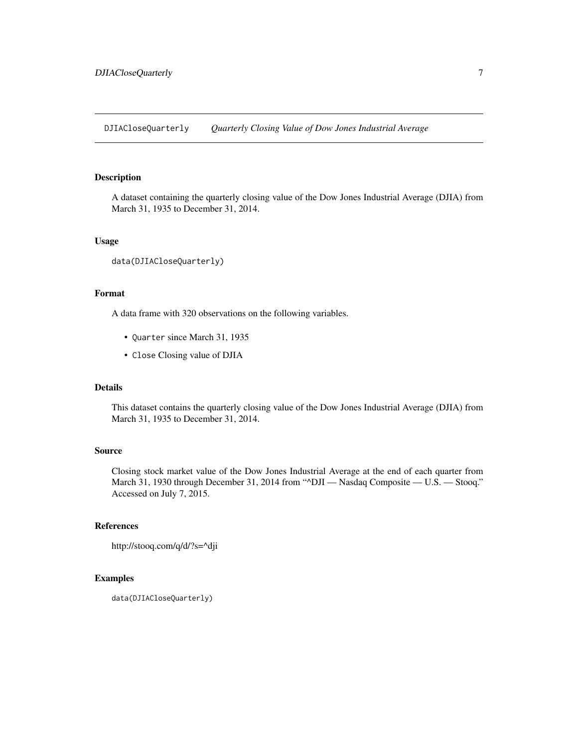# DJIACloseQuarterly — *Quarterly Closing Value of Dow Jones Industrial Average*

## Description

A dataset containing the quarterly closing value of the Dow Jones Industrial Average (DJIA) from March 31, 1935 to December 31, 2014.

## Usage

```
data(DJIACloseQuarterly)
```

## Format

A data frame with 320 observations on the following variables.

- `Quarter` since March 31, 1935
- `Close` Closing value of DJIA

## Details

This dataset contains the quarterly closing value of the Dow Jones Industrial Average (DJIA) from March 31, 1935 to December 31, 2014.

## Source

Closing stock market value of the Dow Jones Industrial Average at the end of each quarter from March 31, 1930 through December 31, 2014 from "^DJI — Nasdaq Composite — U.S. — Stooq." Accessed on July 7, 2015.

## References

http://stooq.com/q/d/?s=^dji

## Examples

```
data(DJIACloseQuarterly)
```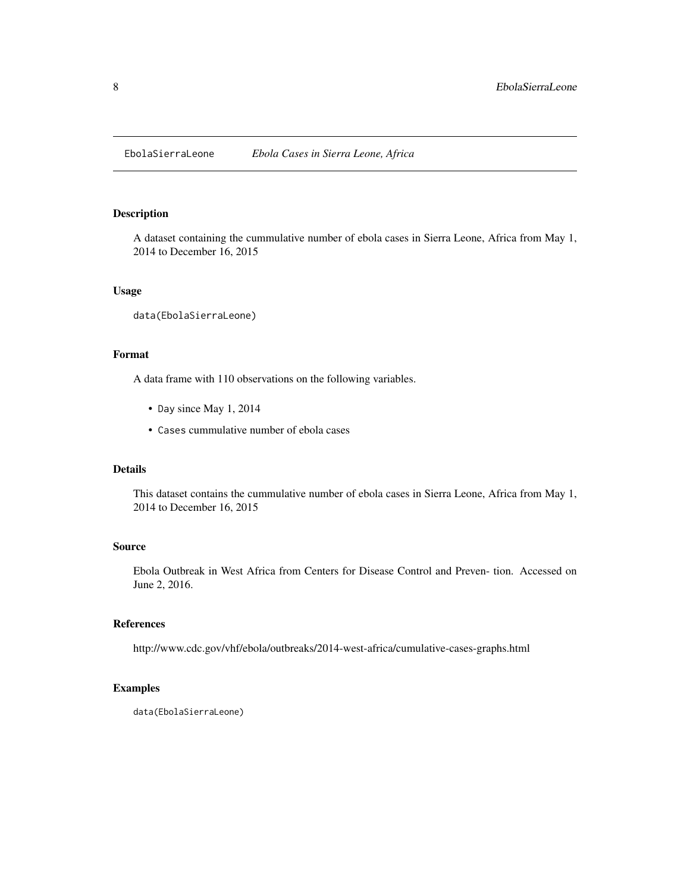EbolaSierraLeone *Ebola Cases in Sierra Leone, Africa*

## Description

A dataset containing the cummulative number of ebola cases in Sierra Leone, Africa from May 1, 2014 to December 16, 2015

## Usage

```
data(EbolaSierraLeone)
```

## Format

A data frame with 110 observations on the following variables.

- `Day` since May 1, 2014
- `Cases` cummulative number of ebola cases

## Details

This dataset contains the cummulative number of ebola cases in Sierra Leone, Africa from May 1, 2014 to December 16, 2015

## Source

Ebola Outbreak in West Africa from Centers for Disease Control and Preven- tion. Accessed on June 2, 2016.

## References

http://www.cdc.gov/vhf/ebola/outbreaks/2014-west-africa/cumulative-cases-graphs.html

## Examples

```
data(EbolaSierraLeone)
```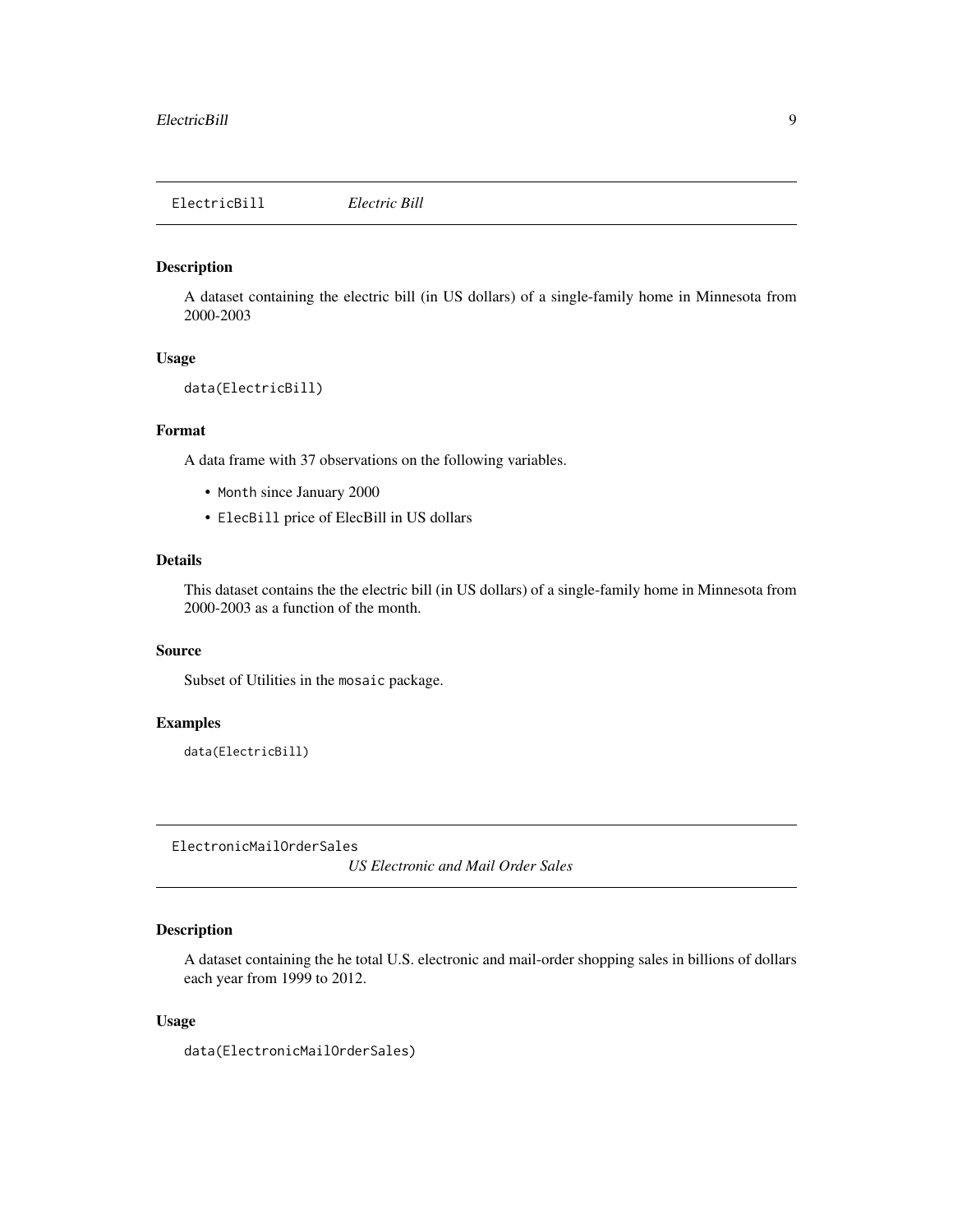## ElectricBill &nbsp;&nbsp;&nbsp;&nbsp; *Electric Bill*

### Description

A dataset containing the electric bill (in US dollars) of a single-family home in Minnesota from 2000-2003

### Usage

```
data(ElectricBill)
```

### Format

A data frame with 37 observations on the following variables.

- `Month` since January 2000
- `ElecBill` price of ElecBill in US dollars

### Details

This dataset contains the the electric bill (in US dollars) of a single-family home in Minnesota from 2000-2003 as a function of the month.

### Source

Subset of Utilities in the `mosaic` package.

### Examples

```
data(ElectricBill)
```

## ElectronicMailOrderSales &nbsp;&nbsp;&nbsp;&nbsp; *US Electronic and Mail Order Sales*

### Description

A dataset containing the he total U.S. electronic and mail-order shopping sales in billions of dollars each year from 1999 to 2012.

### Usage

```
data(ElectronicMailOrderSales)
```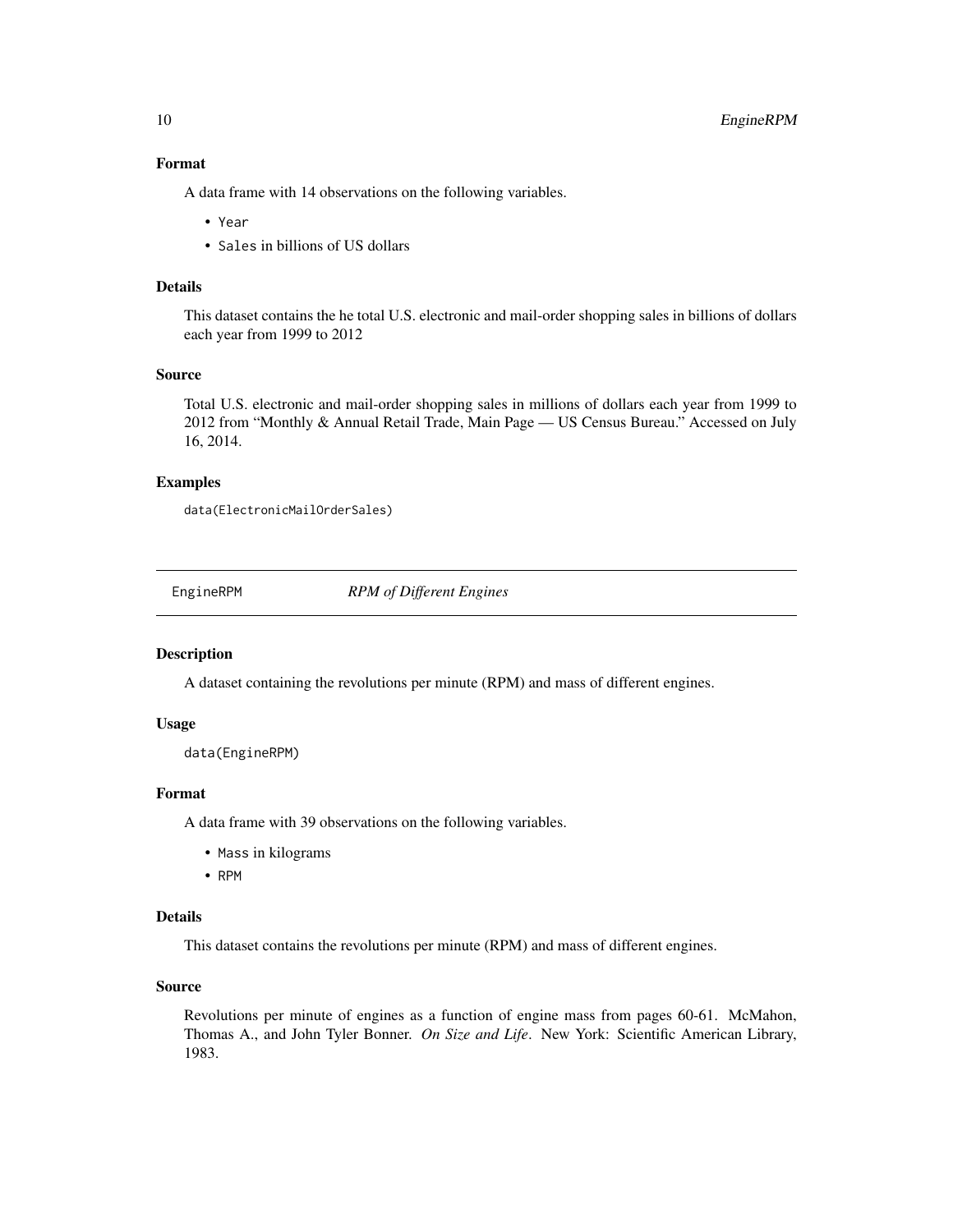### Format

A data frame with 14 observations on the following variables.

- `Year`
- `Sales` in billions of US dollars

### Details

This dataset contains the he total U.S. electronic and mail-order shopping sales in billions of dollars each year from 1999 to 2012

### Source

Total U.S. electronic and mail-order shopping sales in millions of dollars each year from 1999 to 2012 from "Monthly & Annual Retail Trade, Main Page — US Census Bureau." Accessed on July 16, 2014.

### Examples

```
data(ElectronicMailOrderSales)
```

---

## EngineRPM    *RPM of Different Engines*

### Description

A dataset containing the revolutions per minute (RPM) and mass of different engines.

### Usage

```
data(EngineRPM)
```

### Format

A data frame with 39 observations on the following variables.

- `Mass` in kilograms
- `RPM`

### Details

This dataset contains the revolutions per minute (RPM) and mass of different engines.

### Source

Revolutions per minute of engines as a function of engine mass from pages 60-61. McMahon, Thomas A., and John Tyler Bonner. *On Size and Life*. New York: Scientific American Library, 1983.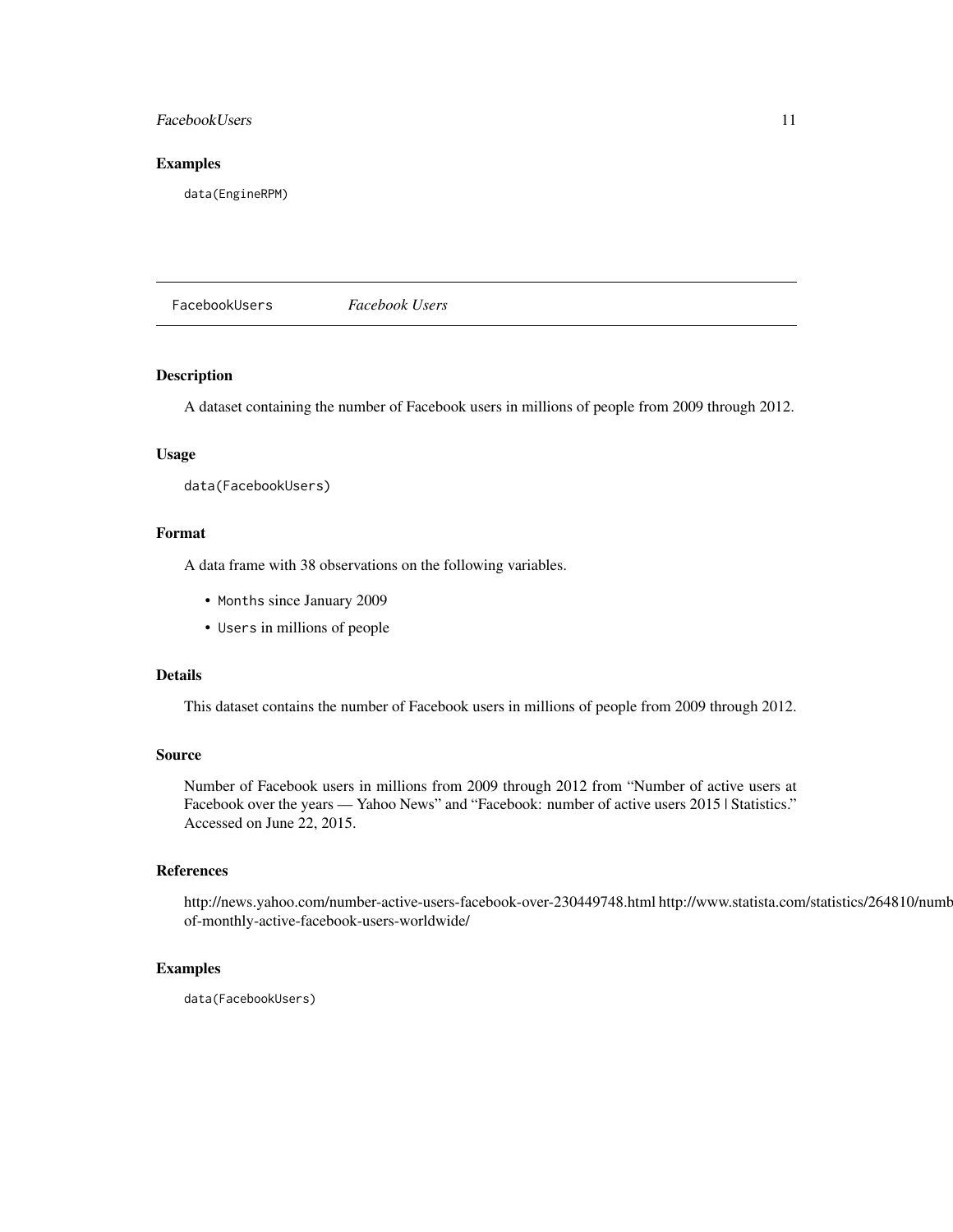## Examples

```
data(EngineRPM)
```

---

# FacebookUsers *Facebook Users*

---

### Description

A dataset containing the number of Facebook users in millions of people from 2009 through 2012.

### Usage

```
data(FacebookUsers)
```

### Format

A data frame with 38 observations on the following variables.

- `Months` since January 2009
- `Users` in millions of people

### Details

This dataset contains the number of Facebook users in millions of people from 2009 through 2012.

### Source

Number of Facebook users in millions from 2009 through 2012 from "Number of active users at Facebook over the years — Yahoo News" and "Facebook: number of active users 2015 | Statistics." Accessed on June 22, 2015.

### References

http://news.yahoo.com/number-active-users-facebook-over-230449748.html http://www.statista.com/statistics/264810/numb of-monthly-active-facebook-users-worldwide/

### Examples

```
data(FacebookUsers)
```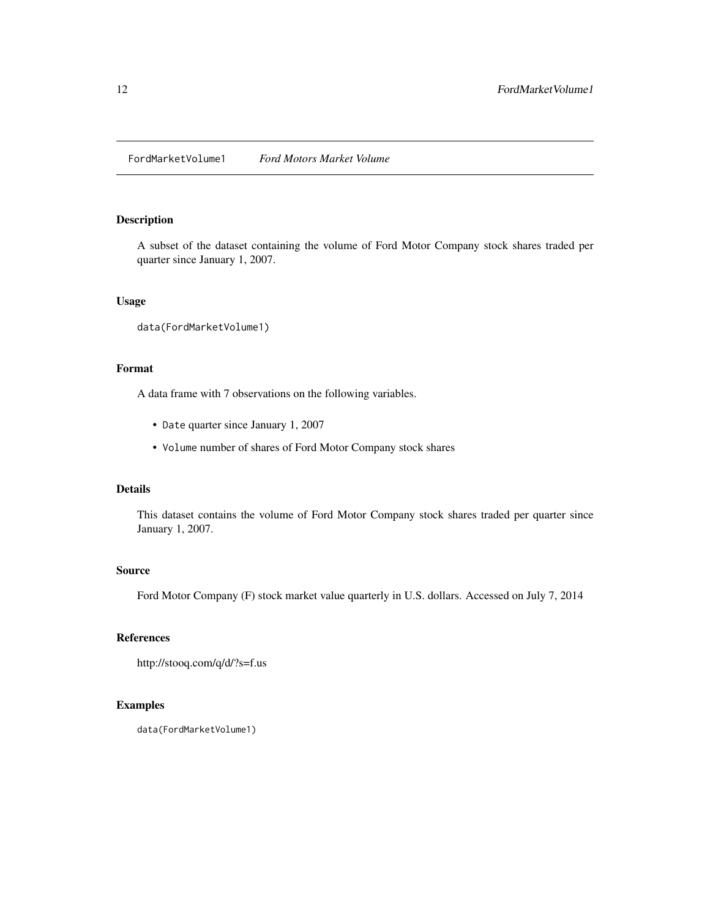FordMarketVolume1 *Ford Motors Market Volume*

## Description

A subset of the dataset containing the volume of Ford Motor Company stock shares traded per quarter since January 1, 2007.

## Usage

```
data(FordMarketVolume1)
```

## Format

A data frame with 7 observations on the following variables.

- `Date` quarter since January 1, 2007
- `Volume` number of shares of Ford Motor Company stock shares

## Details

This dataset contains the volume of Ford Motor Company stock shares traded per quarter since January 1, 2007.

## Source

Ford Motor Company (F) stock market value quarterly in U.S. dollars. Accessed on July 7, 2014

## References

http://stooq.com/q/d/?s=f.us

## Examples

```
data(FordMarketVolume1)
```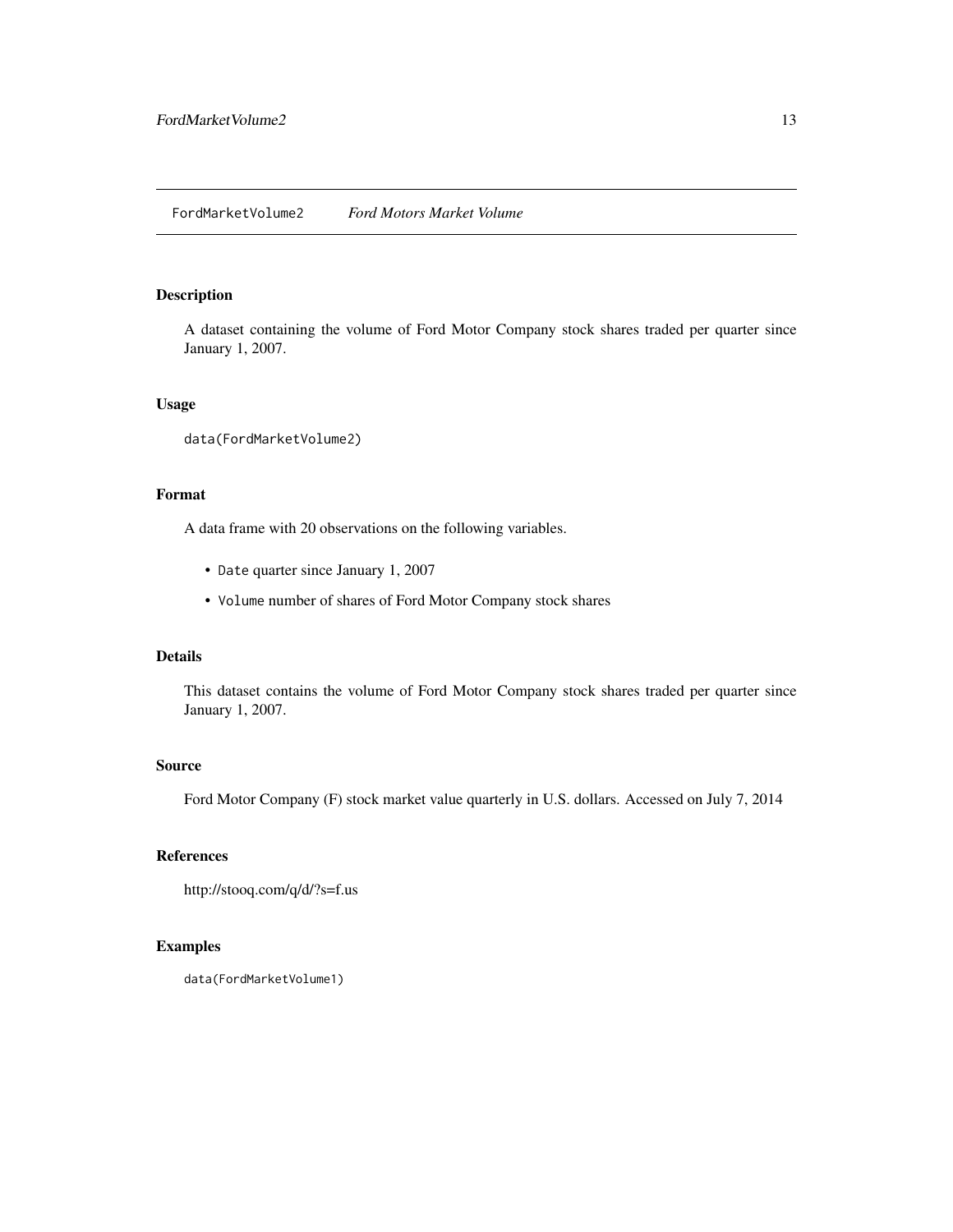FordMarketVolume2 *Ford Motors Market Volume*

## Description

A dataset containing the volume of Ford Motor Company stock shares traded per quarter since January 1, 2007.

## Usage

```
data(FordMarketVolume2)
```

## Format

A data frame with 20 observations on the following variables.

- `Date` quarter since January 1, 2007
- `Volume` number of shares of Ford Motor Company stock shares

## Details

This dataset contains the volume of Ford Motor Company stock shares traded per quarter since January 1, 2007.

## Source

Ford Motor Company (F) stock market value quarterly in U.S. dollars. Accessed on July 7, 2014

## References

http://stooq.com/q/d/?s=f.us

## Examples

```
data(FordMarketVolume1)
```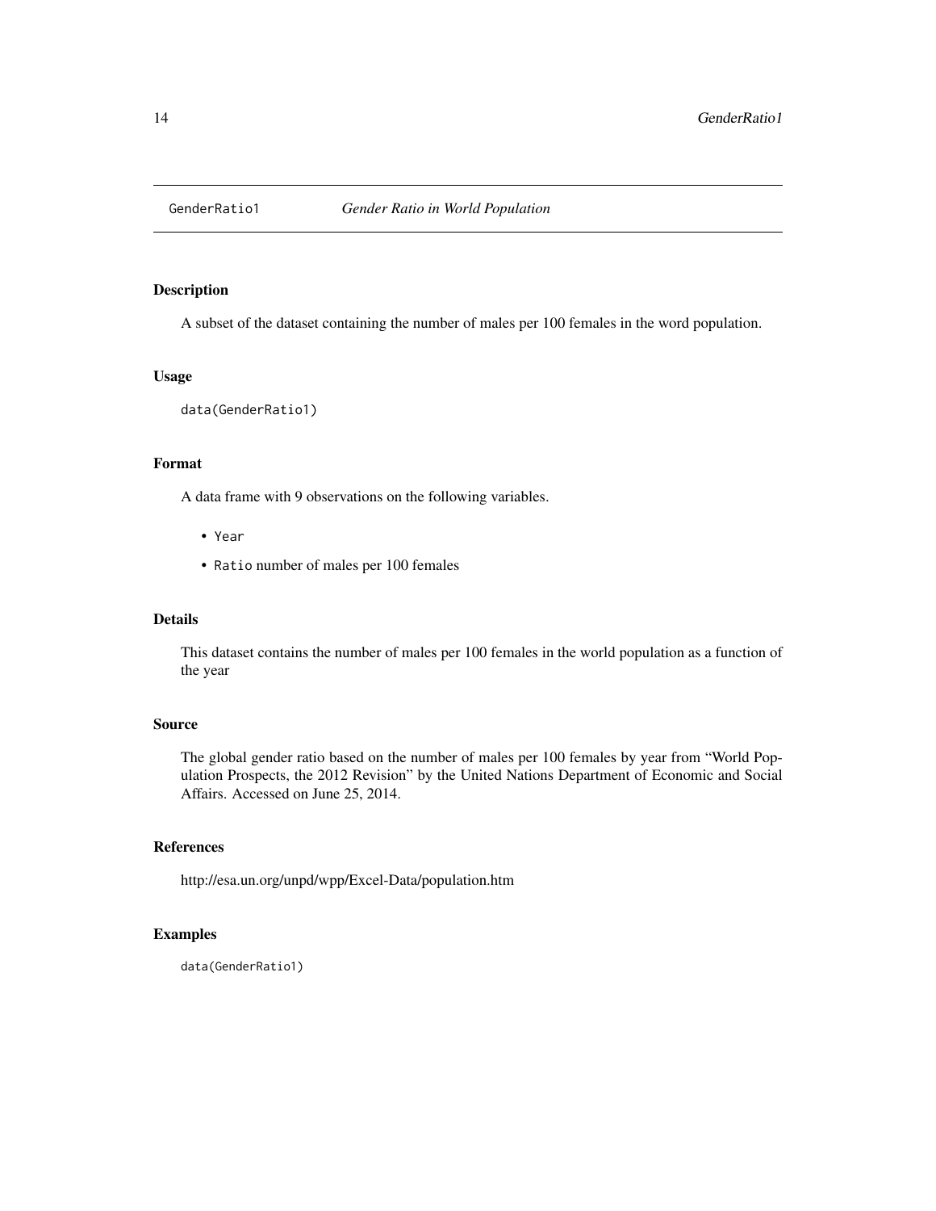GenderRatio1 *Gender Ratio in World Population*

## Description

A subset of the dataset containing the number of males per 100 females in the word population.

## Usage

```
data(GenderRatio1)
```

## Format

A data frame with 9 observations on the following variables.

- `Year`
- `Ratio` number of males per 100 females

## Details

This dataset contains the number of males per 100 females in the world population as a function of the year

## Source

The global gender ratio based on the number of males per 100 females by year from "World Population Prospects, the 2012 Revision" by the United Nations Department of Economic and Social Affairs. Accessed on June 25, 2014.

## References

http://esa.un.org/unpd/wpp/Excel-Data/population.htm

## Examples

```
data(GenderRatio1)
```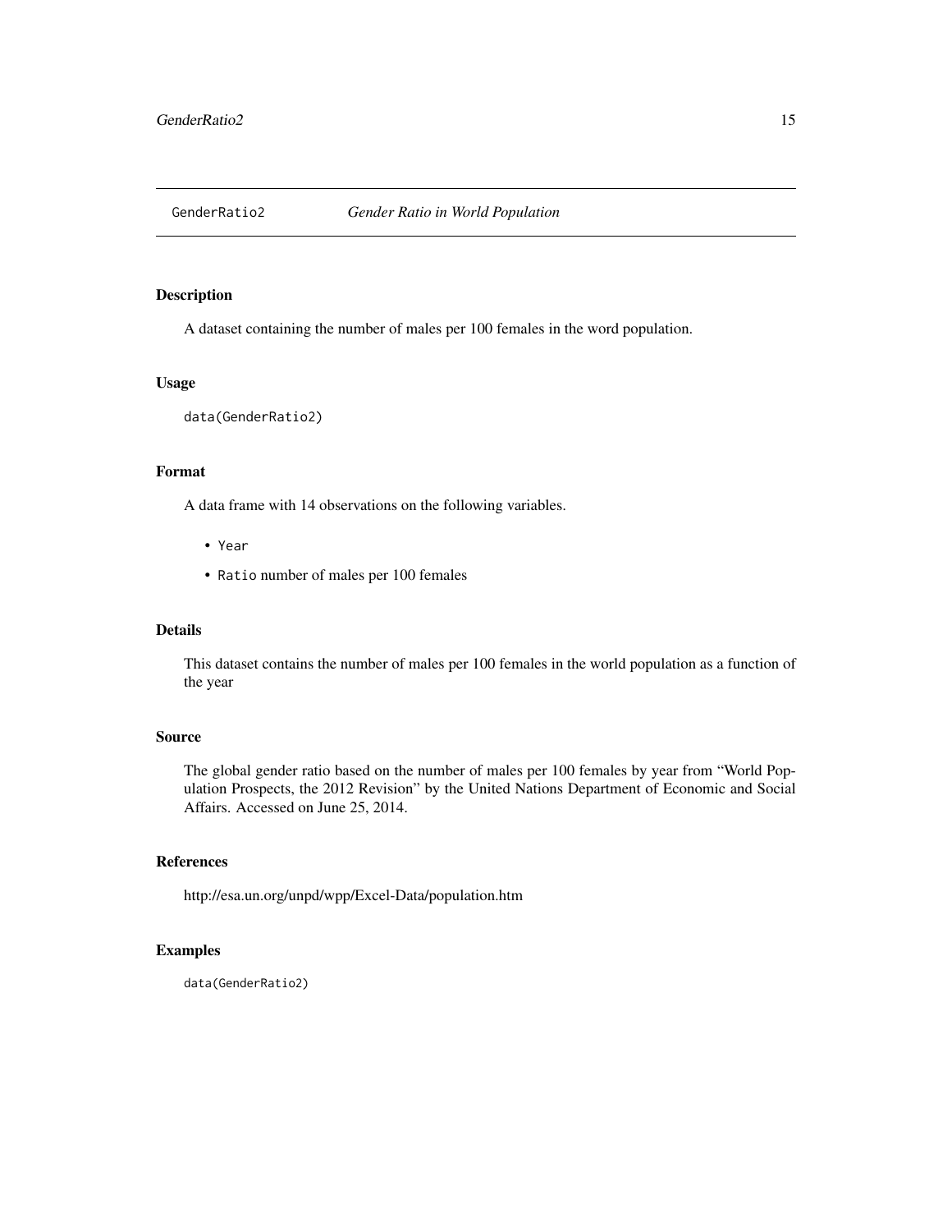## GenderRatio2 — *Gender Ratio in World Population*

### Description

A dataset containing the number of males per 100 females in the word population.

### Usage

```
data(GenderRatio2)
```

### Format

A data frame with 14 observations on the following variables.

- `Year`
- `Ratio` number of males per 100 females

### Details

This dataset contains the number of males per 100 females in the world population as a function of the year

### Source

The global gender ratio based on the number of males per 100 females by year from "World Population Prospects, the 2012 Revision" by the United Nations Department of Economic and Social Affairs. Accessed on June 25, 2014.

### References

http://esa.un.org/unpd/wpp/Excel-Data/population.htm

### Examples

```
data(GenderRatio2)
```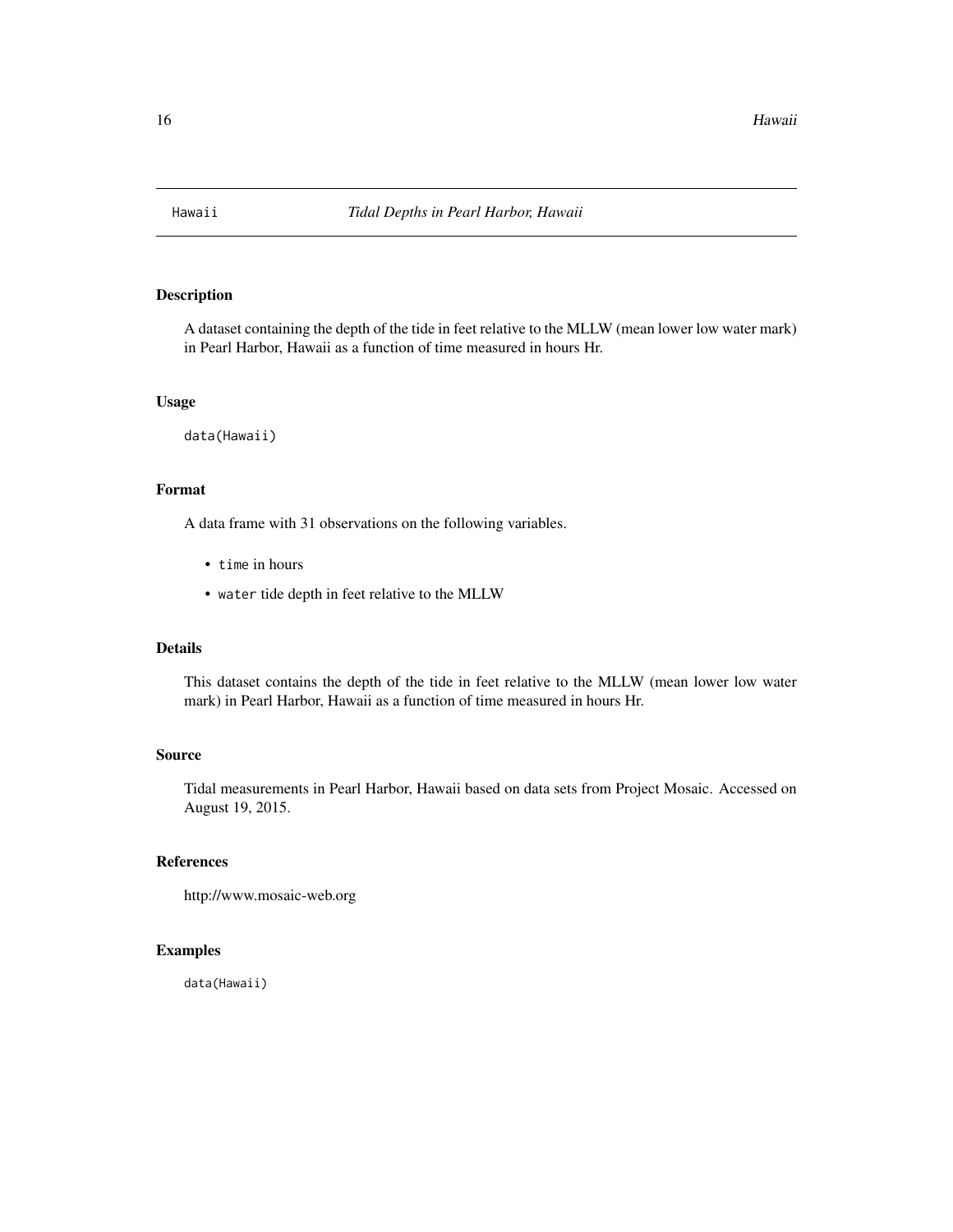# Hawaii — *Tidal Depths in Pearl Harbor, Hawaii*

## Description

A dataset containing the depth of the tide in feet relative to the MLLW (mean lower low water mark) in Pearl Harbor, Hawaii as a function of time measured in hours Hr.

## Usage

```
data(Hawaii)
```

## Format

A data frame with 31 observations on the following variables.

- `time` in hours
- `water` tide depth in feet relative to the MLLW

## Details

This dataset contains the depth of the tide in feet relative to the MLLW (mean lower low water mark) in Pearl Harbor, Hawaii as a function of time measured in hours Hr.

## Source

Tidal measurements in Pearl Harbor, Hawaii based on data sets from Project Mosaic. Accessed on August 19, 2015.

## References

http://www.mosaic-web.org

## Examples

```
data(Hawaii)
```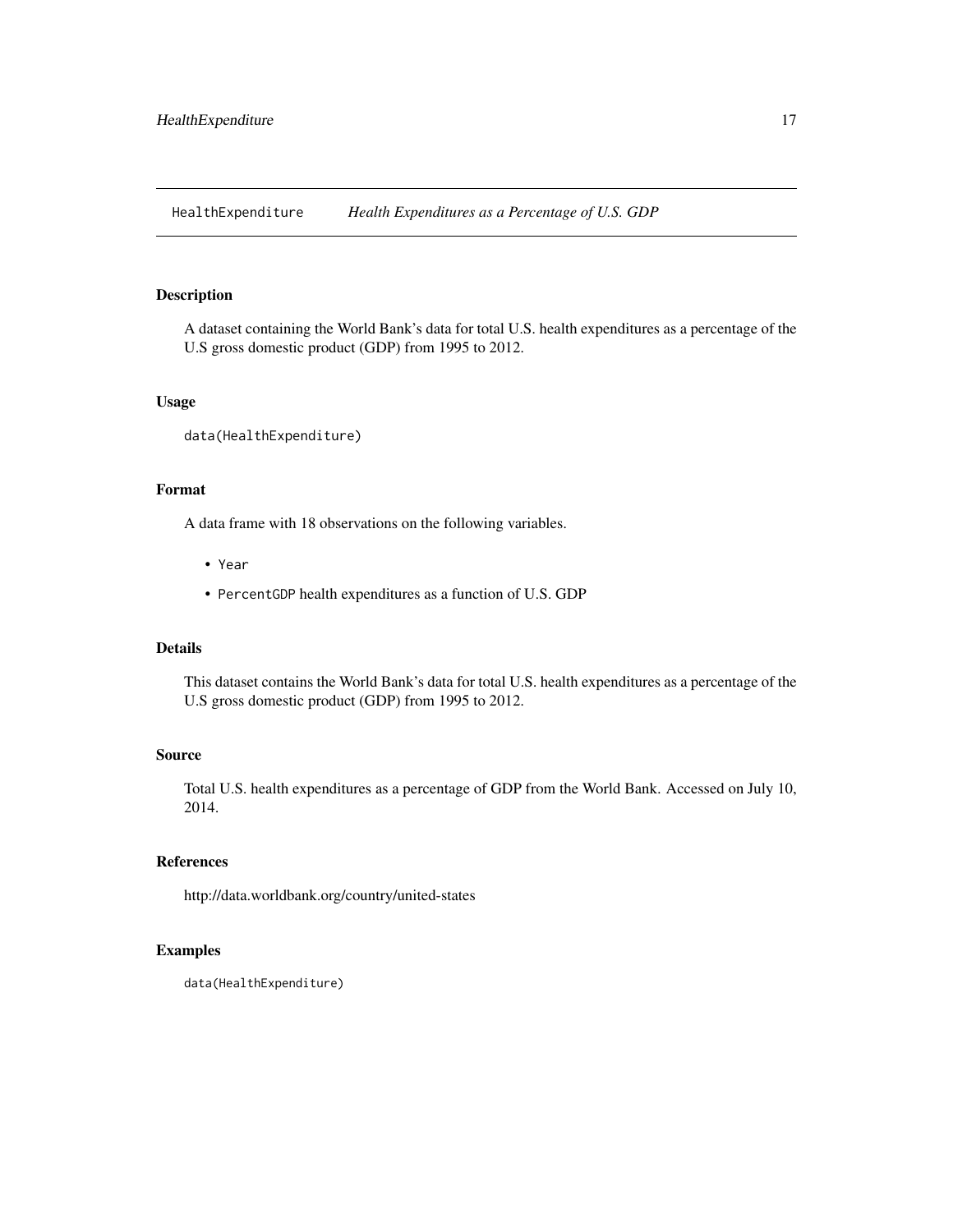`HealthExpenditure` *Health Expenditures as a Percentage of U.S. GDP*

### Description

A dataset containing the World Bank's data for total U.S. health expenditures as a percentage of the U.S gross domestic product (GDP) from 1995 to 2012.

### Usage

```
data(HealthExpenditure)
```

### Format

A data frame with 18 observations on the following variables.

- `Year`
- `PercentGDP` health expenditures as a function of U.S. GDP

### Details

This dataset contains the World Bank's data for total U.S. health expenditures as a percentage of the U.S gross domestic product (GDP) from 1995 to 2012.

### Source

Total U.S. health expenditures as a percentage of GDP from the World Bank. Accessed on July 10, 2014.

### References

http://data.worldbank.org/country/united-states

### Examples

```
data(HealthExpenditure)
```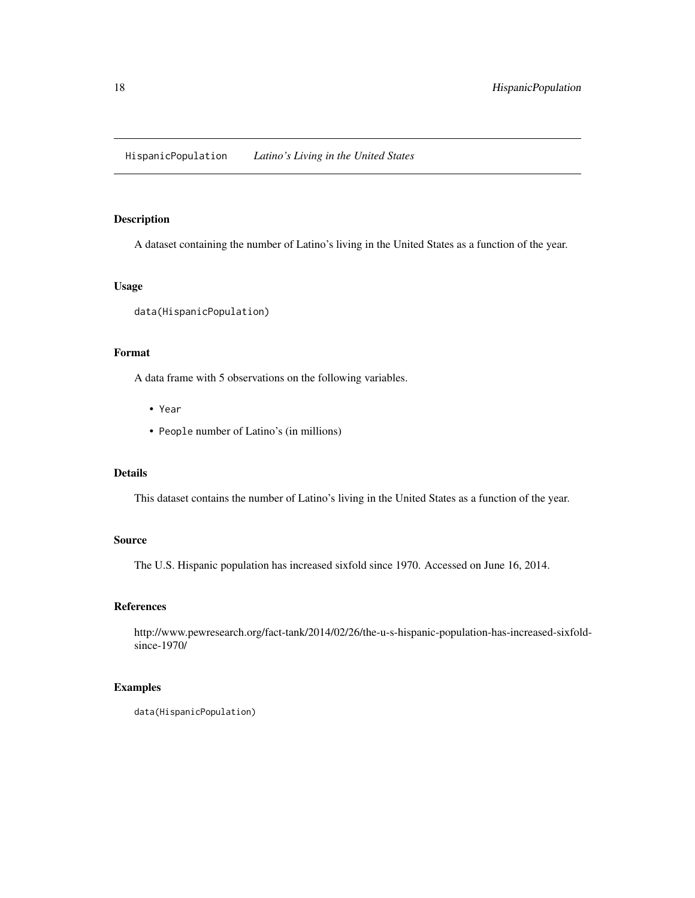# HispanicPopulation *Latino's Living in the United States*

## Description

A dataset containing the number of Latino's living in the United States as a function of the year.

## Usage

```
data(HispanicPopulation)
```

## Format

A data frame with 5 observations on the following variables.

- `Year`
- `People` number of Latino's (in millions)

## Details

This dataset contains the number of Latino's living in the United States as a function of the year.

## Source

The U.S. Hispanic population has increased sixfold since 1970. Accessed on June 16, 2014.

## References

http://www.pewresearch.org/fact-tank/2014/02/26/the-u-s-hispanic-population-has-increased-sixfold-since-1970/

## Examples

```
data(HispanicPopulation)
```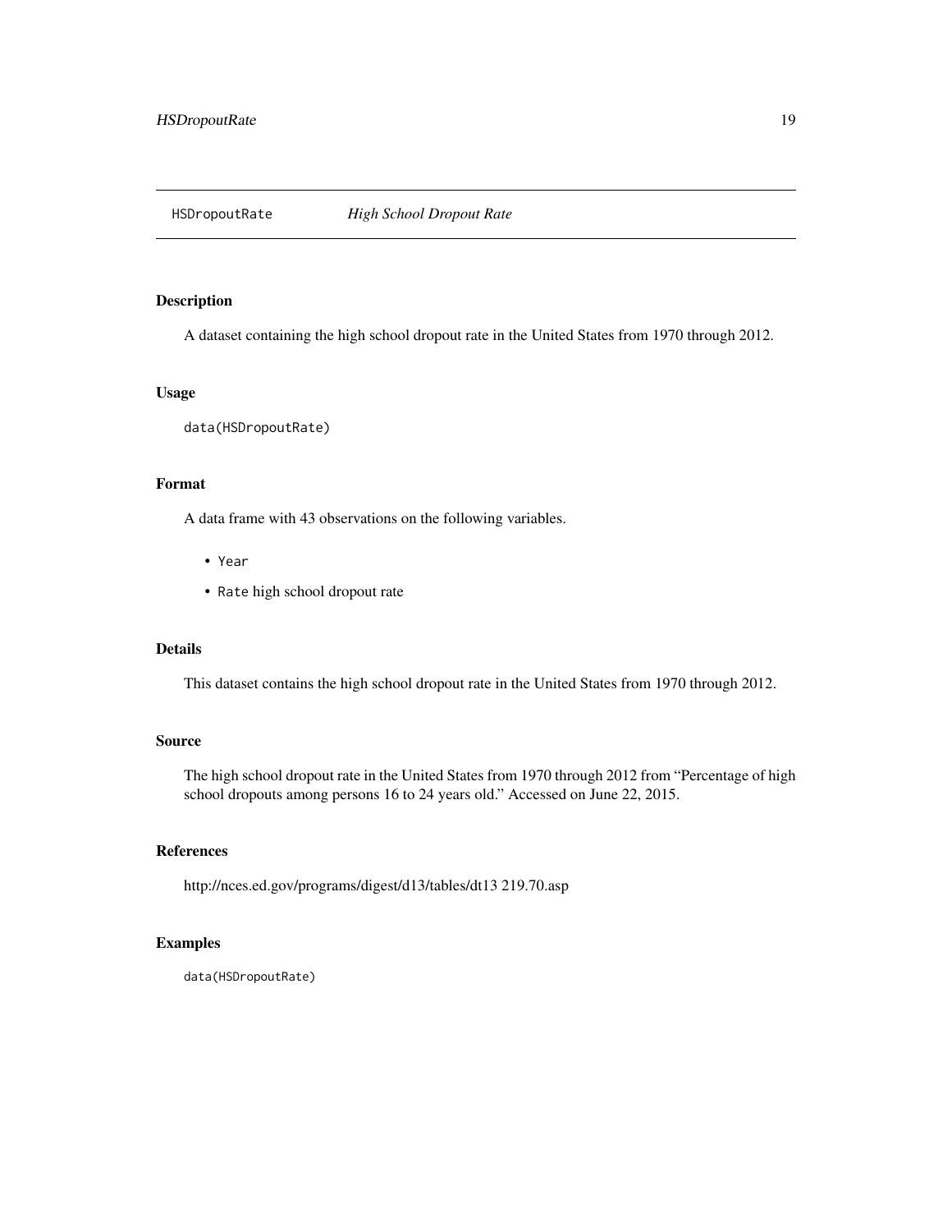## HSDropoutRate *High School Dropout Rate*

### Description

A dataset containing the high school dropout rate in the United States from 1970 through 2012.

### Usage

```
data(HSDropoutRate)
```

### Format

A data frame with 43 observations on the following variables.

- `Year`
- `Rate` high school dropout rate

### Details

This dataset contains the high school dropout rate in the United States from 1970 through 2012.

### Source

The high school dropout rate in the United States from 1970 through 2012 from "Percentage of high school dropouts among persons 16 to 24 years old." Accessed on June 22, 2015.

### References

http://nces.ed.gov/programs/digest/d13/tables/dt13 219.70.asp

### Examples

```
data(HSDropoutRate)
```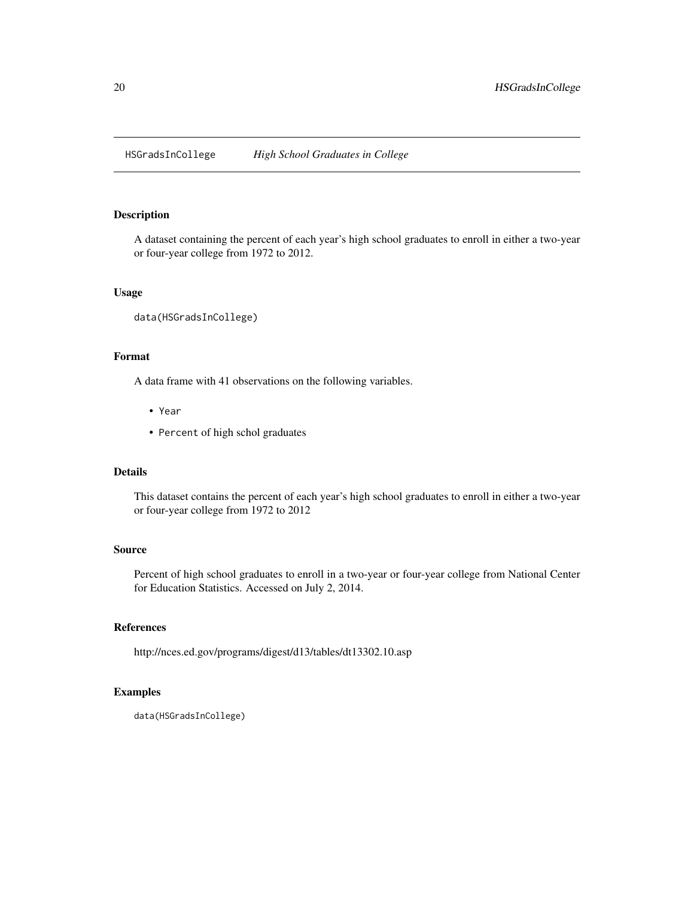`HSGradsInCollege` *High School Graduates in College*

## Description

A dataset containing the percent of each year's high school graduates to enroll in either a two-year or four-year college from 1972 to 2012.

## Usage

```
data(HSGradsInCollege)
```

## Format

A data frame with 41 observations on the following variables.

- `Year`
- `Percent` of high schol graduates

## Details

This dataset contains the percent of each year's high school graduates to enroll in either a two-year or four-year college from 1972 to 2012

## Source

Percent of high school graduates to enroll in a two-year or four-year college from National Center for Education Statistics. Accessed on July 2, 2014.

## References

http://nces.ed.gov/programs/digest/d13/tables/dt13302.10.asp

## Examples

```
data(HSGradsInCollege)
```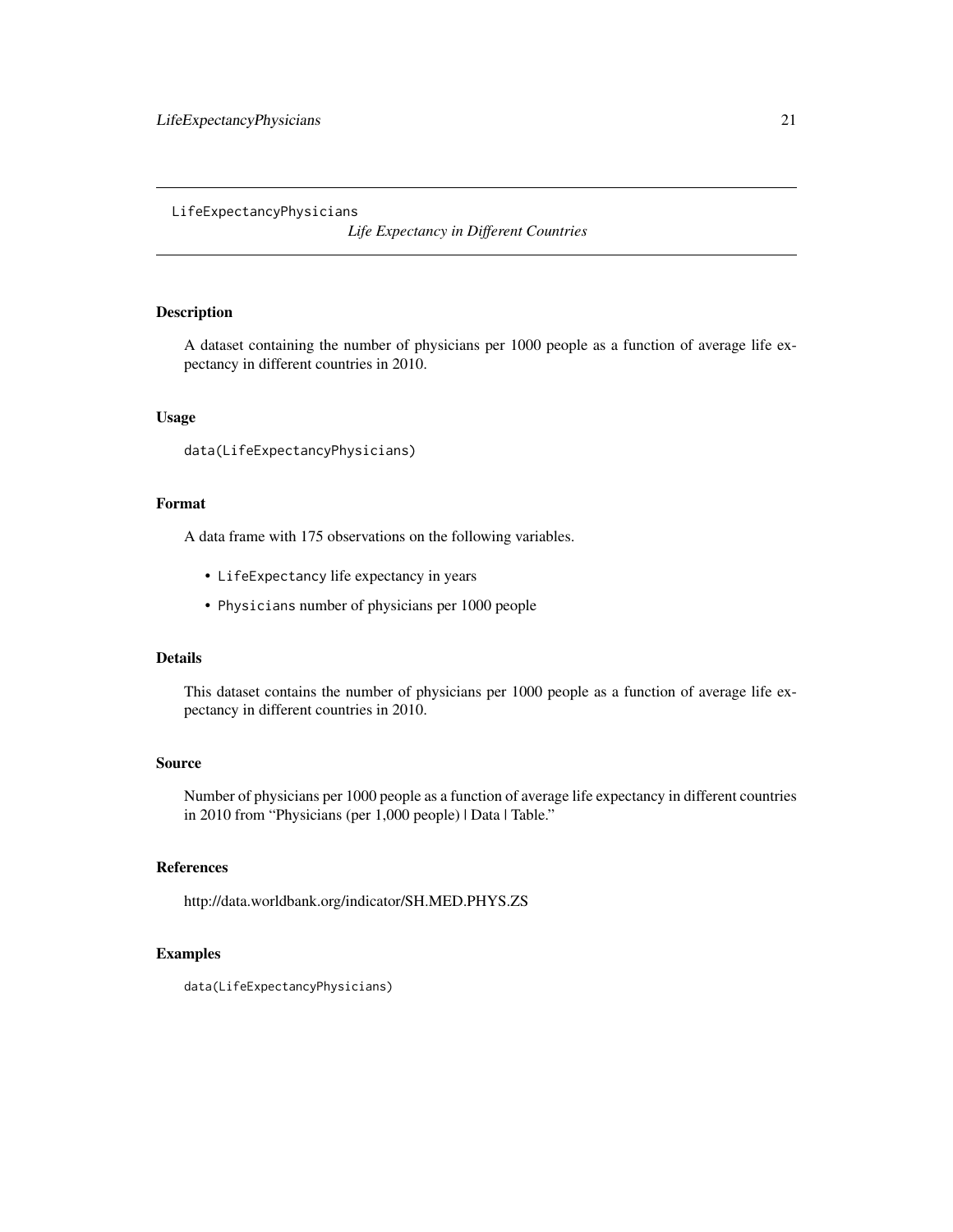LifeExpectancyPhysicians

*Life Expectancy in Different Countries*

## Description

A dataset containing the number of physicians per 1000 people as a function of average life expectancy in different countries in 2010.

## Usage

```
data(LifeExpectancyPhysicians)
```

## Format

A data frame with 175 observations on the following variables.

- `LifeExpectancy` life expectancy in years
- `Physicians` number of physicians per 1000 people

## Details

This dataset contains the number of physicians per 1000 people as a function of average life expectancy in different countries in 2010.

## Source

Number of physicians per 1000 people as a function of average life expectancy in different countries in 2010 from "Physicians (per 1,000 people) | Data | Table."

## References

http://data.worldbank.org/indicator/SH.MED.PHYS.ZS

## Examples

```
data(LifeExpectancyPhysicians)
```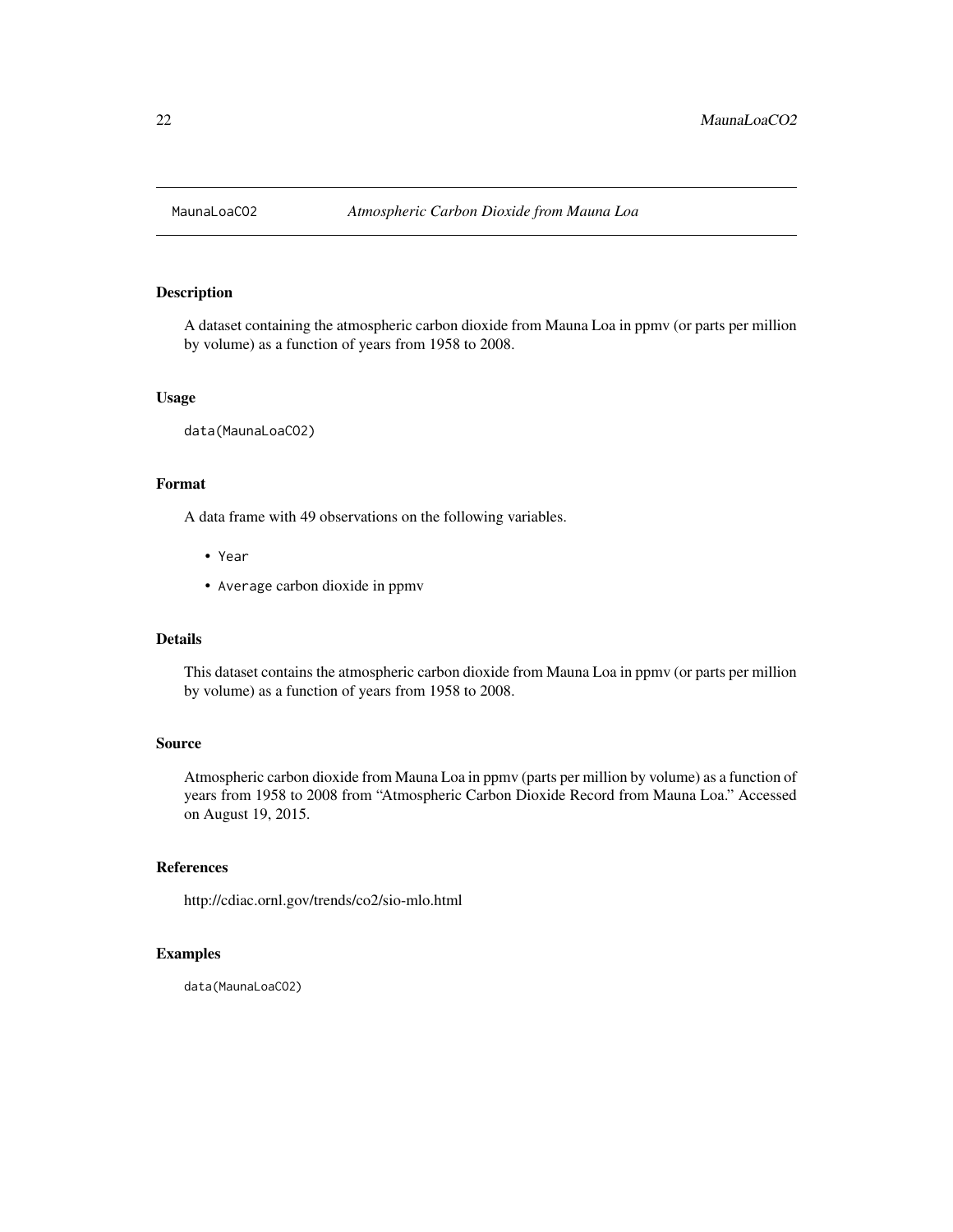# MaunaLoaCO2 — *Atmospheric Carbon Dioxide from Mauna Loa*

## Description

A dataset containing the atmospheric carbon dioxide from Mauna Loa in ppmv (or parts per million by volume) as a function of years from 1958 to 2008.

## Usage

```
data(MaunaLoaCO2)
```

## Format

A data frame with 49 observations on the following variables.

- `Year`
- `Average` carbon dioxide in ppmv

## Details

This dataset contains the atmospheric carbon dioxide from Mauna Loa in ppmv (or parts per million by volume) as a function of years from 1958 to 2008.

## Source

Atmospheric carbon dioxide from Mauna Loa in ppmv (parts per million by volume) as a function of years from 1958 to 2008 from "Atmospheric Carbon Dioxide Record from Mauna Loa." Accessed on August 19, 2015.

## References

http://cdiac.ornl.gov/trends/co2/sio-mlo.html

## Examples

```
data(MaunaLoaCO2)
```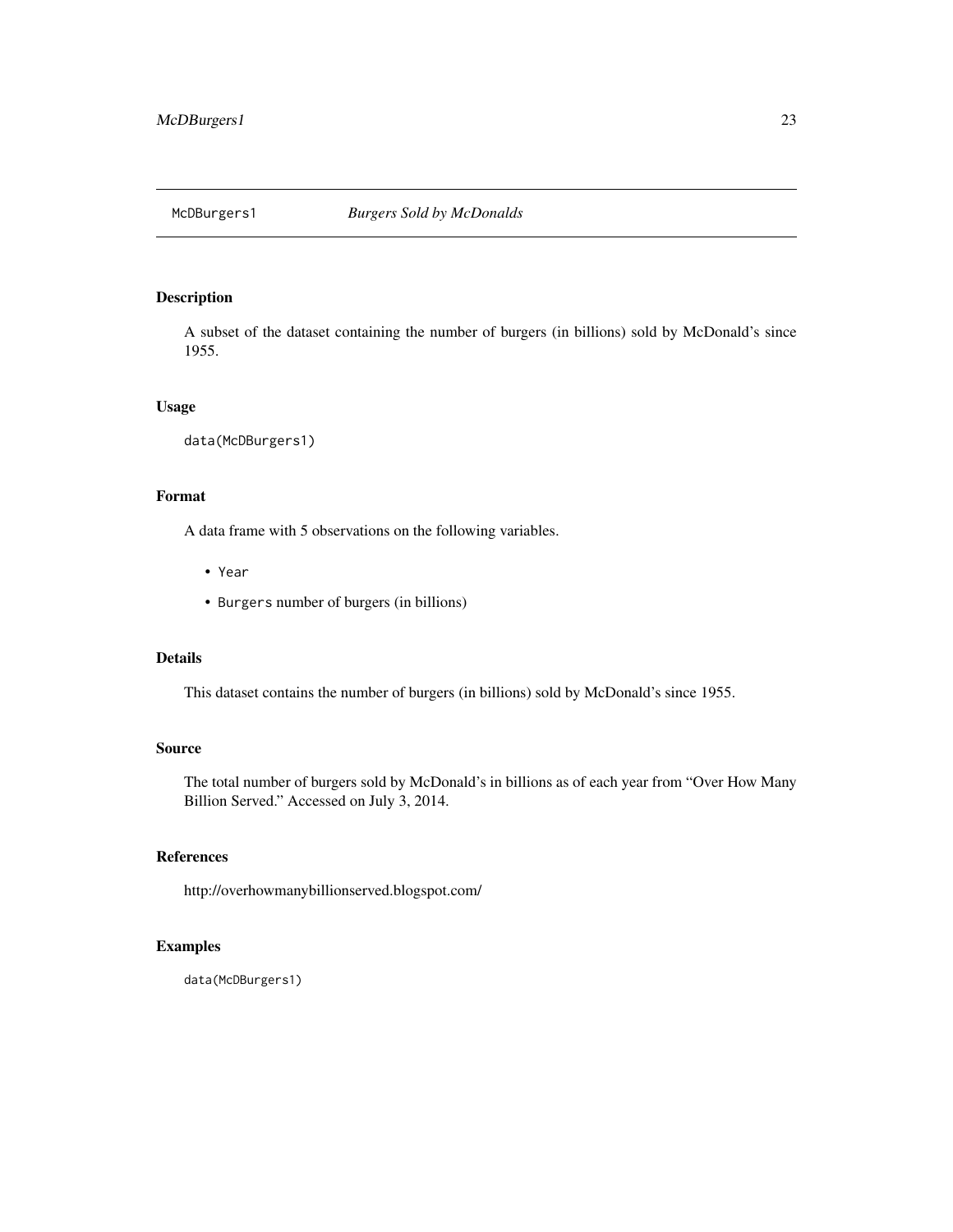## McDBurgers1 — *Burgers Sold by McDonalds*

### Description

A subset of the dataset containing the number of burgers (in billions) sold by McDonald's since 1955.

### Usage

```
data(McDBurgers1)
```

### Format

A data frame with 5 observations on the following variables.

- `Year`
- `Burgers` number of burgers (in billions)

### Details

This dataset contains the number of burgers (in billions) sold by McDonald's since 1955.

### Source

The total number of burgers sold by McDonald's in billions as of each year from "Over How Many Billion Served." Accessed on July 3, 2014.

### References

http://overhowmanybillionserved.blogspot.com/

### Examples

```
data(McDBurgers1)
```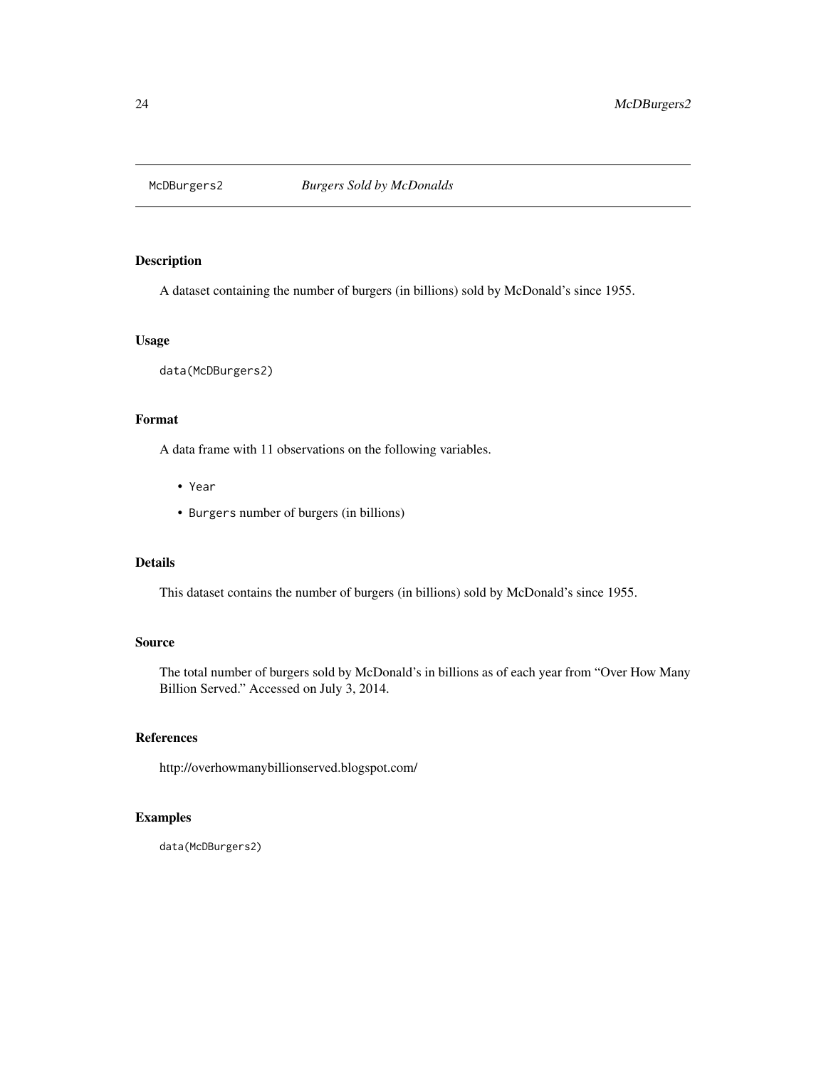# McDBurgers2 — *Burgers Sold by McDonalds*

## Description

A dataset containing the number of burgers (in billions) sold by McDonald's since 1955.

## Usage

```
data(McDBurgers2)
```

## Format

A data frame with 11 observations on the following variables.

- `Year`
- `Burgers` number of burgers (in billions)

## Details

This dataset contains the number of burgers (in billions) sold by McDonald's since 1955.

## Source

The total number of burgers sold by McDonald's in billions as of each year from "Over How Many Billion Served." Accessed on July 3, 2014.

## References

http://overhowmanybillionserved.blogspot.com/

## Examples

```
data(McDBurgers2)
```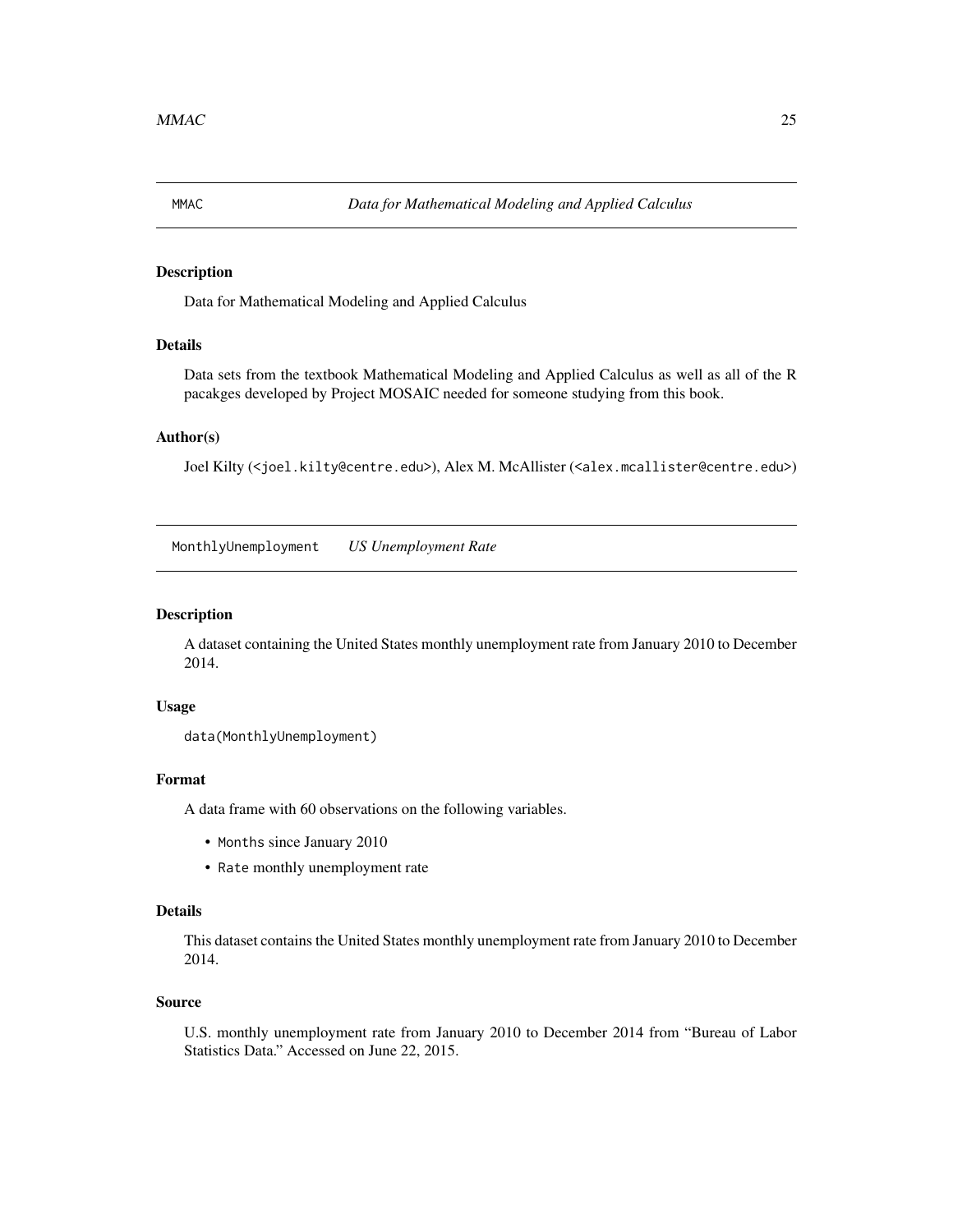## MMAC — *Data for Mathematical Modeling and Applied Calculus*

### Description

Data for Mathematical Modeling and Applied Calculus

### Details

Data sets from the textbook Mathematical Modeling and Applied Calculus as well as all of the R pacakges developed by Project MOSAIC needed for someone studying from this book.

### Author(s)

Joel Kilty (<joel.kilty@centre.edu>), Alex M. McAllister (<alex.mcallister@centre.edu>)

## MonthlyUnemployment — *US Unemployment Rate*

### Description

A dataset containing the United States monthly unemployment rate from January 2010 to December 2014.

### Usage

```
data(MonthlyUnemployment)
```

### Format

A data frame with 60 observations on the following variables.

- `Months` since January 2010
- `Rate` monthly unemployment rate

### Details

This dataset contains the United States monthly unemployment rate from January 2010 to December 2014.

### Source

U.S. monthly unemployment rate from January 2010 to December 2014 from "Bureau of Labor Statistics Data." Accessed on June 22, 2015.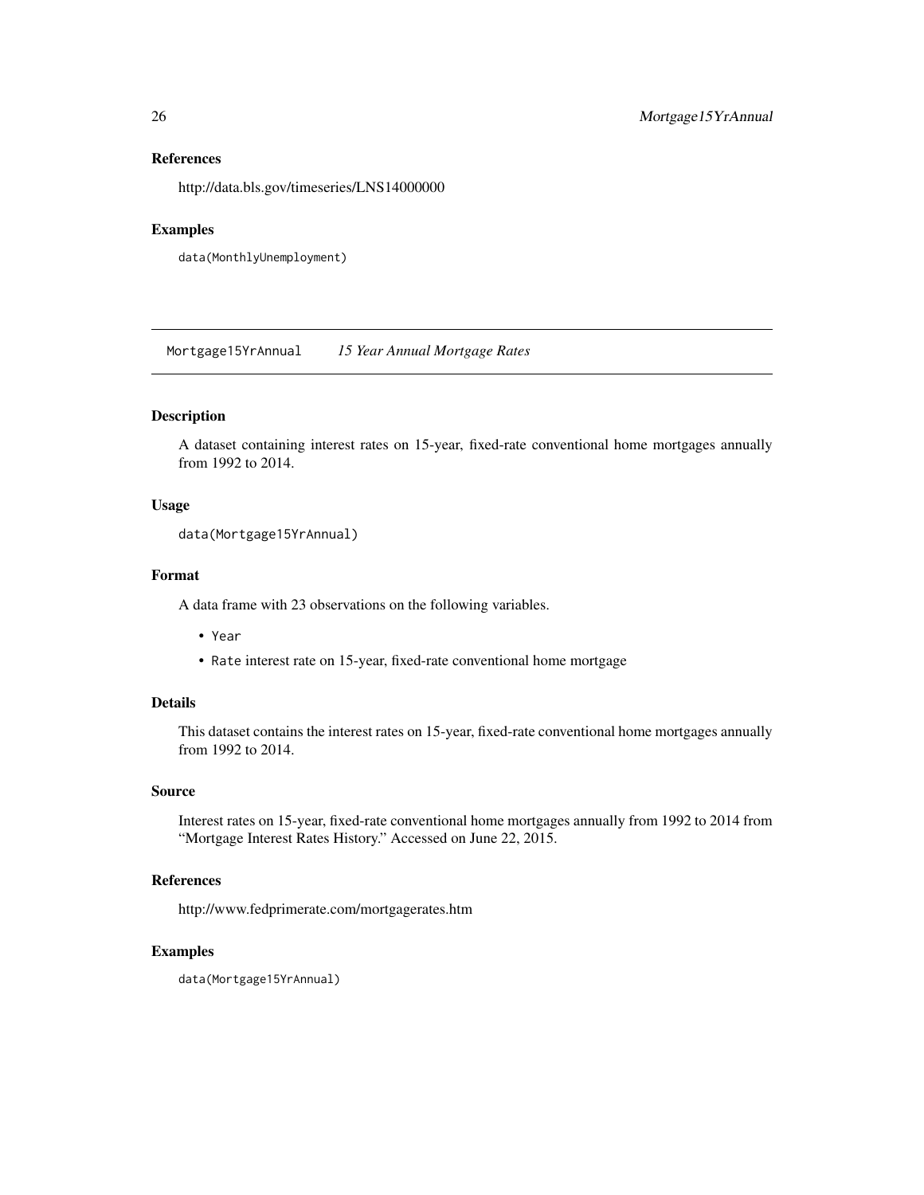### References

http://data.bls.gov/timeseries/LNS14000000

### Examples

```
data(MonthlyUnemployment)
```

---

## Mortgage15YrAnnual — *15 Year Annual Mortgage Rates*

---

### Description

A dataset containing interest rates on 15-year, fixed-rate conventional home mortgages annually from 1992 to 2014.

### Usage

```
data(Mortgage15YrAnnual)
```

### Format

A data frame with 23 observations on the following variables.

- `Year`
- `Rate` interest rate on 15-year, fixed-rate conventional home mortgage

### Details

This dataset contains the interest rates on 15-year, fixed-rate conventional home mortgages annually from 1992 to 2014.

### Source

Interest rates on 15-year, fixed-rate conventional home mortgages annually from 1992 to 2014 from "Mortgage Interest Rates History." Accessed on June 22, 2015.

### References

http://www.fedprimerate.com/mortgagerates.htm

### Examples

```
data(Mortgage15YrAnnual)
```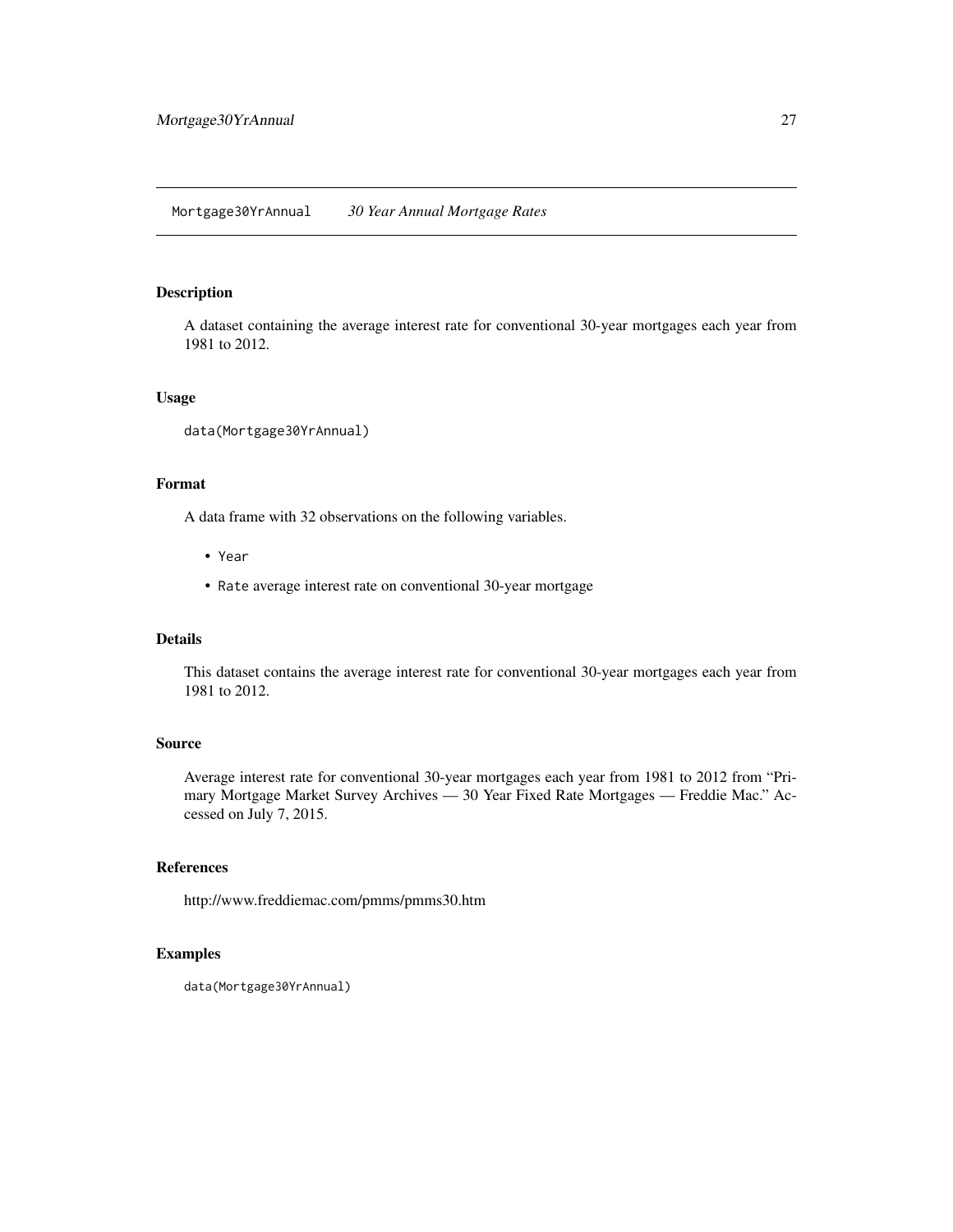# Mortgage30YrAnnual — *30 Year Annual Mortgage Rates*

## Description

A dataset containing the average interest rate for conventional 30-year mortgages each year from 1981 to 2012.

## Usage

```
data(Mortgage30YrAnnual)
```

## Format

A data frame with 32 observations on the following variables.

- `Year`
- `Rate` average interest rate on conventional 30-year mortgage

## Details

This dataset contains the average interest rate for conventional 30-year mortgages each year from 1981 to 2012.

## Source

Average interest rate for conventional 30-year mortgages each year from 1981 to 2012 from "Primary Mortgage Market Survey Archives — 30 Year Fixed Rate Mortgages — Freddie Mac." Accessed on July 7, 2015.

## References

http://www.freddiemac.com/pmms/pmms30.htm

## Examples

```
data(Mortgage30YrAnnual)
```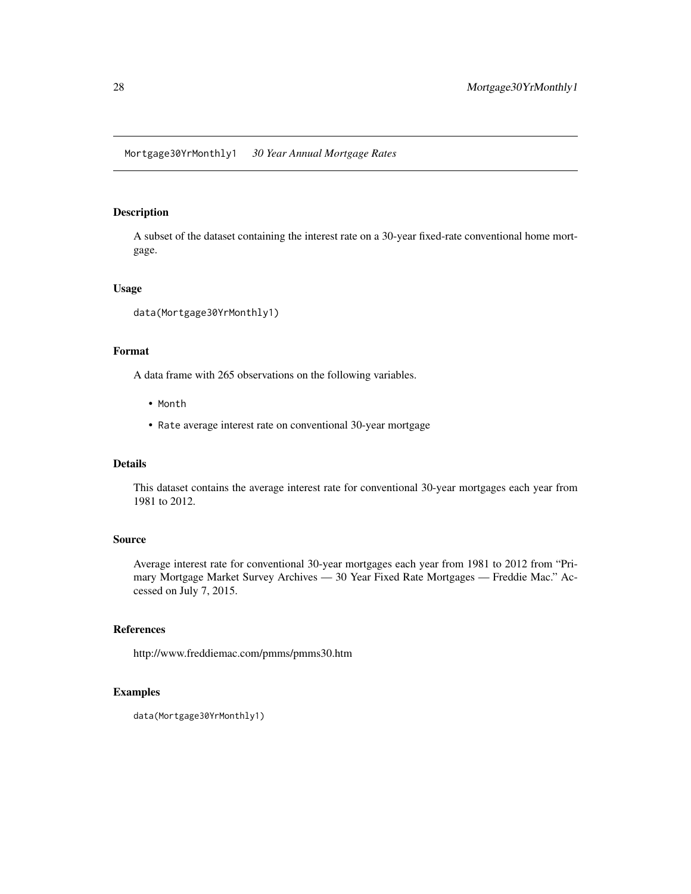Mortgage30YrMonthly1 *30 Year Annual Mortgage Rates*

## Description

A subset of the dataset containing the interest rate on a 30-year fixed-rate conventional home mortgage.

## Usage

```
data(Mortgage30YrMonthly1)
```

## Format

A data frame with 265 observations on the following variables.

- `Month`
- `Rate` average interest rate on conventional 30-year mortgage

## Details

This dataset contains the average interest rate for conventional 30-year mortgages each year from 1981 to 2012.

## Source

Average interest rate for conventional 30-year mortgages each year from 1981 to 2012 from "Primary Mortgage Market Survey Archives — 30 Year Fixed Rate Mortgages — Freddie Mac." Accessed on July 7, 2015.

## References

http://www.freddiemac.com/pmms/pmms30.htm

## Examples

```
data(Mortgage30YrMonthly1)
```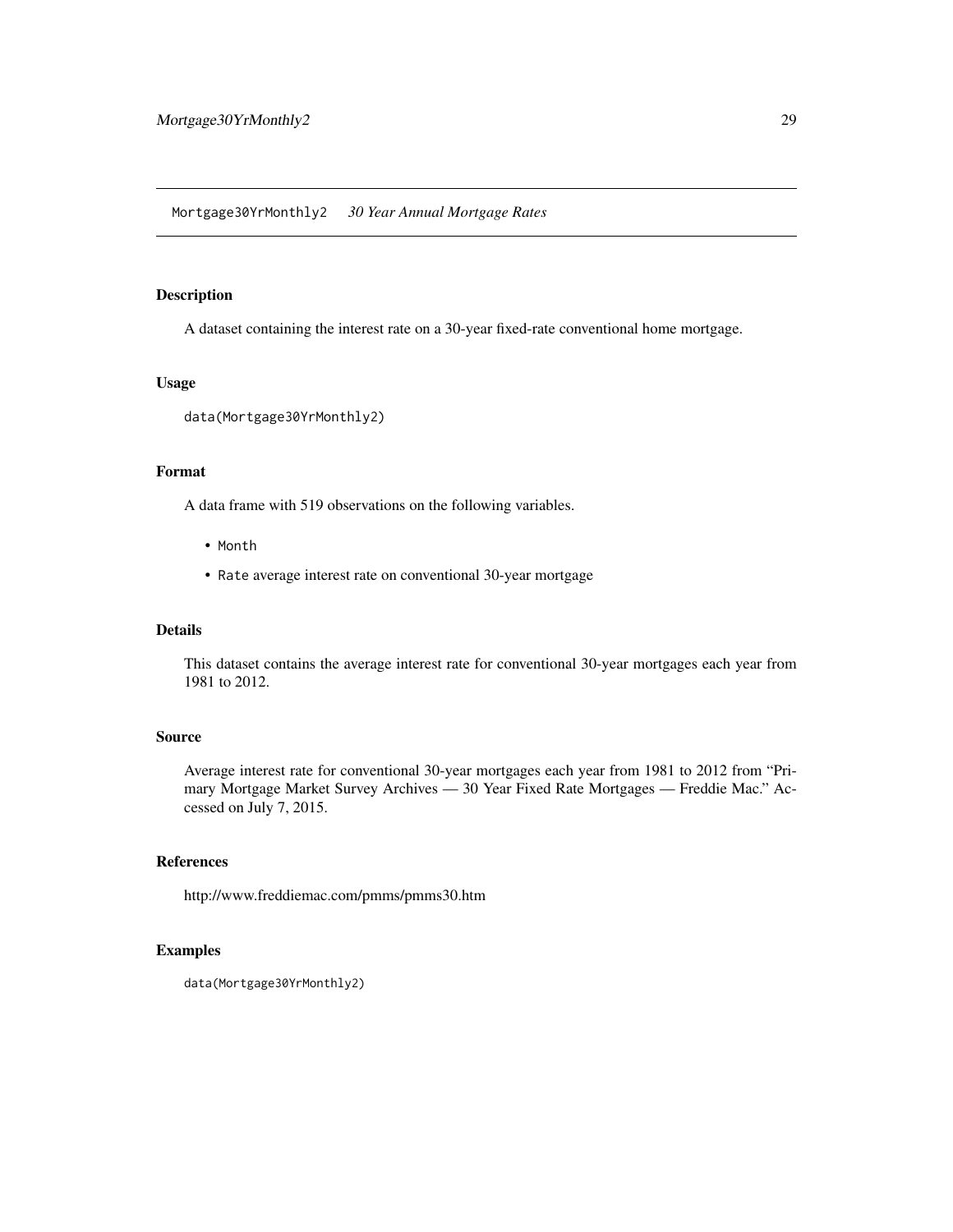## Mortgage30YrMonthly2 *30 Year Annual Mortgage Rates*

### Description

A dataset containing the interest rate on a 30-year fixed-rate conventional home mortgage.

### Usage

```
data(Mortgage30YrMonthly2)
```

### Format

A data frame with 519 observations on the following variables.

- `Month`
- `Rate` average interest rate on conventional 30-year mortgage

### Details

This dataset contains the average interest rate for conventional 30-year mortgages each year from 1981 to 2012.

### Source

Average interest rate for conventional 30-year mortgages each year from 1981 to 2012 from "Primary Mortgage Market Survey Archives — 30 Year Fixed Rate Mortgages — Freddie Mac." Accessed on July 7, 2015.

### References

http://www.freddiemac.com/pmms/pmms30.htm

### Examples

```
data(Mortgage30YrMonthly2)
```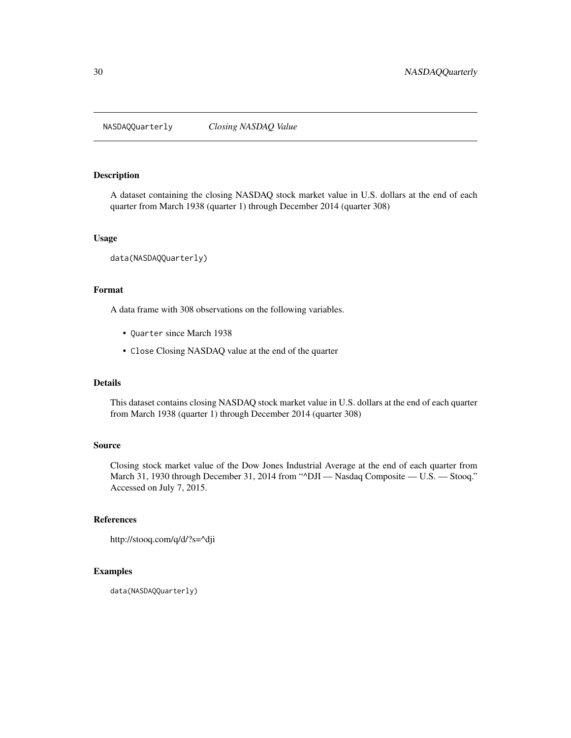NASDAQQuarterly    *Closing NASDAQ Value*

## Description

A dataset containing the closing NASDAQ stock market value in U.S. dollars at the end of each quarter from March 1938 (quarter 1) through December 2014 (quarter 308)

## Usage

```
data(NASDAQQuarterly)
```

## Format

A data frame with 308 observations on the following variables.

- `Quarter` since March 1938
- `Close` Closing NASDAQ value at the end of the quarter

## Details

This dataset contains closing NASDAQ stock market value in U.S. dollars at the end of each quarter from March 1938 (quarter 1) through December 2014 (quarter 308)

## Source

Closing stock market value of the Dow Jones Industrial Average at the end of each quarter from March 31, 1930 through December 31, 2014 from "^DJI — Nasdaq Composite — U.S. — Stooq." Accessed on July 7, 2015.

## References

http://stooq.com/q/d/?s=^dji

## Examples

```
data(NASDAQQuarterly)
```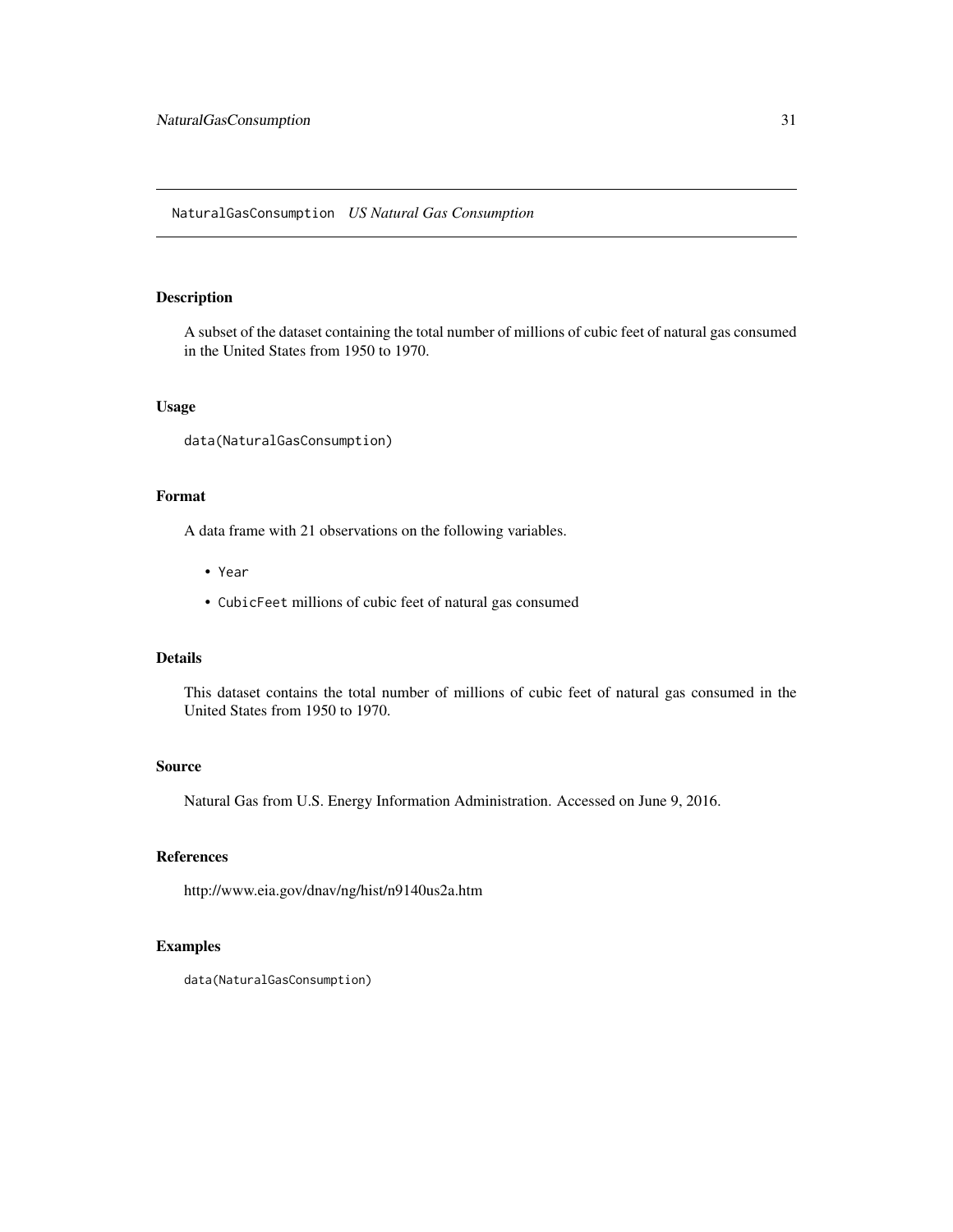## NaturalGasConsumption *US Natural Gas Consumption*

### Description

A subset of the dataset containing the total number of millions of cubic feet of natural gas consumed in the United States from 1950 to 1970.

### Usage

```
data(NaturalGasConsumption)
```

### Format

A data frame with 21 observations on the following variables.

- `Year`
- `CubicFeet` millions of cubic feet of natural gas consumed

### Details

This dataset contains the total number of millions of cubic feet of natural gas consumed in the United States from 1950 to 1970.

### Source

Natural Gas from U.S. Energy Information Administration. Accessed on June 9, 2016.

### References

http://www.eia.gov/dnav/ng/hist/n9140us2a.htm

### Examples

```
data(NaturalGasConsumption)
```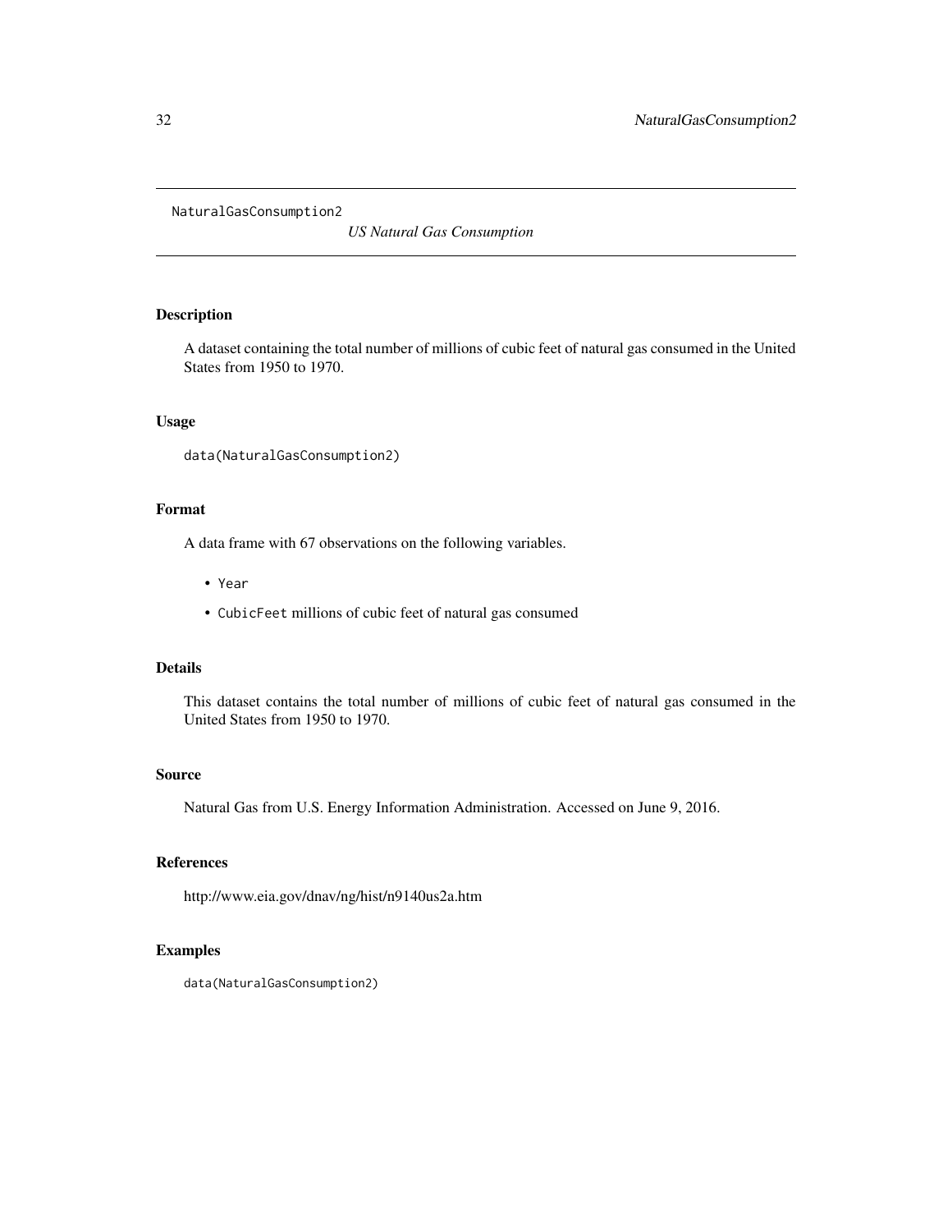NaturalGasConsumption2 *US Natural Gas Consumption*

## Description

A dataset containing the total number of millions of cubic feet of natural gas consumed in the United States from 1950 to 1970.

## Usage

```
data(NaturalGasConsumption2)
```

## Format

A data frame with 67 observations on the following variables.

- Year
- CubicFeet millions of cubic feet of natural gas consumed

## Details

This dataset contains the total number of millions of cubic feet of natural gas consumed in the United States from 1950 to 1970.

## Source

Natural Gas from U.S. Energy Information Administration. Accessed on June 9, 2016.

## References

http://www.eia.gov/dnav/ng/hist/n9140us2a.htm

## Examples

```
data(NaturalGasConsumption2)
```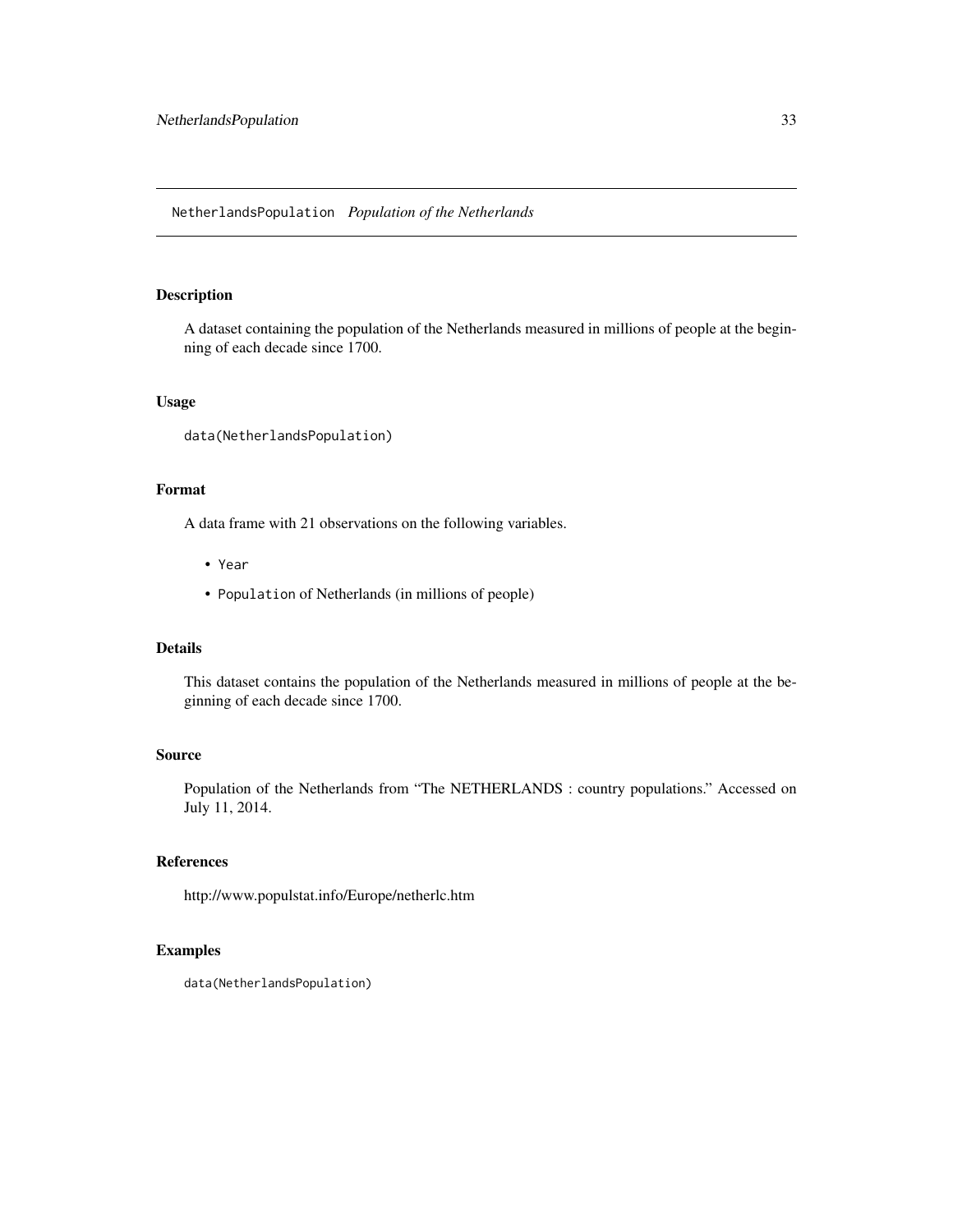# NetherlandsPopulation *Population of the Netherlands*

## Description

A dataset containing the population of the Netherlands measured in millions of people at the beginning of each decade since 1700.

## Usage

```
data(NetherlandsPopulation)
```

## Format

A data frame with 21 observations on the following variables.

- `Year`
- `Population` of Netherlands (in millions of people)

## Details

This dataset contains the population of the Netherlands measured in millions of people at the beginning of each decade since 1700.

## Source

Population of the Netherlands from "The NETHERLANDS : country populations." Accessed on July 11, 2014.

## References

http://www.populstat.info/Europe/netherlc.htm

## Examples

```
data(NetherlandsPopulation)
```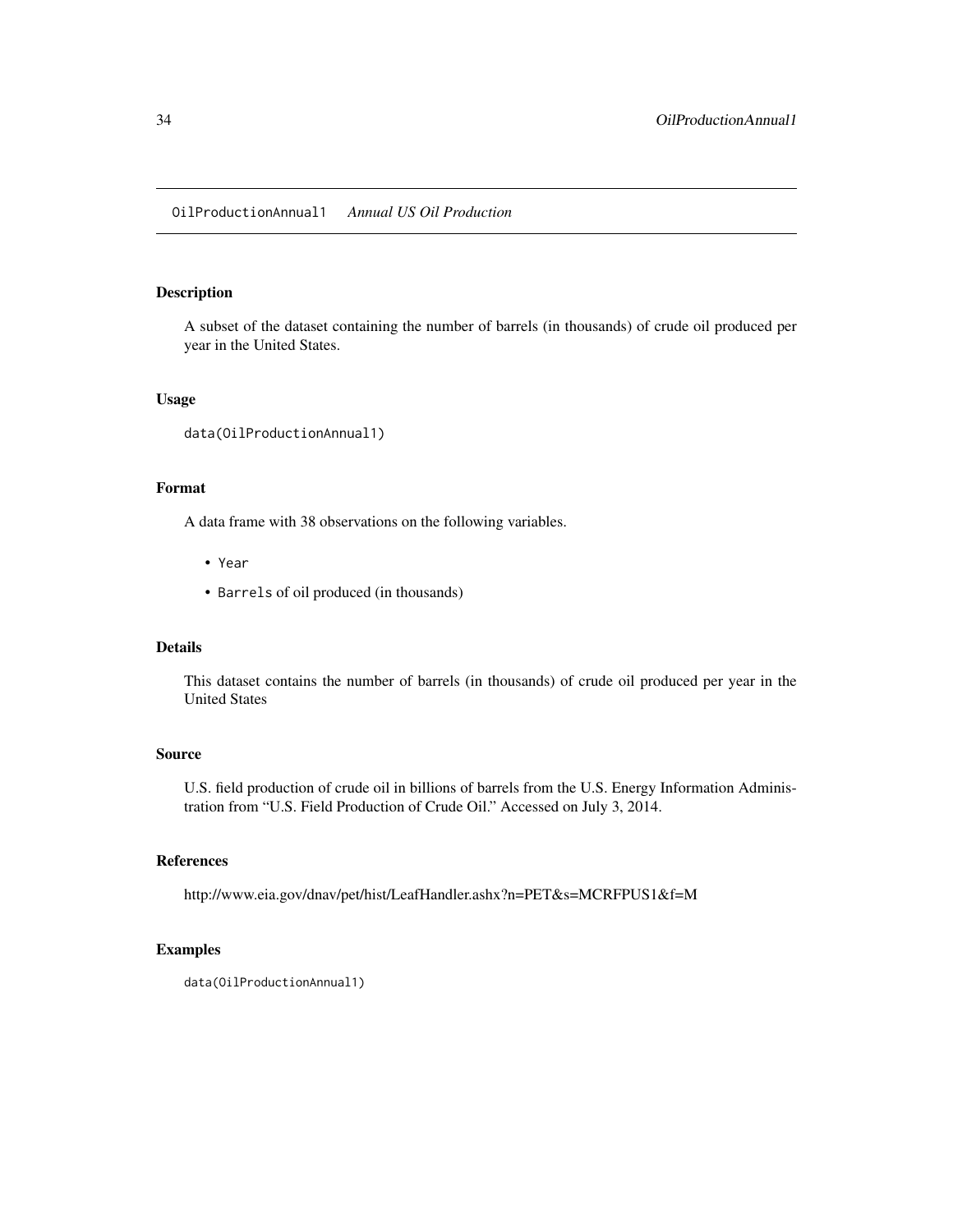## OilProductionAnnual1 *Annual US Oil Production*

### Description

A subset of the dataset containing the number of barrels (in thousands) of crude oil produced per year in the United States.

### Usage

```
data(OilProductionAnnual1)
```

### Format

A data frame with 38 observations on the following variables.

- `Year`
- `Barrels` of oil produced (in thousands)

### Details

This dataset contains the number of barrels (in thousands) of crude oil produced per year in the United States

### Source

U.S. field production of crude oil in billions of barrels from the U.S. Energy Information Administration from "U.S. Field Production of Crude Oil." Accessed on July 3, 2014.

### References

http://www.eia.gov/dnav/pet/hist/LeafHandler.ashx?n=PET&s=MCRFPUS1&f=M

### Examples

```
data(OilProductionAnnual1)
```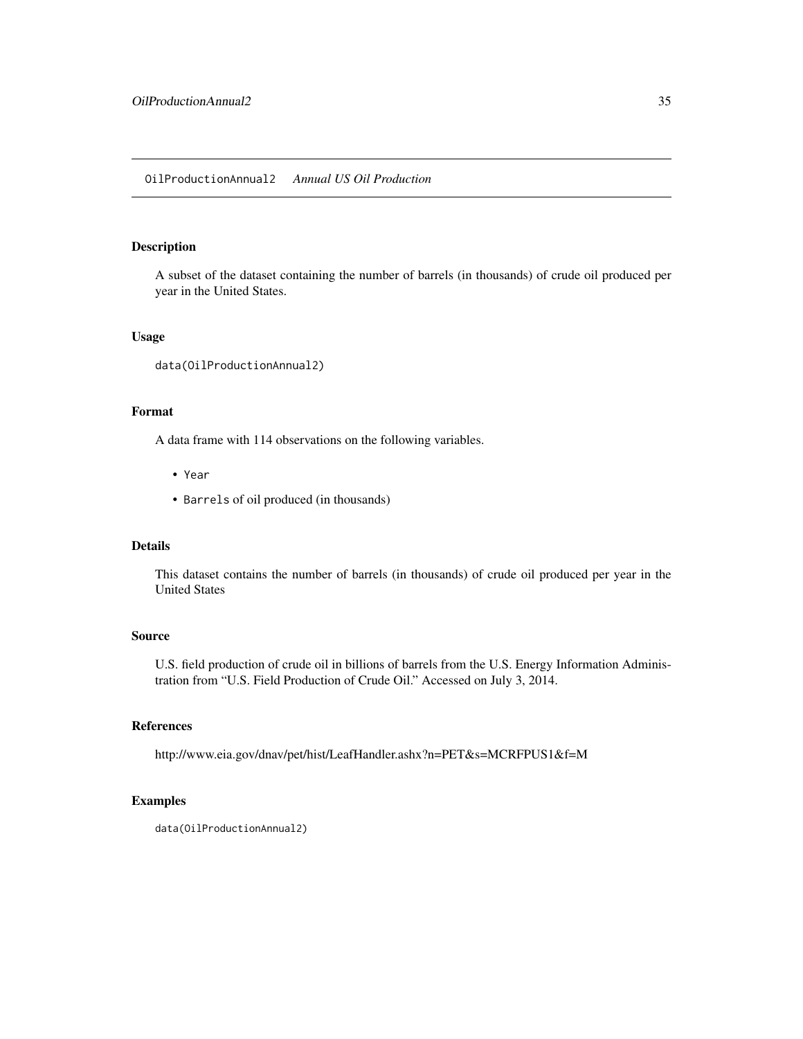## OilProductionAnnual2 *Annual US Oil Production*

### Description

A subset of the dataset containing the number of barrels (in thousands) of crude oil produced per year in the United States.

### Usage

```
data(OilProductionAnnual2)
```

### Format

A data frame with 114 observations on the following variables.

- `Year`
- `Barrels` of oil produced (in thousands)

### Details

This dataset contains the number of barrels (in thousands) of crude oil produced per year in the United States

### Source

U.S. field production of crude oil in billions of barrels from the U.S. Energy Information Administration from "U.S. Field Production of Crude Oil." Accessed on July 3, 2014.

### References

http://www.eia.gov/dnav/pet/hist/LeafHandler.ashx?n=PET&s=MCRFPUS1&f=M

### Examples

```
data(OilProductionAnnual2)
```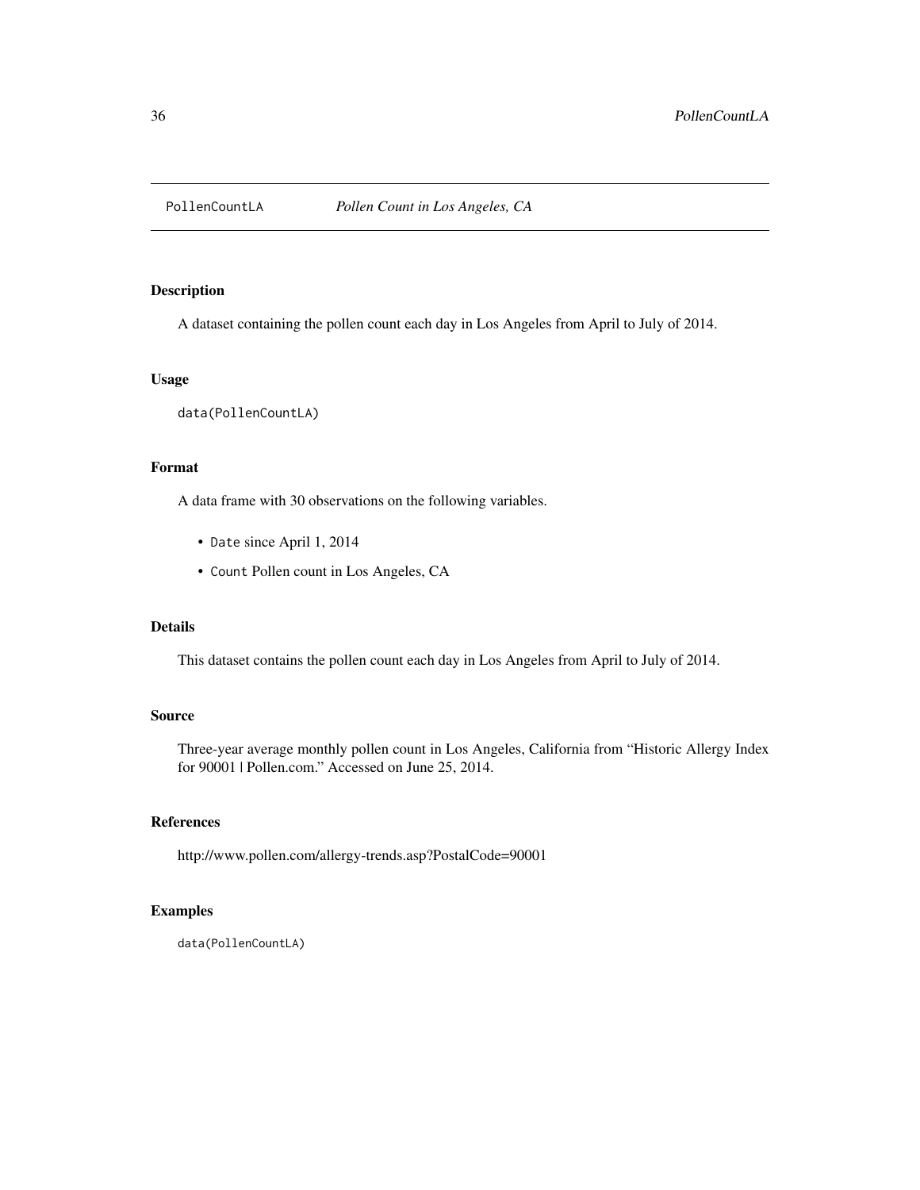## PollenCountLA *Pollen Count in Los Angeles, CA*

### Description

A dataset containing the pollen count each day in Los Angeles from April to July of 2014.

### Usage

```
data(PollenCountLA)
```

### Format

A data frame with 30 observations on the following variables.

- `Date` since April 1, 2014
- `Count` Pollen count in Los Angeles, CA

### Details

This dataset contains the pollen count each day in Los Angeles from April to July of 2014.

### Source

Three-year average monthly pollen count in Los Angeles, California from "Historic Allergy Index for 90001 | Pollen.com." Accessed on June 25, 2014.

### References

http://www.pollen.com/allergy-trends.asp?PostalCode=90001

### Examples

```
data(PollenCountLA)
```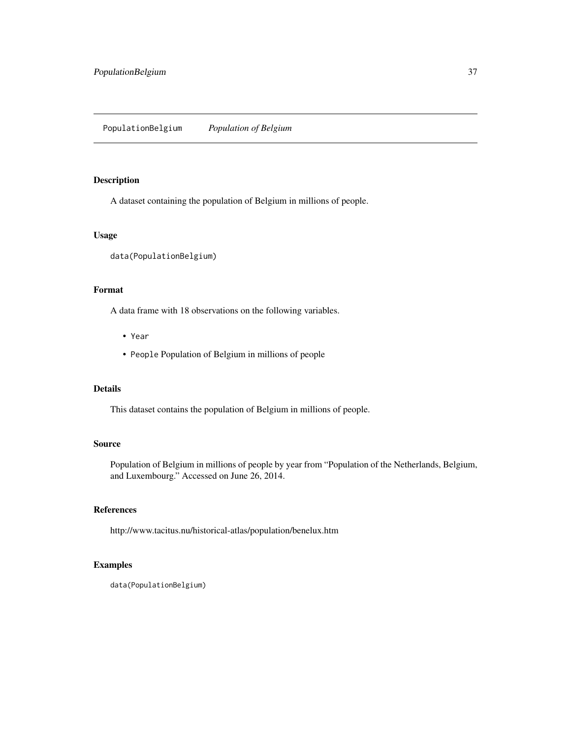PopulationBelgium *Population of Belgium*

## Description

A dataset containing the population of Belgium in millions of people.

## Usage

```
data(PopulationBelgium)
```

## Format

A data frame with 18 observations on the following variables.

- `Year`
- `People` Population of Belgium in millions of people

## Details

This dataset contains the population of Belgium in millions of people.

## Source

Population of Belgium in millions of people by year from "Population of the Netherlands, Belgium, and Luxembourg." Accessed on June 26, 2014.

## References

http://www.tacitus.nu/historical-atlas/population/benelux.htm

## Examples

```
data(PopulationBelgium)
```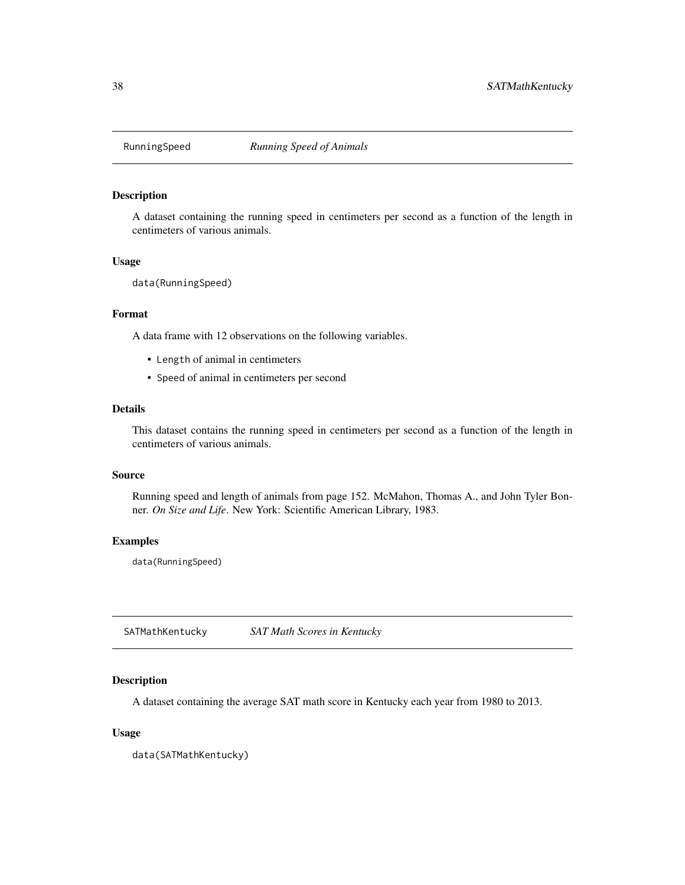## RunningSpeed *Running Speed of Animals*

### Description

A dataset containing the running speed in centimeters per second as a function of the length in centimeters of various animals.

### Usage

```
data(RunningSpeed)
```

### Format

A data frame with 12 observations on the following variables.

- `Length` of animal in centimeters
- `Speed` of animal in centimeters per second

### Details

This dataset contains the running speed in centimeters per second as a function of the length in centimeters of various animals.

### Source

Running speed and length of animals from page 152. McMahon, Thomas A., and John Tyler Bonner. *On Size and Life*. New York: Scientific American Library, 1983.

### Examples

```
data(RunningSpeed)
```

## SATMathKentucky *SAT Math Scores in Kentucky*

### Description

A dataset containing the average SAT math score in Kentucky each year from 1980 to 2013.

### Usage

```
data(SATMathKentucky)
```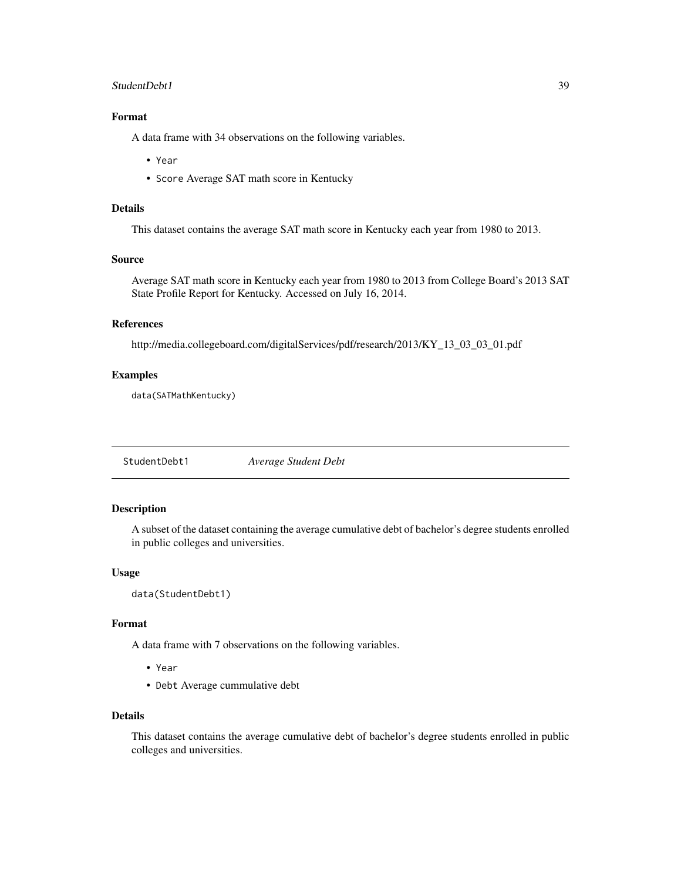### Format

A data frame with 34 observations on the following variables.

- `Year`
- `Score` Average SAT math score in Kentucky

### Details

This dataset contains the average SAT math score in Kentucky each year from 1980 to 2013.

### Source

Average SAT math score in Kentucky each year from 1980 to 2013 from College Board's 2013 SAT State Profile Report for Kentucky. Accessed on July 16, 2014.

### References

http://media.collegeboard.com/digitalServices/pdf/research/2013/KY_13_03_03_01.pdf

### Examples

```
data(SATMathKentucky)
```

---

## StudentDebt1 *Average Student Debt*

---

### Description

A subset of the dataset containing the average cumulative debt of bachelor's degree students enrolled in public colleges and universities.

### Usage

```
data(StudentDebt1)
```

### Format

A data frame with 7 observations on the following variables.

- `Year`
- `Debt` Average cummulative debt

### Details

This dataset contains the average cumulative debt of bachelor's degree students enrolled in public colleges and universities.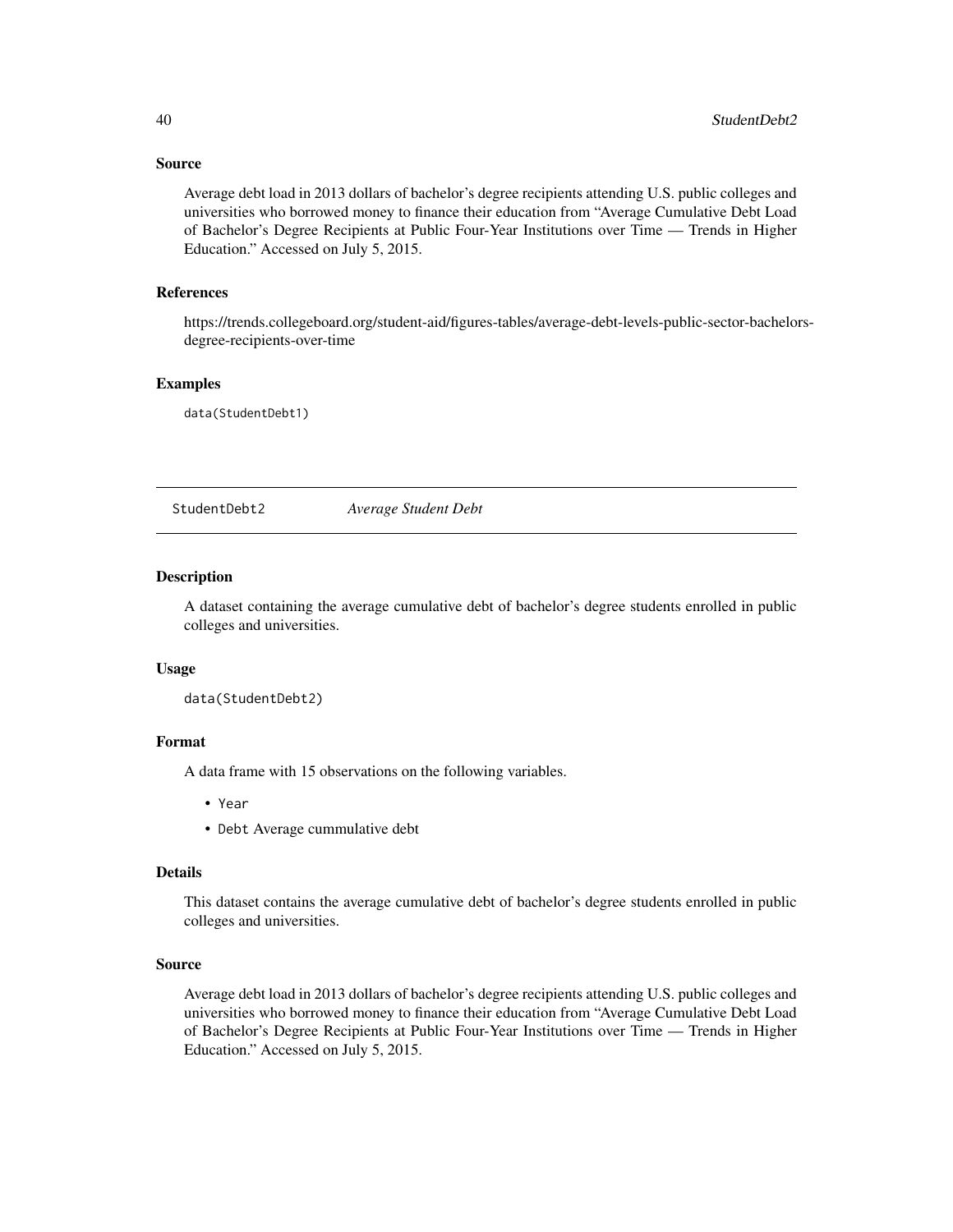### Source

Average debt load in 2013 dollars of bachelor's degree recipients attending U.S. public colleges and universities who borrowed money to finance their education from "Average Cumulative Debt Load of Bachelor's Degree Recipients at Public Four-Year Institutions over Time — Trends in Higher Education." Accessed on July 5, 2015.

### References

https://trends.collegeboard.org/student-aid/figures-tables/average-debt-levels-public-sector-bachelors-degree-recipients-over-time

### Examples

```
data(StudentDebt1)
```

---

## StudentDebt2 *Average Student Debt*

---

### Description

A dataset containing the average cumulative debt of bachelor's degree students enrolled in public colleges and universities.

### Usage

```
data(StudentDebt2)
```

### Format

A data frame with 15 observations on the following variables.

- `Year`
- `Debt` Average cummulative debt

### Details

This dataset contains the average cumulative debt of bachelor's degree students enrolled in public colleges and universities.

### Source

Average debt load in 2013 dollars of bachelor's degree recipients attending U.S. public colleges and universities who borrowed money to finance their education from "Average Cumulative Debt Load of Bachelor's Degree Recipients at Public Four-Year Institutions over Time — Trends in Higher Education." Accessed on July 5, 2015.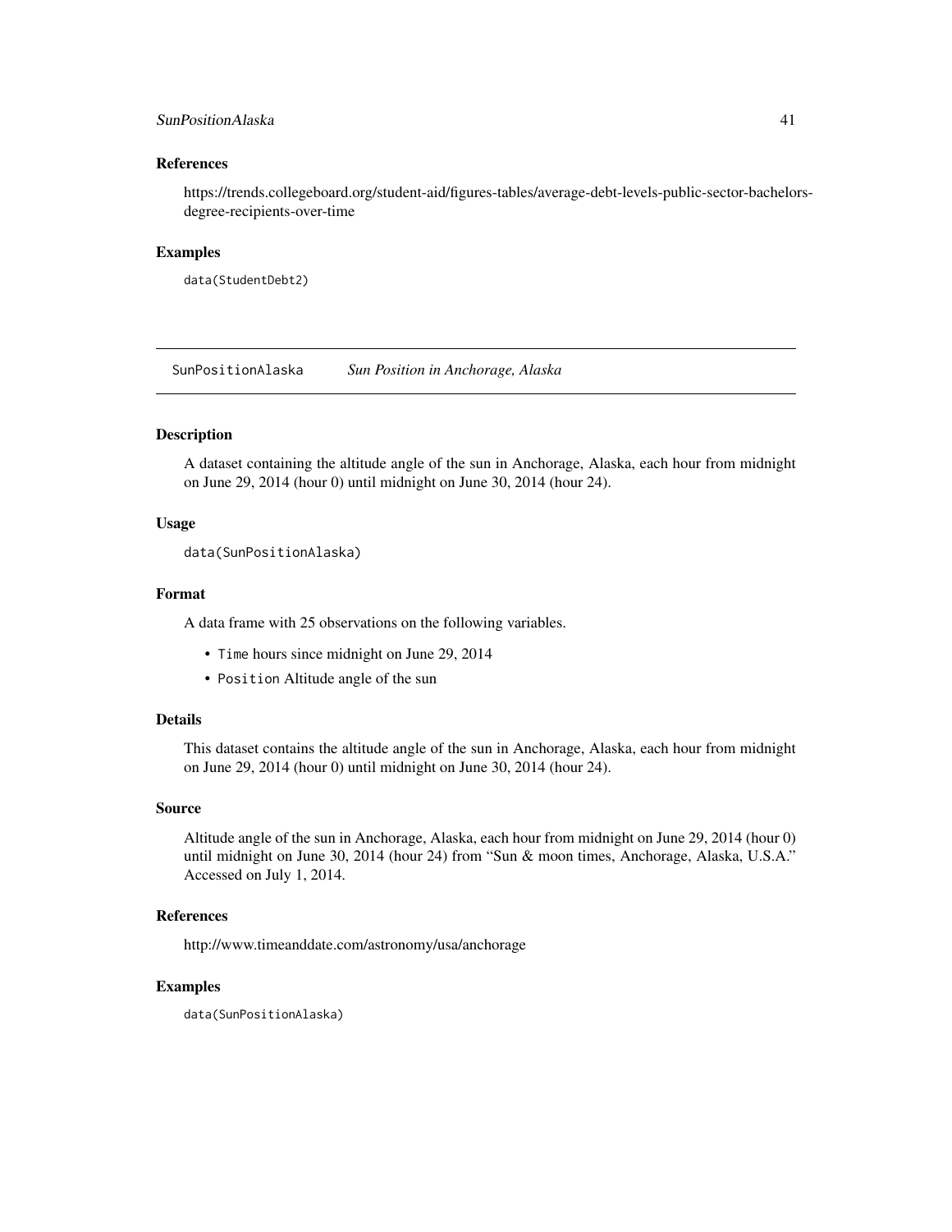### References

https://trends.collegeboard.org/student-aid/figures-tables/average-debt-levels-public-sector-bachelors-degree-recipients-over-time

### Examples

```
data(StudentDebt2)
```

---

## SunPositionAlaska *Sun Position in Anchorage, Alaska*

---

### Description

A dataset containing the altitude angle of the sun in Anchorage, Alaska, each hour from midnight on June 29, 2014 (hour 0) until midnight on June 30, 2014 (hour 24).

### Usage

```
data(SunPositionAlaska)
```

### Format

A data frame with 25 observations on the following variables.

- `Time` hours since midnight on June 29, 2014
- `Position` Altitude angle of the sun

### Details

This dataset contains the altitude angle of the sun in Anchorage, Alaska, each hour from midnight on June 29, 2014 (hour 0) until midnight on June 30, 2014 (hour 24).

### Source

Altitude angle of the sun in Anchorage, Alaska, each hour from midnight on June 29, 2014 (hour 0) until midnight on June 30, 2014 (hour 24) from "Sun & moon times, Anchorage, Alaska, U.S.A." Accessed on July 1, 2014.

### References

http://www.timeanddate.com/astronomy/usa/anchorage

### Examples

```
data(SunPositionAlaska)
```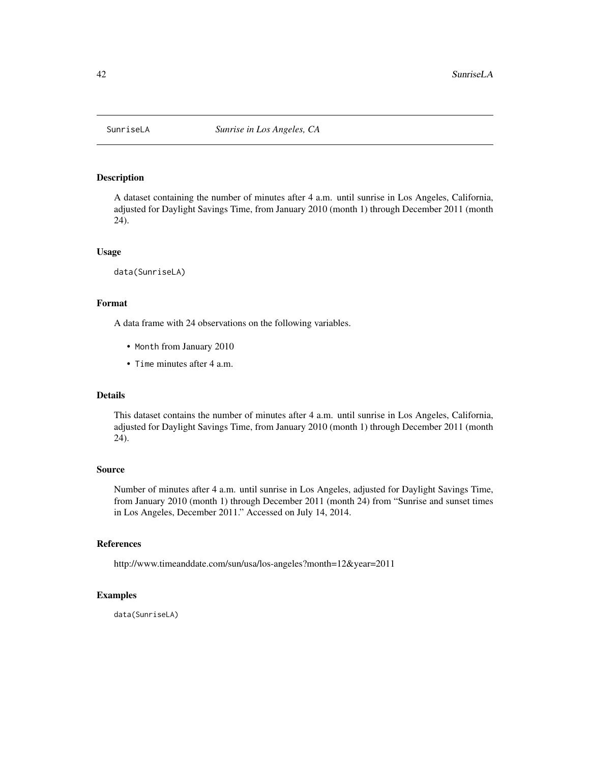SunriseLA *Sunrise in Los Angeles, CA*

## Description

A dataset containing the number of minutes after 4 a.m. until sunrise in Los Angeles, California, adjusted for Daylight Savings Time, from January 2010 (month 1) through December 2011 (month 24).

## Usage

```
data(SunriseLA)
```

## Format

A data frame with 24 observations on the following variables.

- `Month` from January 2010
- `Time` minutes after 4 a.m.

## Details

This dataset contains the number of minutes after 4 a.m. until sunrise in Los Angeles, California, adjusted for Daylight Savings Time, from January 2010 (month 1) through December 2011 (month 24).

## Source

Number of minutes after 4 a.m. until sunrise in Los Angeles, adjusted for Daylight Savings Time, from January 2010 (month 1) through December 2011 (month 24) from "Sunrise and sunset times in Los Angeles, December 2011." Accessed on July 14, 2014.

## References

http://www.timeanddate.com/sun/usa/los-angeles?month=12&year=2011

## Examples

```
data(SunriseLA)
```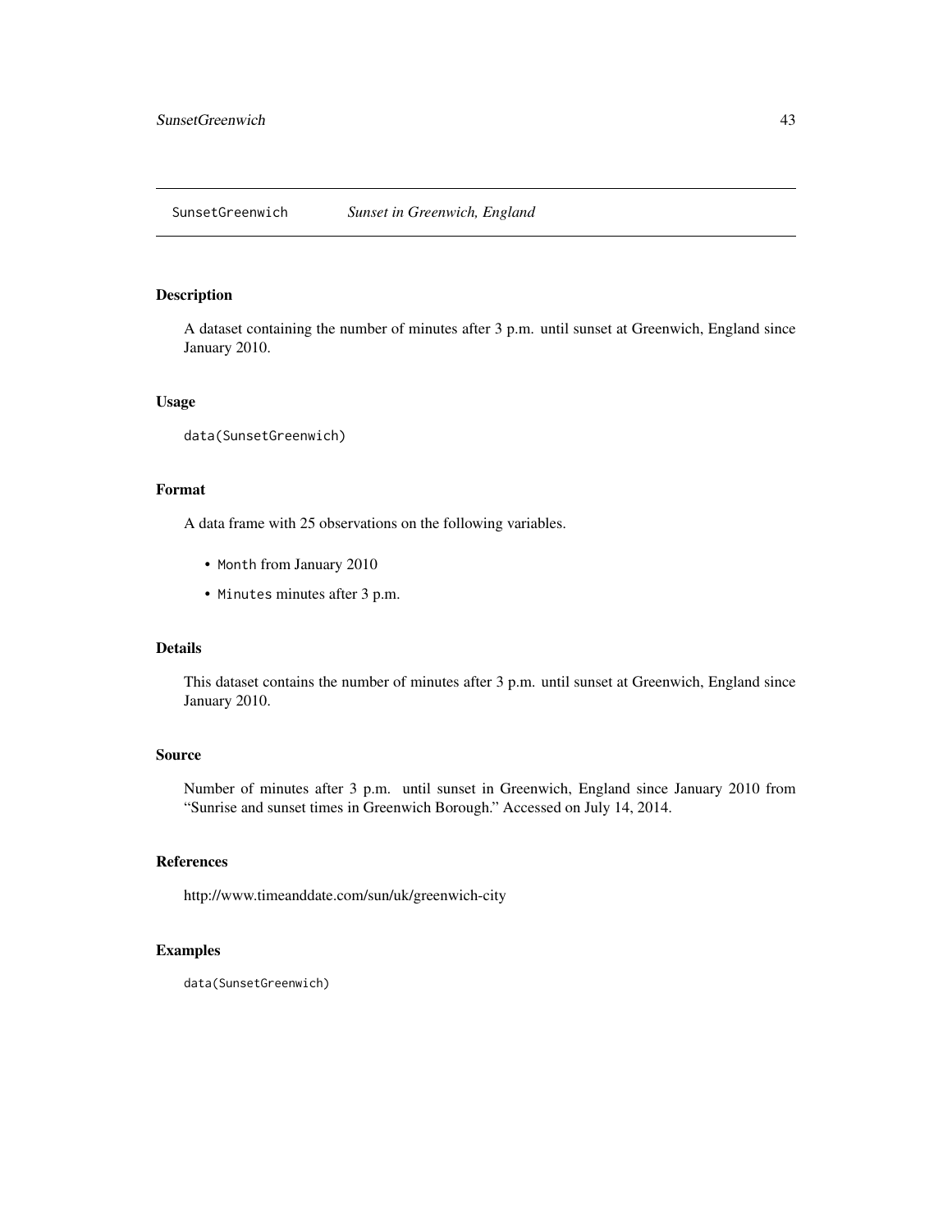# SunsetGreenwich *Sunset in Greenwich, England*

## Description

A dataset containing the number of minutes after 3 p.m. until sunset at Greenwich, England since January 2010.

## Usage

```
data(SunsetGreenwich)
```

## Format

A data frame with 25 observations on the following variables.

- `Month` from January 2010
- `Minutes` minutes after 3 p.m.

## Details

This dataset contains the number of minutes after 3 p.m. until sunset at Greenwich, England since January 2010.

## Source

Number of minutes after 3 p.m. until sunset in Greenwich, England since January 2010 from "Sunrise and sunset times in Greenwich Borough." Accessed on July 14, 2014.

## References

http://www.timeanddate.com/sun/uk/greenwich-city

## Examples

```
data(SunsetGreenwich)
```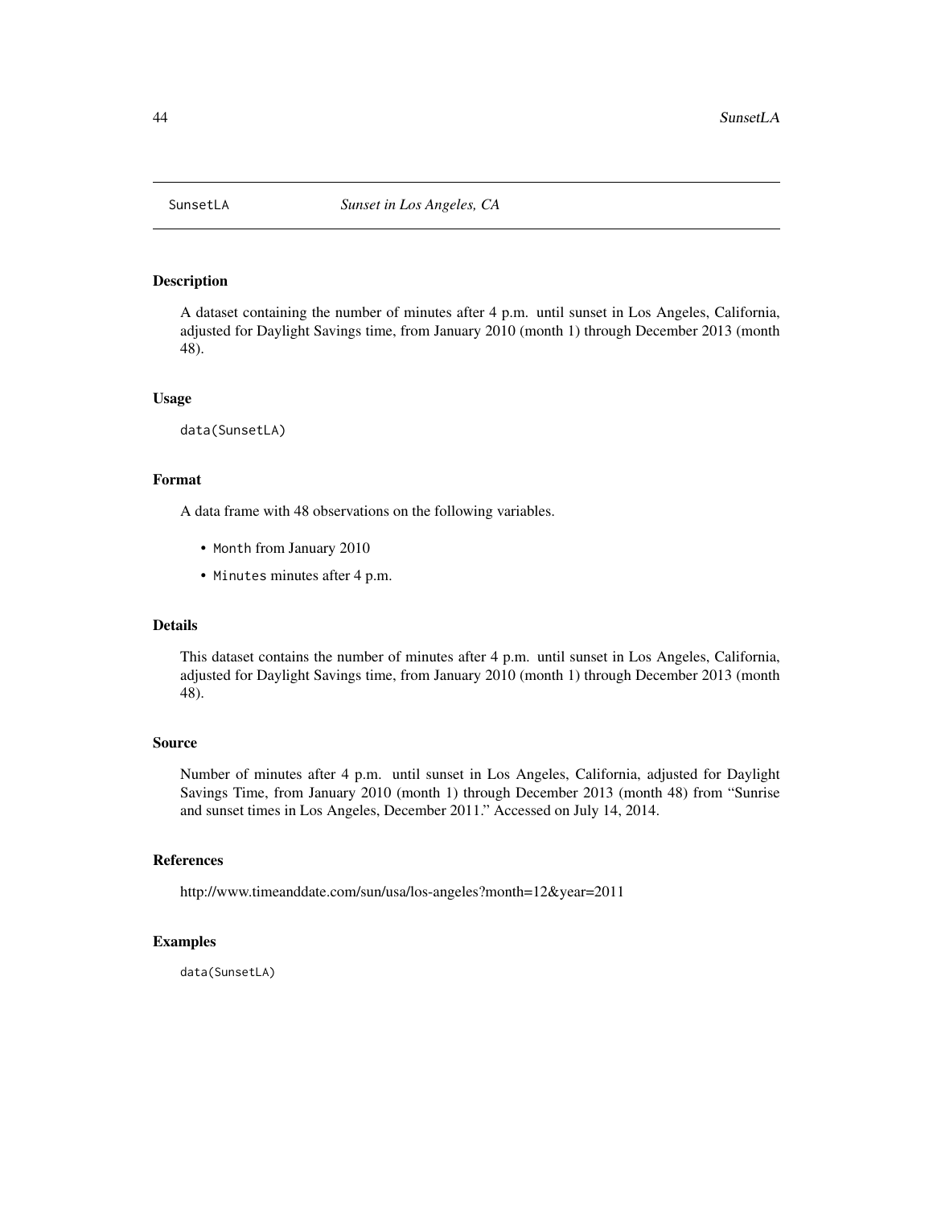SunsetLA *Sunset in Los Angeles, CA*

## Description

A dataset containing the number of minutes after 4 p.m. until sunset in Los Angeles, California, adjusted for Daylight Savings time, from January 2010 (month 1) through December 2013 (month 48).

## Usage

```
data(SunsetLA)
```

## Format

A data frame with 48 observations on the following variables.

- `Month` from January 2010
- `Minutes` minutes after 4 p.m.

## Details

This dataset contains the number of minutes after 4 p.m. until sunset in Los Angeles, California, adjusted for Daylight Savings time, from January 2010 (month 1) through December 2013 (month 48).

## Source

Number of minutes after 4 p.m. until sunset in Los Angeles, California, adjusted for Daylight Savings Time, from January 2010 (month 1) through December 2013 (month 48) from "Sunrise and sunset times in Los Angeles, December 2011." Accessed on July 14, 2014.

## References

http://www.timeanddate.com/sun/usa/los-angeles?month=12&year=2011

## Examples

```
data(SunsetLA)
```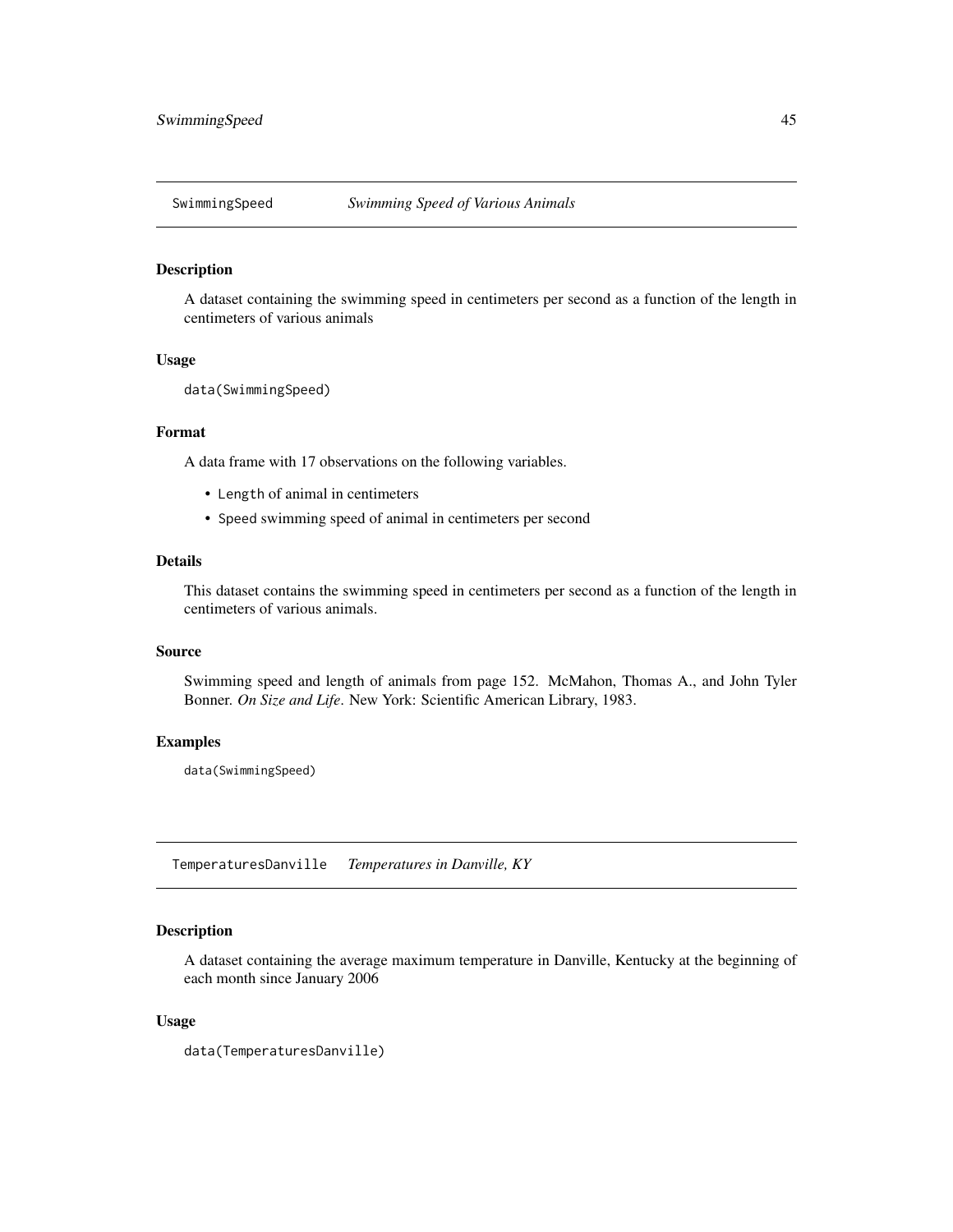## SwimmingSpeed *Swimming Speed of Various Animals*

### Description

A dataset containing the swimming speed in centimeters per second as a function of the length in centimeters of various animals

### Usage

```
data(SwimmingSpeed)
```

### Format

A data frame with 17 observations on the following variables.

- `Length` of animal in centimeters
- `Speed` swimming speed of animal in centimeters per second

### Details

This dataset contains the swimming speed in centimeters per second as a function of the length in centimeters of various animals.

### Source

Swimming speed and length of animals from page 152. McMahon, Thomas A., and John Tyler Bonner. *On Size and Life*. New York: Scientific American Library, 1983.

### Examples

```
data(SwimmingSpeed)
```

## TemperaturesDanville *Temperatures in Danville, KY*

### Description

A dataset containing the average maximum temperature in Danville, Kentucky at the beginning of each month since January 2006

### Usage

```
data(TemperaturesDanville)
```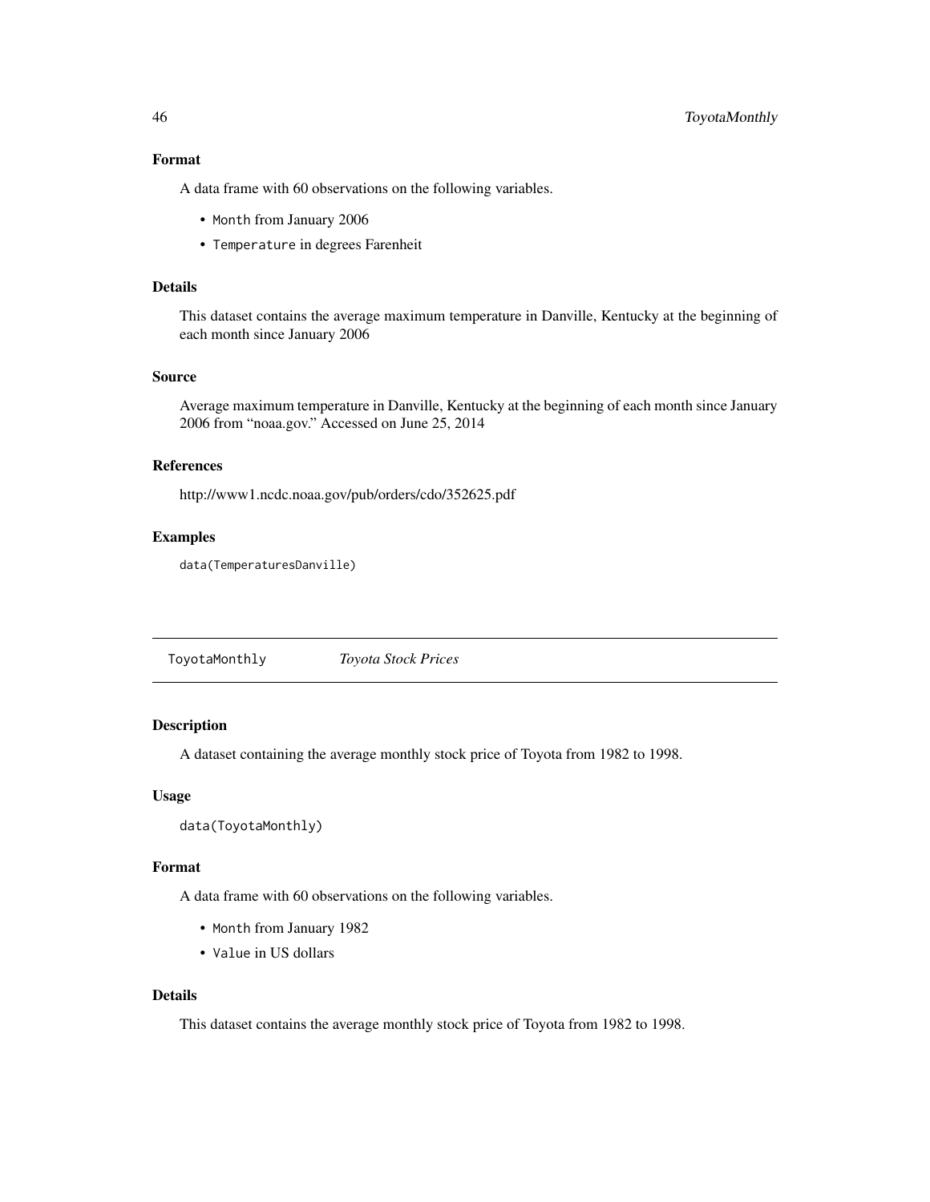### Format

A data frame with 60 observations on the following variables.

- `Month` from January 2006
- `Temperature` in degrees Farenheit

### Details

This dataset contains the average maximum temperature in Danville, Kentucky at the beginning of each month since January 2006

### Source

Average maximum temperature in Danville, Kentucky at the beginning of each month since January 2006 from "noaa.gov." Accessed on June 25, 2014

### References

http://www1.ncdc.noaa.gov/pub/orders/cdo/352625.pdf

### Examples

```
data(TemperaturesDanville)
```

---

## ToyotaMonthly *Toyota Stock Prices*

---

### Description

A dataset containing the average monthly stock price of Toyota from 1982 to 1998.

### Usage

```
data(ToyotaMonthly)
```

### Format

A data frame with 60 observations on the following variables.

- `Month` from January 1982
- `Value` in US dollars

### Details

This dataset contains the average monthly stock price of Toyota from 1982 to 1998.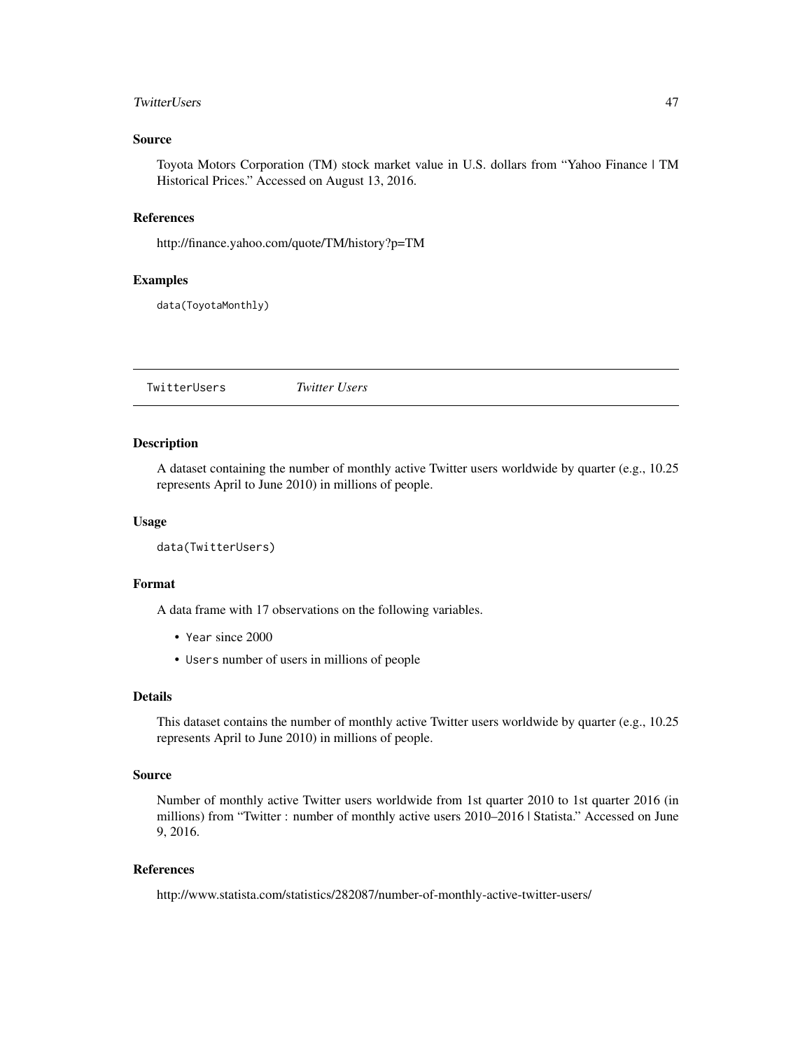### Source

Toyota Motors Corporation (TM) stock market value in U.S. dollars from "Yahoo Finance | TM Historical Prices." Accessed on August 13, 2016.

### References

http://finance.yahoo.com/quote/TM/history?p=TM

### Examples

```
data(ToyotaMonthly)
```

---

## TwitterUsers *Twitter Users*

---

### Description

A dataset containing the number of monthly active Twitter users worldwide by quarter (e.g., 10.25 represents April to June 2010) in millions of people.

### Usage

```
data(TwitterUsers)
```

### Format

A data frame with 17 observations on the following variables.

- `Year` since 2000
- `Users` number of users in millions of people

### Details

This dataset contains the number of monthly active Twitter users worldwide by quarter (e.g., 10.25 represents April to June 2010) in millions of people.

### Source

Number of monthly active Twitter users worldwide from 1st quarter 2010 to 1st quarter 2016 (in millions) from "Twitter : number of monthly active users 2010–2016 | Statista." Accessed on June 9, 2016.

### References

http://www.statista.com/statistics/282087/number-of-monthly-active-twitter-users/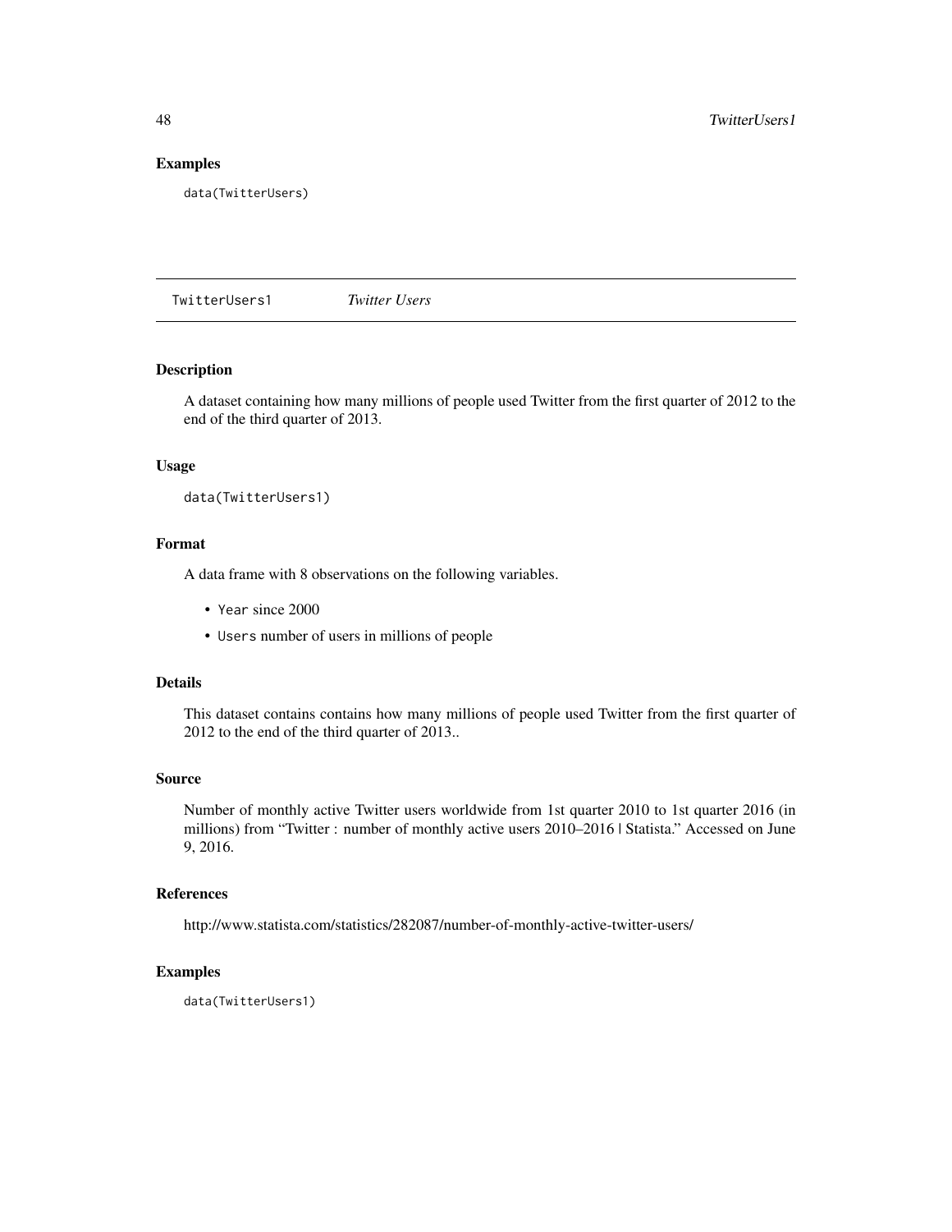### Examples

```
data(TwitterUsers)
```

---

## TwitterUsers1 *Twitter Users*

---

### Description

A dataset containing how many millions of people used Twitter from the first quarter of 2012 to the end of the third quarter of 2013.

### Usage

```
data(TwitterUsers1)
```

### Format

A data frame with 8 observations on the following variables.

- `Year` since 2000
- `Users` number of users in millions of people

### Details

This dataset contains contains how many millions of people used Twitter from the first quarter of 2012 to the end of the third quarter of 2013..

### Source

Number of monthly active Twitter users worldwide from 1st quarter 2010 to 1st quarter 2016 (in millions) from "Twitter : number of monthly active users 2010–2016 | Statista." Accessed on June 9, 2016.

### References

http://www.statista.com/statistics/282087/number-of-monthly-active-twitter-users/

### Examples

```
data(TwitterUsers1)
```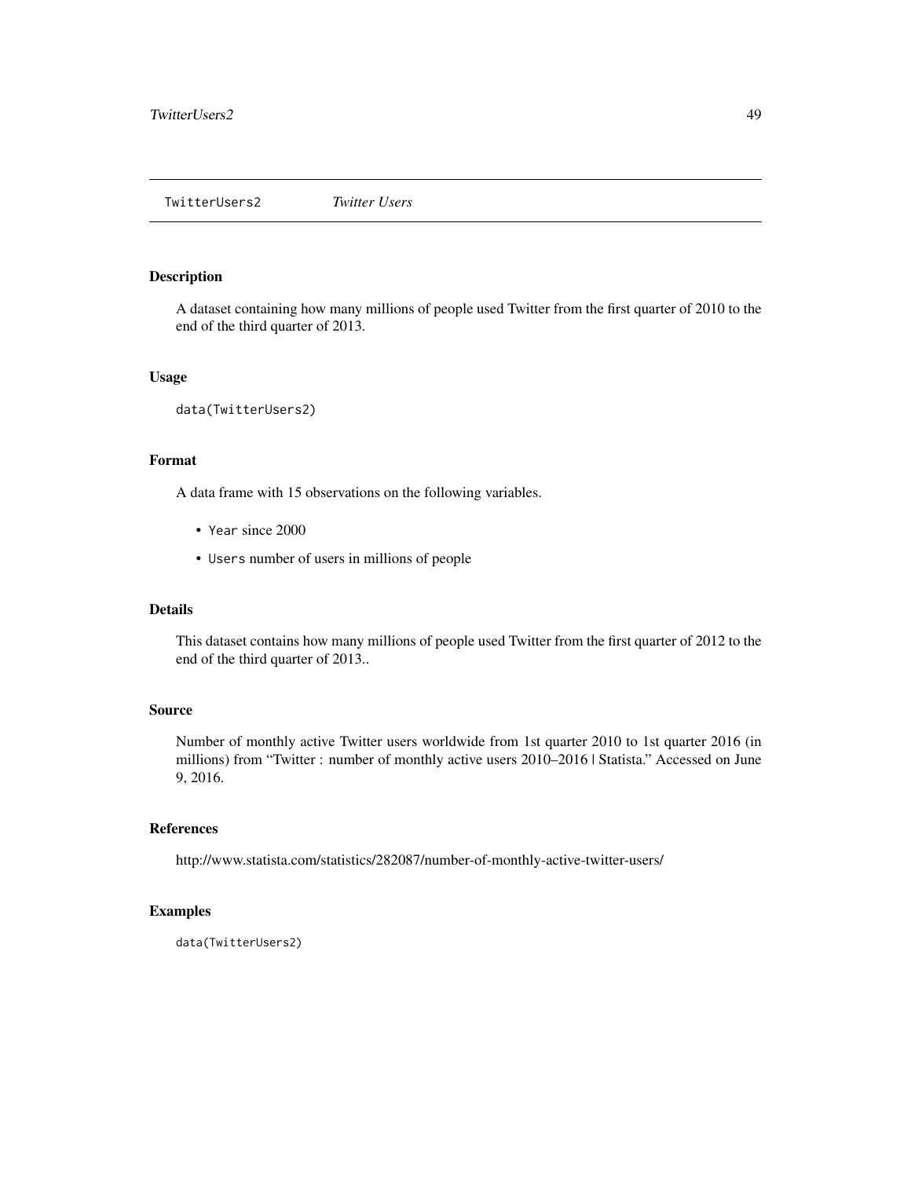TwitterUsers2    *Twitter Users*

## Description

A dataset containing how many millions of people used Twitter from the first quarter of 2010 to the end of the third quarter of 2013.

## Usage

```
data(TwitterUsers2)
```

## Format

A data frame with 15 observations on the following variables.

- `Year` since 2000
- `Users` number of users in millions of people

## Details

This dataset contains how many millions of people used Twitter from the first quarter of 2012 to the end of the third quarter of 2013..

## Source

Number of monthly active Twitter users worldwide from 1st quarter 2010 to 1st quarter 2016 (in millions) from "Twitter : number of monthly active users 2010–2016 | Statista." Accessed on June 9, 2016.

## References

http://www.statista.com/statistics/282087/number-of-monthly-active-twitter-users/

## Examples

```
data(TwitterUsers2)
```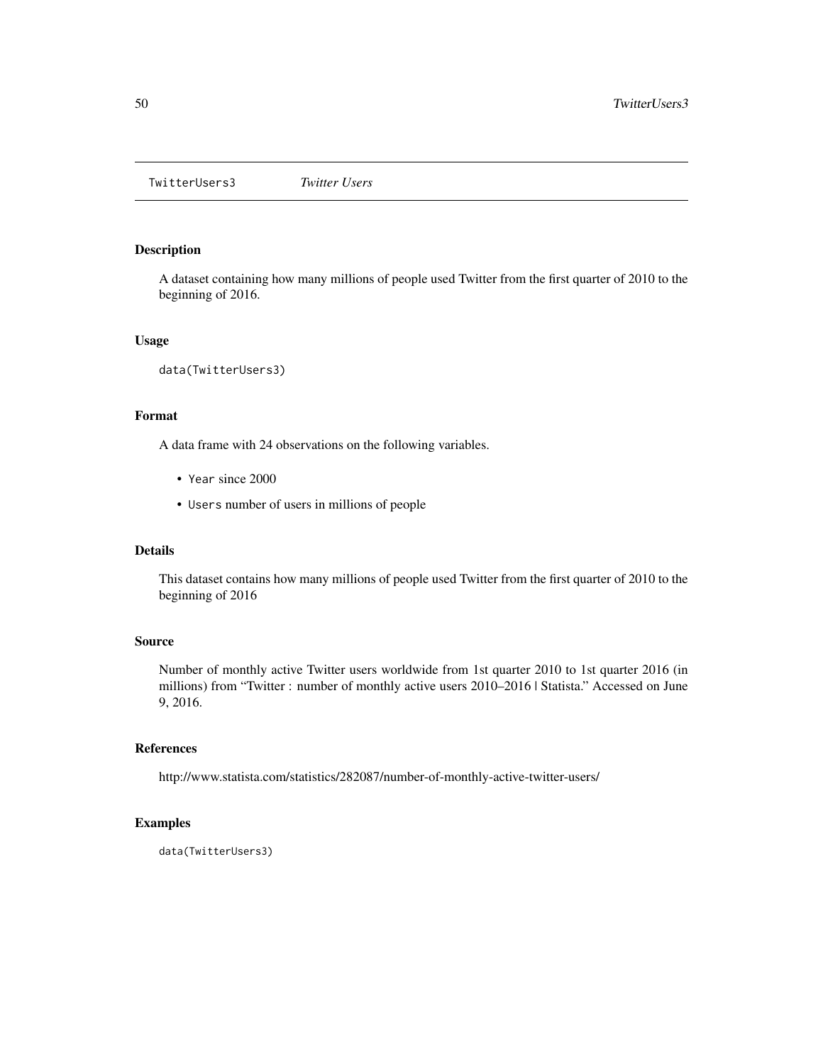# TwitterUsers3 *Twitter Users*

## Description

A dataset containing how many millions of people used Twitter from the first quarter of 2010 to the beginning of 2016.

## Usage

```
data(TwitterUsers3)
```

## Format

A data frame with 24 observations on the following variables.

- `Year` since 2000
- `Users` number of users in millions of people

## Details

This dataset contains how many millions of people used Twitter from the first quarter of 2010 to the beginning of 2016

## Source

Number of monthly active Twitter users worldwide from 1st quarter 2010 to 1st quarter 2016 (in millions) from "Twitter : number of monthly active users 2010–2016 | Statista." Accessed on June 9, 2016.

## References

http://www.statista.com/statistics/282087/number-of-monthly-active-twitter-users/

## Examples

```
data(TwitterUsers3)
```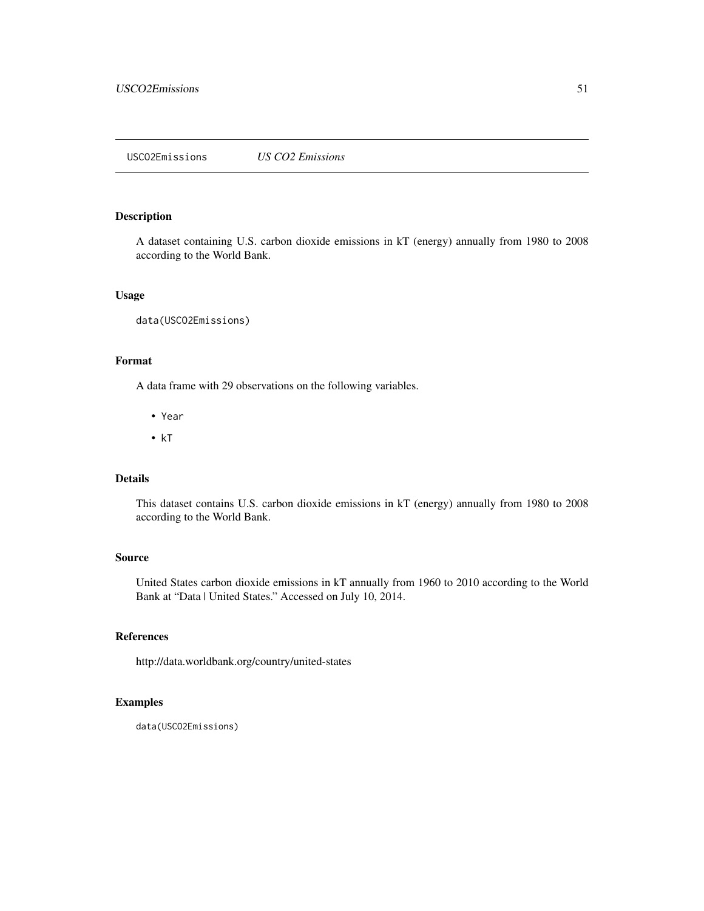# USCO2Emissions — *US CO2 Emissions*

## Description

A dataset containing U.S. carbon dioxide emissions in kT (energy) annually from 1980 to 2008 according to the World Bank.

## Usage

```
data(USCO2Emissions)
```

## Format

A data frame with 29 observations on the following variables.

- `Year`
- `kT`

## Details

This dataset contains U.S. carbon dioxide emissions in kT (energy) annually from 1980 to 2008 according to the World Bank.

## Source

United States carbon dioxide emissions in kT annually from 1960 to 2010 according to the World Bank at "Data | United States." Accessed on July 10, 2014.

## References

http://data.worldbank.org/country/united-states

## Examples

```
data(USCO2Emissions)
```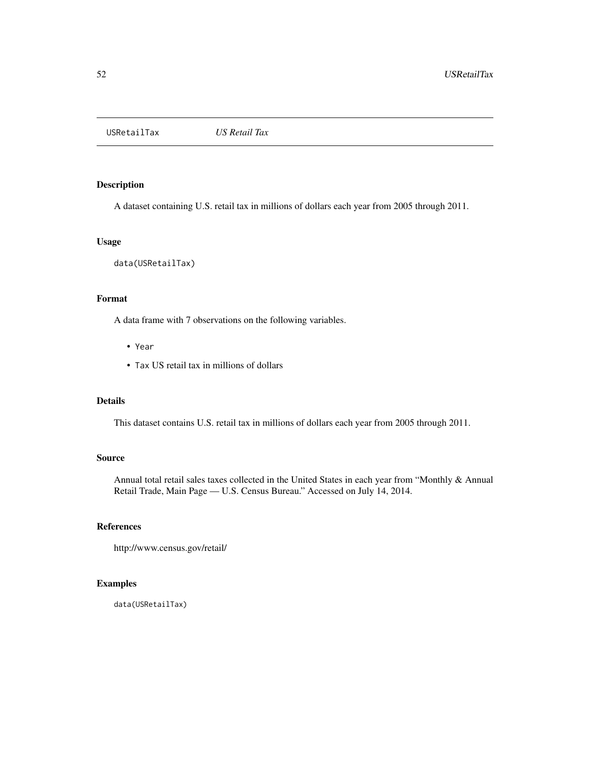USRetailTax *US Retail Tax*

## Description

A dataset containing U.S. retail tax in millions of dollars each year from 2005 through 2011.

## Usage

```
data(USRetailTax)
```

## Format

A data frame with 7 observations on the following variables.

- `Year`
- `Tax` US retail tax in millions of dollars

## Details

This dataset contains U.S. retail tax in millions of dollars each year from 2005 through 2011.

## Source

Annual total retail sales taxes collected in the United States in each year from "Monthly & Annual Retail Trade, Main Page — U.S. Census Bureau." Accessed on July 14, 2014.

## References

http://www.census.gov/retail/

## Examples

```
data(USRetailTax)
```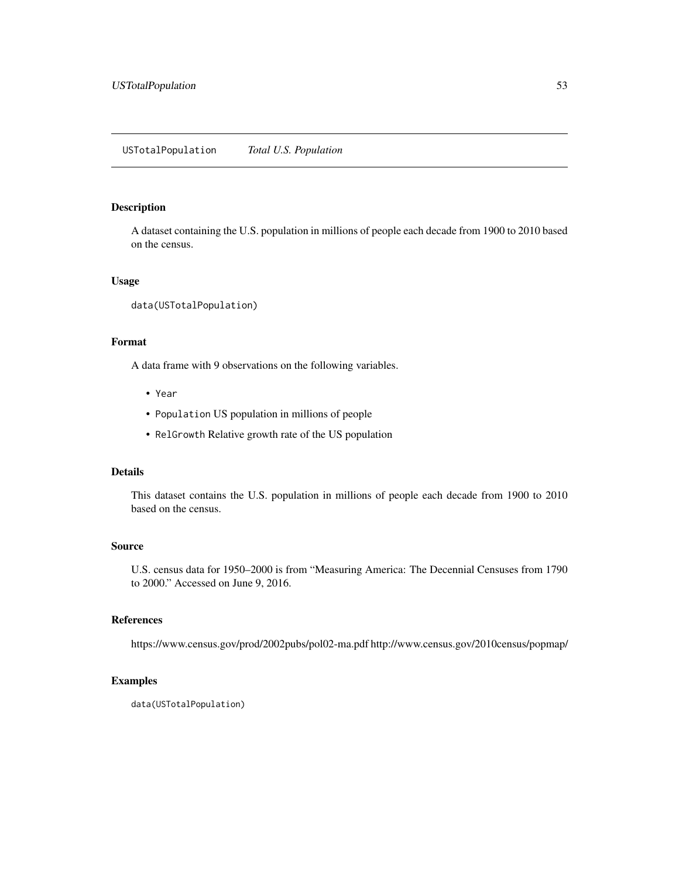## USTotalPopulation *Total U.S. Population*

### Description

A dataset containing the U.S. population in millions of people each decade from 1900 to 2010 based on the census.

### Usage

```
data(USTotalPopulation)
```

### Format

A data frame with 9 observations on the following variables.

- `Year`
- `Population` US population in millions of people
- `RelGrowth` Relative growth rate of the US population

### Details

This dataset contains the U.S. population in millions of people each decade from 1900 to 2010 based on the census.

### Source

U.S. census data for 1950–2000 is from "Measuring America: The Decennial Censuses from 1790 to 2000." Accessed on June 9, 2016.

### References

https://www.census.gov/prod/2002pubs/pol02-ma.pdf http://www.census.gov/2010census/popmap/

### Examples

```
data(USTotalPopulation)
```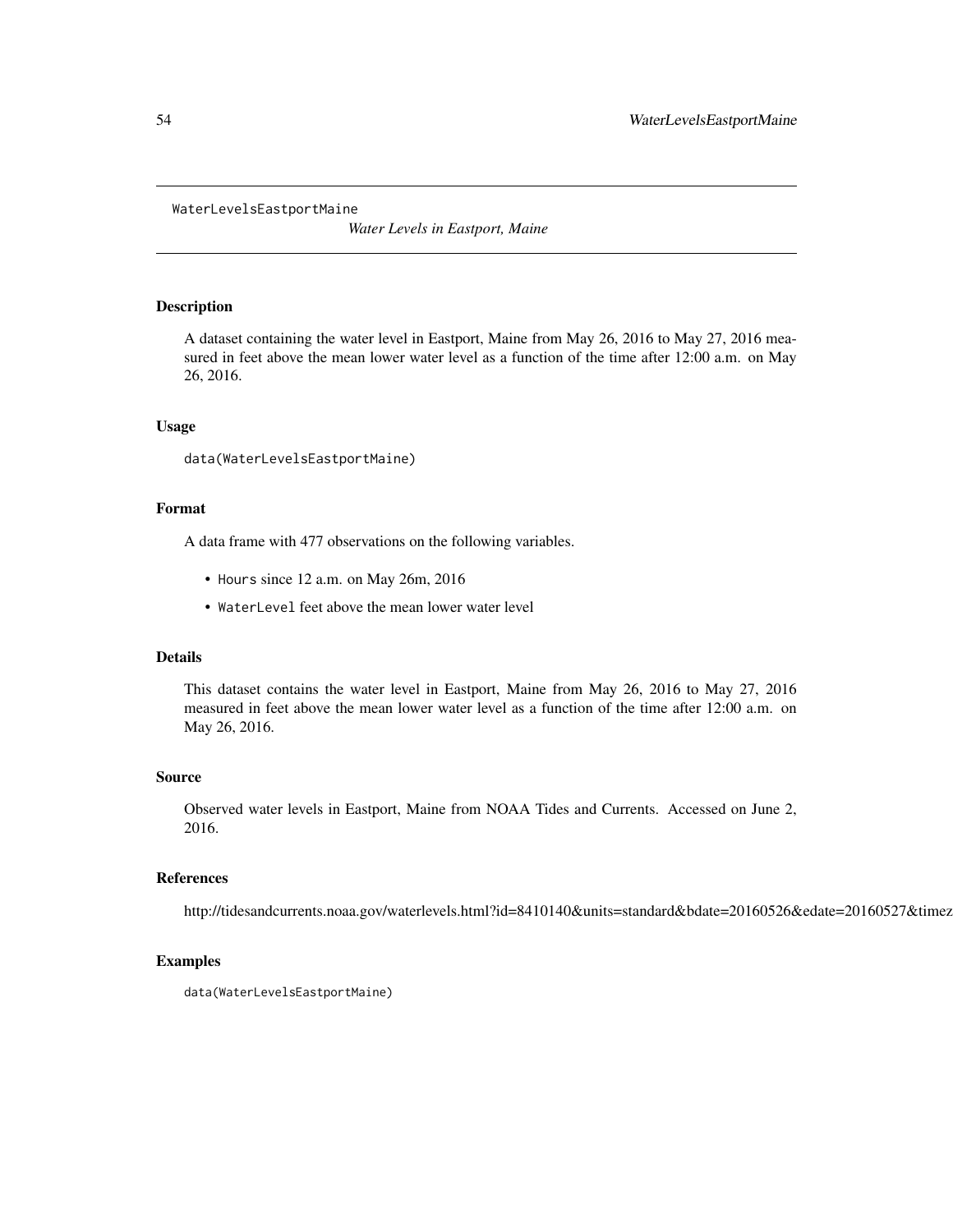WaterLevelsEastportMaine

*Water Levels in Eastport, Maine*

## Description

A dataset containing the water level in Eastport, Maine from May 26, 2016 to May 27, 2016 measured in feet above the mean lower water level as a function of the time after 12:00 a.m. on May 26, 2016.

## Usage

```
data(WaterLevelsEastportMaine)
```

## Format

A data frame with 477 observations on the following variables.

- `Hours` since 12 a.m. on May 26m, 2016
- `WaterLevel` feet above the mean lower water level

## Details

This dataset contains the water level in Eastport, Maine from May 26, 2016 to May 27, 2016 measured in feet above the mean lower water level as a function of the time after 12:00 a.m. on May 26, 2016.

## Source

Observed water levels in Eastport, Maine from NOAA Tides and Currents. Accessed on June 2, 2016.

## References

http://tidesandcurrents.noaa.gov/waterlevels.html?id=8410140&units=standard&bdate=20160526&edate=20160527&timez

## Examples

```
data(WaterLevelsEastportMaine)
```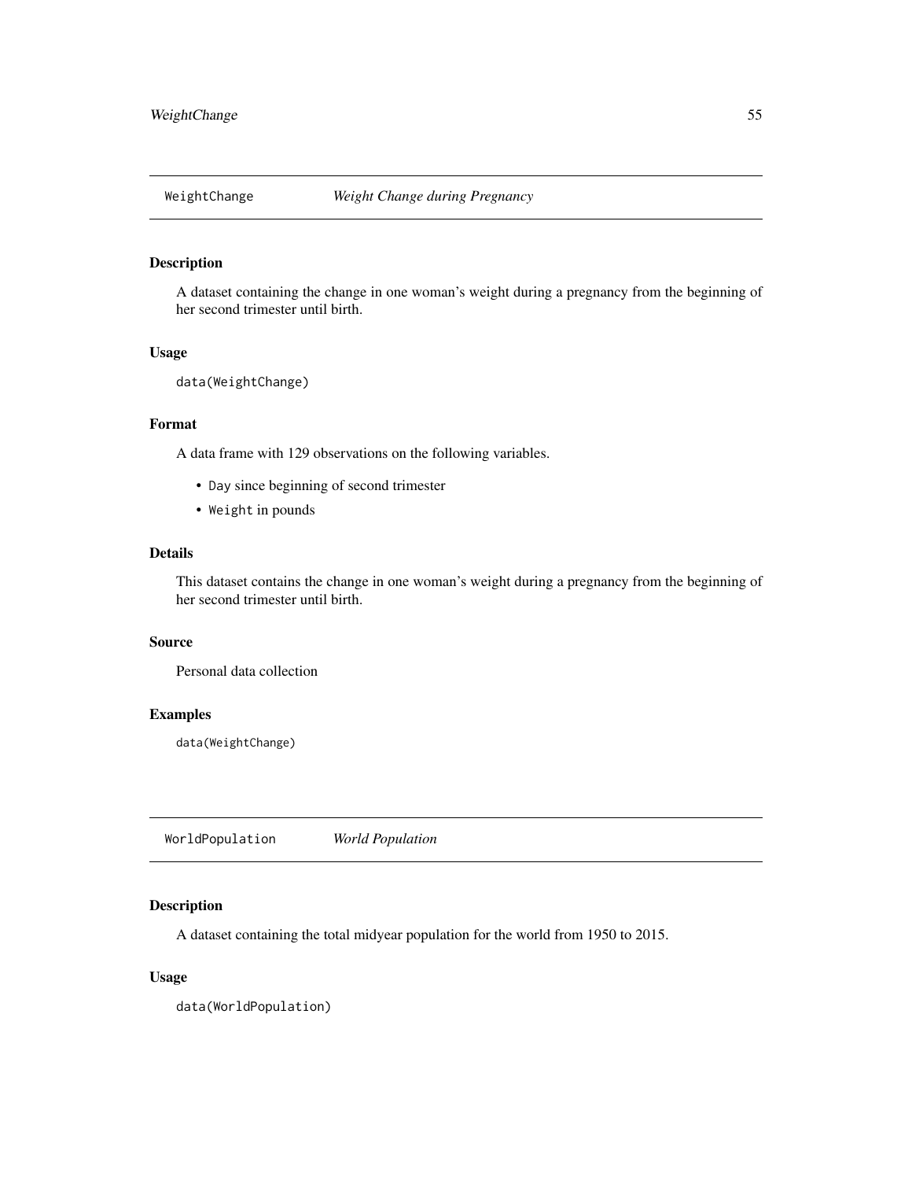## WeightChange *Weight Change during Pregnancy*

### Description

A dataset containing the change in one woman's weight during a pregnancy from the beginning of her second trimester until birth.

### Usage

```
data(WeightChange)
```

### Format

A data frame with 129 observations on the following variables.

- `Day` since beginning of second trimester
- `Weight` in pounds

### Details

This dataset contains the change in one woman's weight during a pregnancy from the beginning of her second trimester until birth.

### Source

Personal data collection

### Examples

```
data(WeightChange)
```

## WorldPopulation *World Population*

### Description

A dataset containing the total midyear population for the world from 1950 to 2015.

### Usage

```
data(WorldPopulation)
```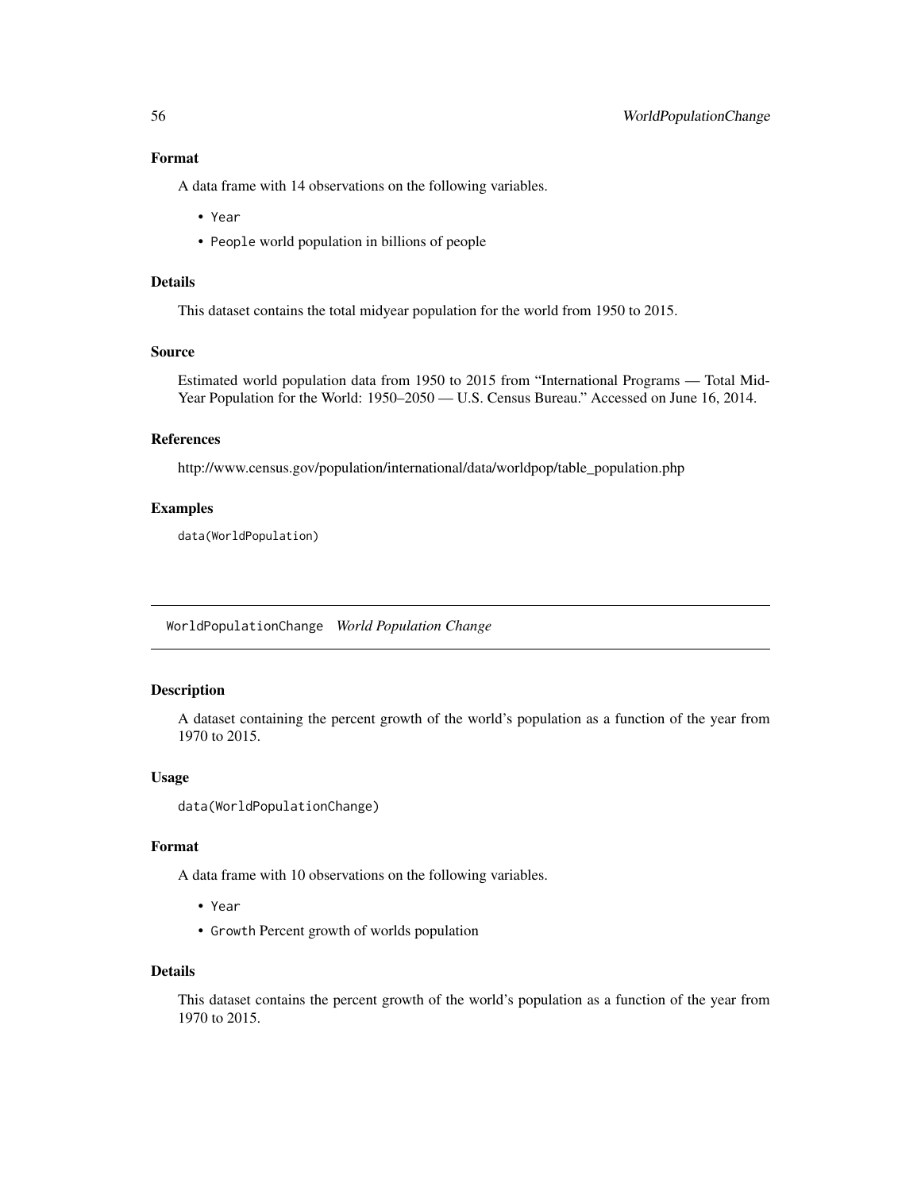### Format

A data frame with 14 observations on the following variables.

- `Year`
- `People` world population in billions of people

### Details

This dataset contains the total midyear population for the world from 1950 to 2015.

### Source

Estimated world population data from 1950 to 2015 from "International Programs — Total Mid-Year Population for the World: 1950–2050 — U.S. Census Bureau." Accessed on June 16, 2014.

### References

http://www.census.gov/population/international/data/worldpop/table_population.php

### Examples

```
data(WorldPopulation)
```

---

## WorldPopulationChange *World Population Change*

---

### Description

A dataset containing the percent growth of the world's population as a function of the year from 1970 to 2015.

### Usage

```
data(WorldPopulationChange)
```

### Format

A data frame with 10 observations on the following variables.

- `Year`
- `Growth` Percent growth of worlds population

### Details

This dataset contains the percent growth of the world's population as a function of the year from 1970 to 2015.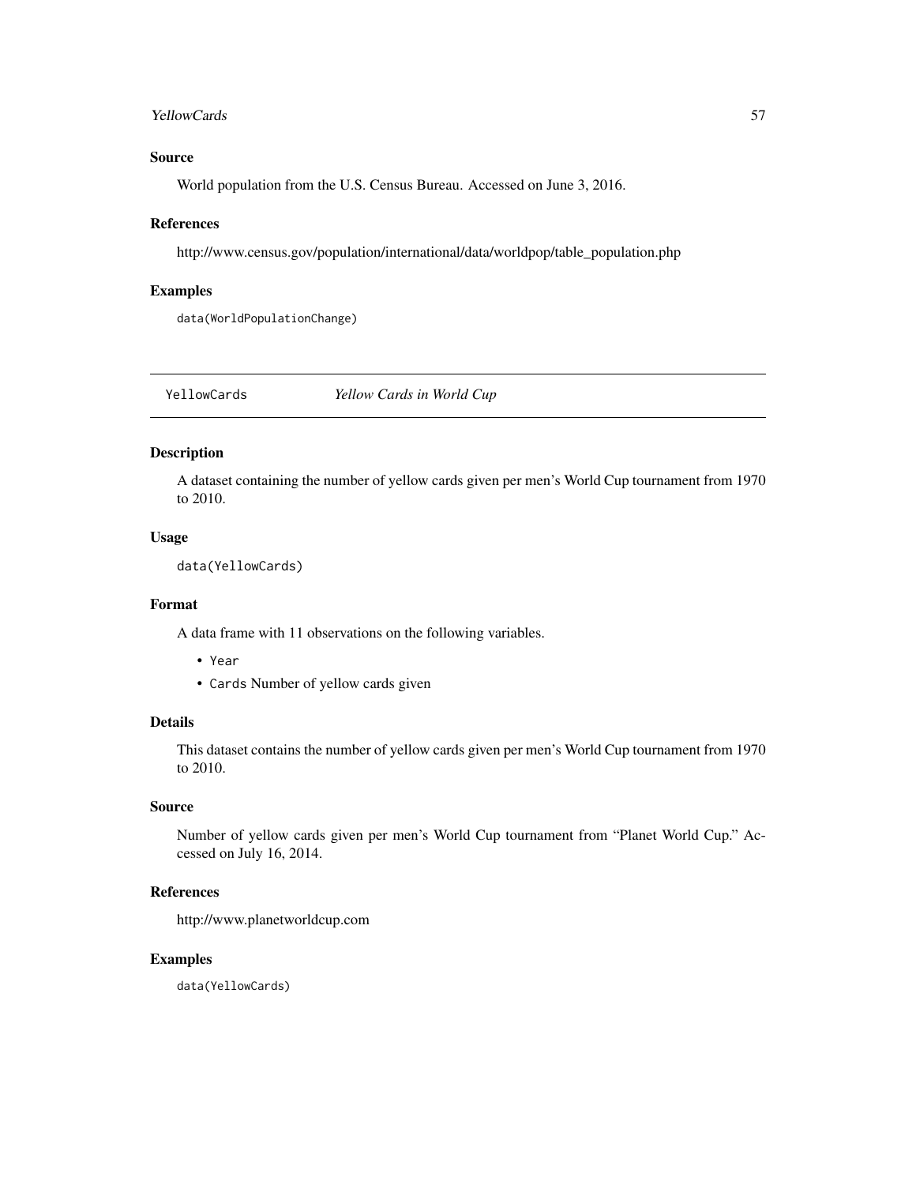### Source

World population from the U.S. Census Bureau. Accessed on June 3, 2016.

### References

http://www.census.gov/population/international/data/worldpop/table_population.php

### Examples

```
data(WorldPopulationChange)
```

---

## YellowCards *Yellow Cards in World Cup*

---

### Description

A dataset containing the number of yellow cards given per men's World Cup tournament from 1970 to 2010.

### Usage

```
data(YellowCards)
```

### Format

A data frame with 11 observations on the following variables.

- `Year`
- `Cards` Number of yellow cards given

### Details

This dataset contains the number of yellow cards given per men's World Cup tournament from 1970 to 2010.

### Source

Number of yellow cards given per men's World Cup tournament from "Planet World Cup." Accessed on July 16, 2014.

### References

http://www.planetworldcup.com

### Examples

```
data(YellowCards)
```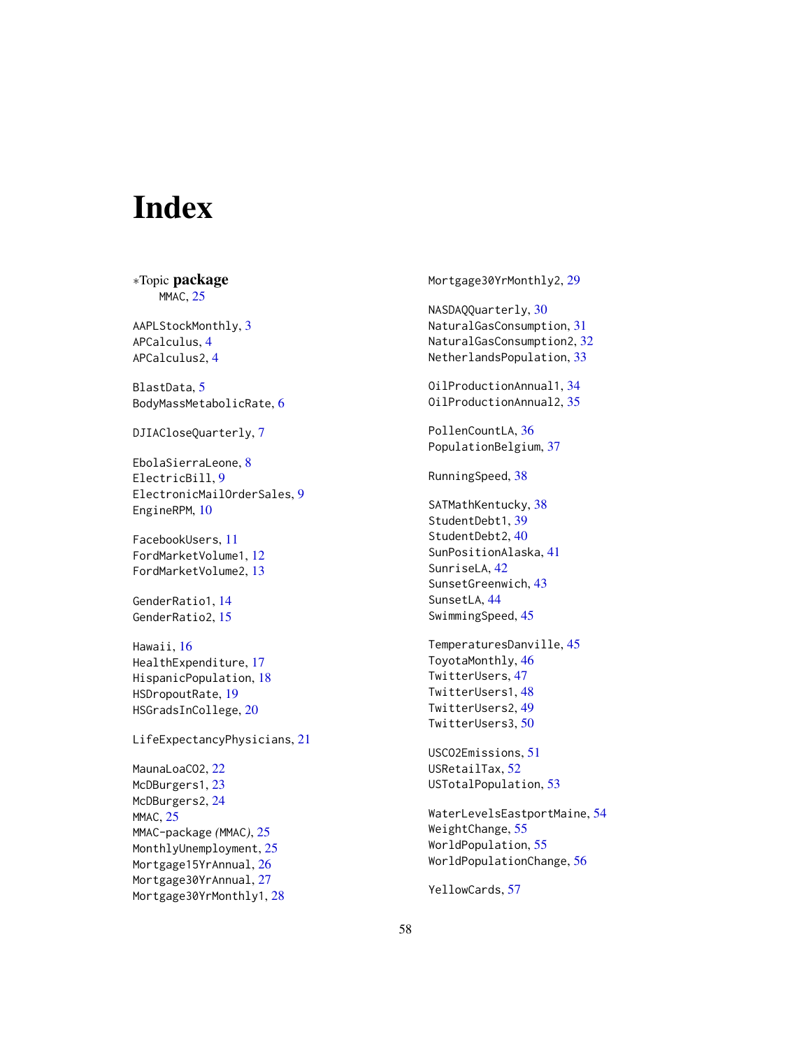# Index

*Topic **package**
MMAC, 25

AAPLStockMonthly, 3
APCalculus, 4
APCalculus2, 4

BlastData, 5
BodyMassMetabolicRate, 6

DJIACloseQuarterly, 7

EbolaSierraLeone, 8
ElectricBill, 9
ElectronicMailOrderSales, 9
EngineRPM, 10

FacebookUsers, 11
FordMarketVolume1, 12
FordMarketVolume2, 13

GenderRatio1, 14
GenderRatio2, 15

Hawaii, 16
HealthExpenditure, 17
HispanicPopulation, 18
HSDropoutRate, 19
HSGradsInCollege, 20

LifeExpectancyPhysicians, 21

MaunaLoaCO2, 22
McDBurgers1, 23
McDBurgers2, 24
MMAC, 25
MMAC-package *(MMAC)*, 25
MonthlyUnemployment, 25
Mortgage15YrAnnual, 26
Mortgage30YrAnnual, 27
Mortgage30YrMonthly1, 28
Mortgage30YrMonthly2, 29

NASDAQQuarterly, 30
NaturalGasConsumption, 31
NaturalGasConsumption2, 32
NetherlandsPopulation, 33

OilProductionAnnual1, 34
OilProductionAnnual2, 35

PollenCountLA, 36
PopulationBelgium, 37

RunningSpeed, 38

SATMathKentucky, 38
StudentDebt1, 39
StudentDebt2, 40
SunPositionAlaska, 41
SunriseLA, 42
SunsetGreenwich, 43
SunsetLA, 44
SwimmingSpeed, 45

TemperaturesDanville, 45
ToyotaMonthly, 46
TwitterUsers, 47
TwitterUsers1, 48
TwitterUsers2, 49
TwitterUsers3, 50

USCO2Emissions, 51
USRetailTax, 52
USTotalPopulation, 53

WaterLevelsEastportMaine, 54
WeightChange, 55
WorldPopulation, 55
WorldPopulationChange, 56

YellowCards, 57